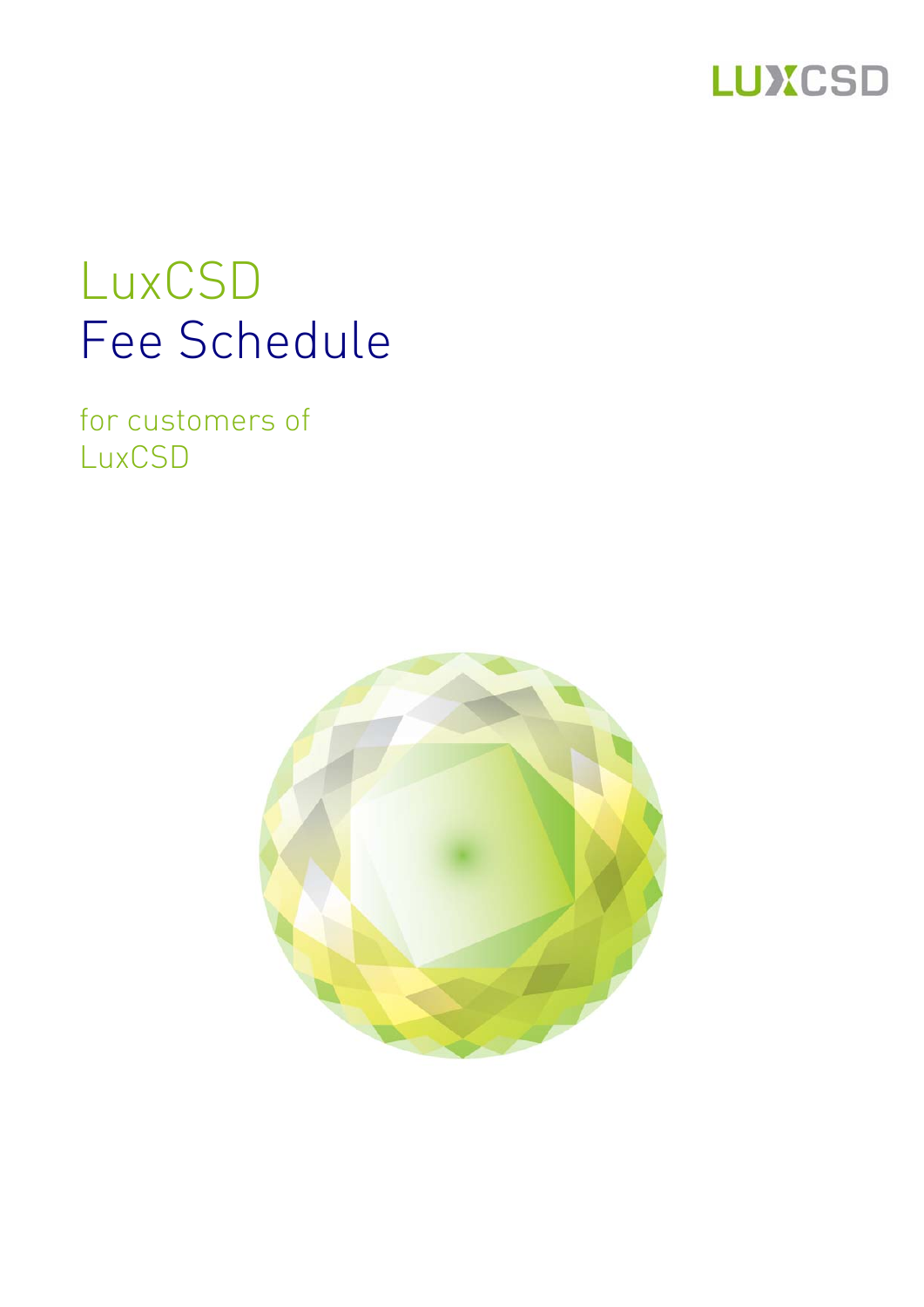LUXCSD

# LuxCSD
# Fee Schedule

for customers of
LuxCSD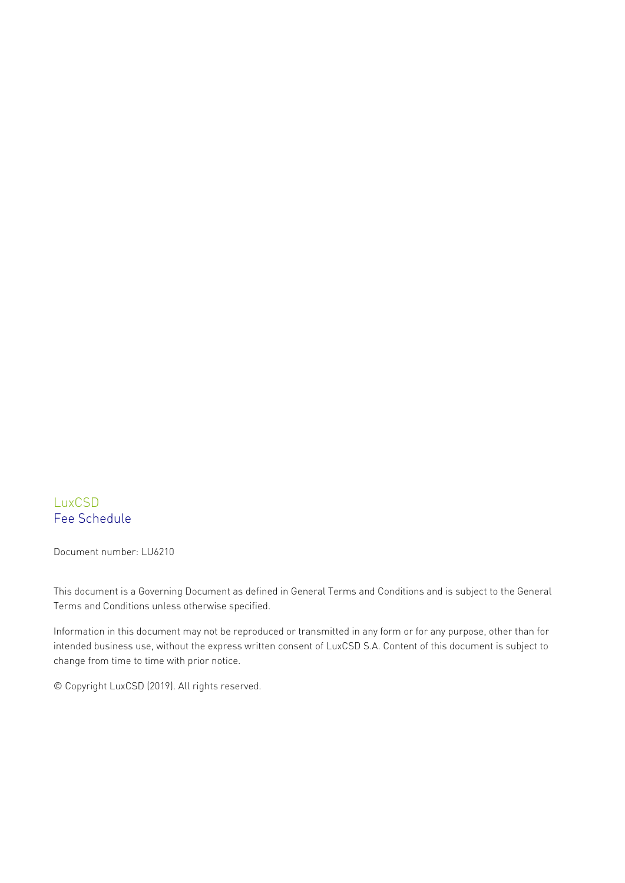LuxCSD

Fee Schedule

Document number: LU6210

This document is a Governing Document as defined in General Terms and Conditions and is subject to the General Terms and Conditions unless otherwise specified.

Information in this document may not be reproduced or transmitted in any form or for any purpose, other than for intended business use, without the express written consent of LuxCSD S.A. Content of this document is subject to change from time to time with prior notice.

© Copyright LuxCSD (2019). All rights reserved.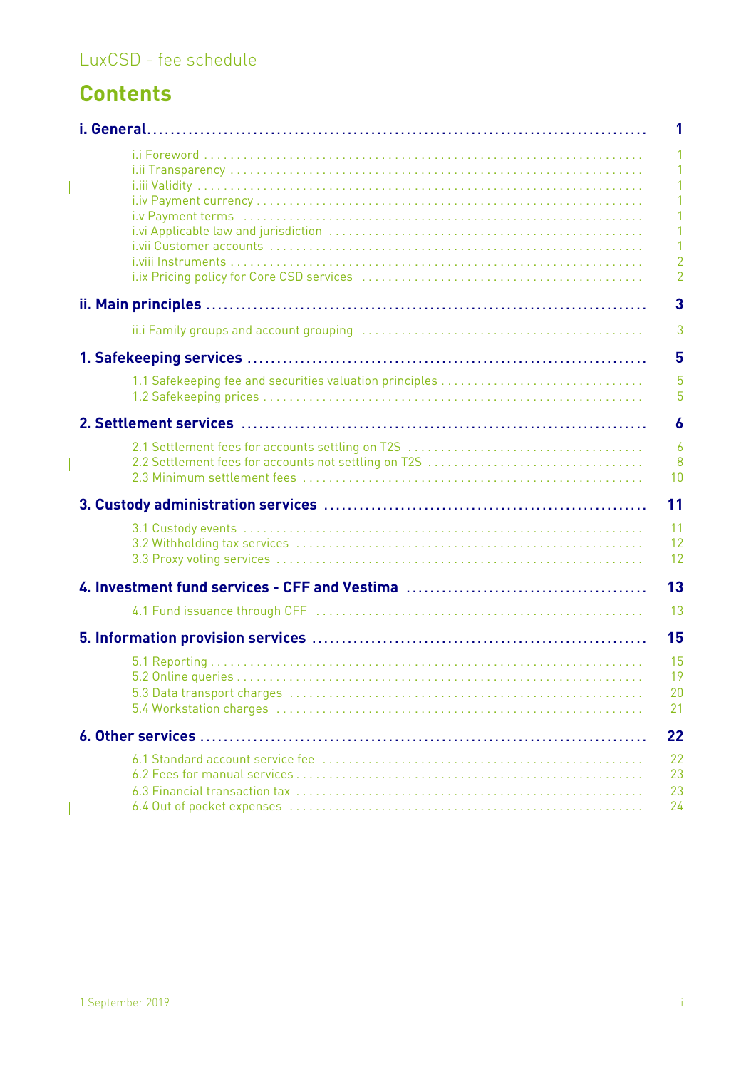# Contents

| | |
|---|---|
| **i. General** | **1** |
| i.i Foreword | 1 |
| i.ii Transparency | 1 |
| i.iii Validity | 1 |
| i.iv Payment currency | 1 |
| i.v Payment terms | 1 |
| i.vi Applicable law and jurisdiction | 1 |
| i.vii Customer accounts | 1 |
| i.viii Instruments | 2 |
| i.ix Pricing policy for Core CSD services | 2 |
| **ii. Main principles** | **3** |
| ii.i Family groups and account grouping | 3 |
| **1. Safekeeping services** | **5** |
| 1.1 Safekeeping fee and securities valuation principles | 5 |
| 1.2 Safekeeping prices | 5 |
| **2. Settlement services** | **6** |
| 2.1 Settlement fees for accounts settling on T2S | 6 |
| 2.2 Settlement fees for accounts not settling on T2S | 8 |
| 2.3 Minimum settlement fees | 10 |
| **3. Custody administration services** | **11** |
| 3.1 Custody events | 11 |
| 3.2 Withholding tax services | 12 |
| 3.3 Proxy voting services | 12 |
| **4. Investment fund services - CFF and Vestima** | **13** |
| 4.1 Fund issuance through CFF | 13 |
| **5. Information provision services** | **15** |
| 5.1 Reporting | 15 |
| 5.2 Online queries | 19 |
| 5.3 Data transport charges | 20 |
| 5.4 Workstation charges | 21 |
| **6. Other services** | **22** |
| 6.1 Standard account service fee | 22 |
| 6.2 Fees for manual services | 23 |
| 6.3 Financial transaction tax | 23 |
| 6.4 Out of pocket expenses | 24 |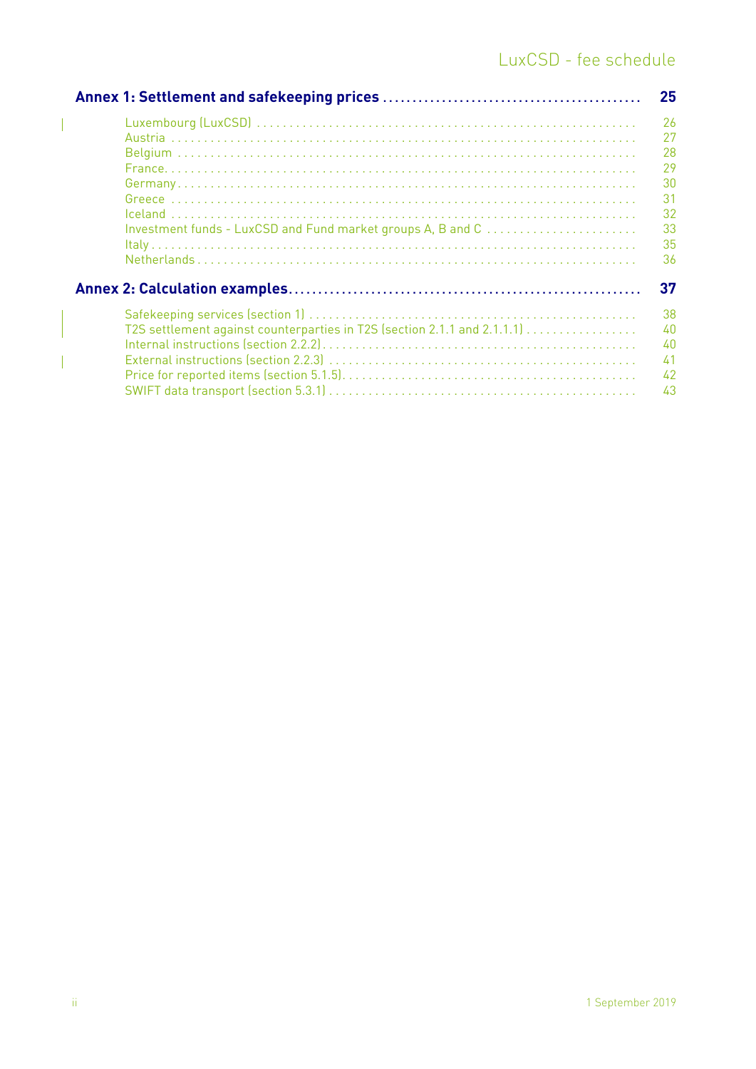**Annex 1: Settlement and safekeeping prices** .......... 25

- Luxembourg (LuxCSD) .......... 26
- Austria .......... 27
- Belgium .......... 28
- France .......... 29
- Germany .......... 30
- Greece .......... 31
- Iceland .......... 32
- Investment funds - LuxCSD and Fund market groups A, B and C .......... 33
- Italy .......... 35
- Netherlands .......... 36

**Annex 2: Calculation examples** .......... 37

- Safekeeping services (section 1) .......... 38
- T2S settlement against counterparties in T2S (section 2.1.1 and 2.1.1.1) .......... 40
- Internal instructions (section 2.2.2) .......... 40
- External instructions (section 2.2.3) .......... 41
- Price for reported items (section 5.1.5) .......... 42
- SWIFT data transport (section 5.3.1) .......... 43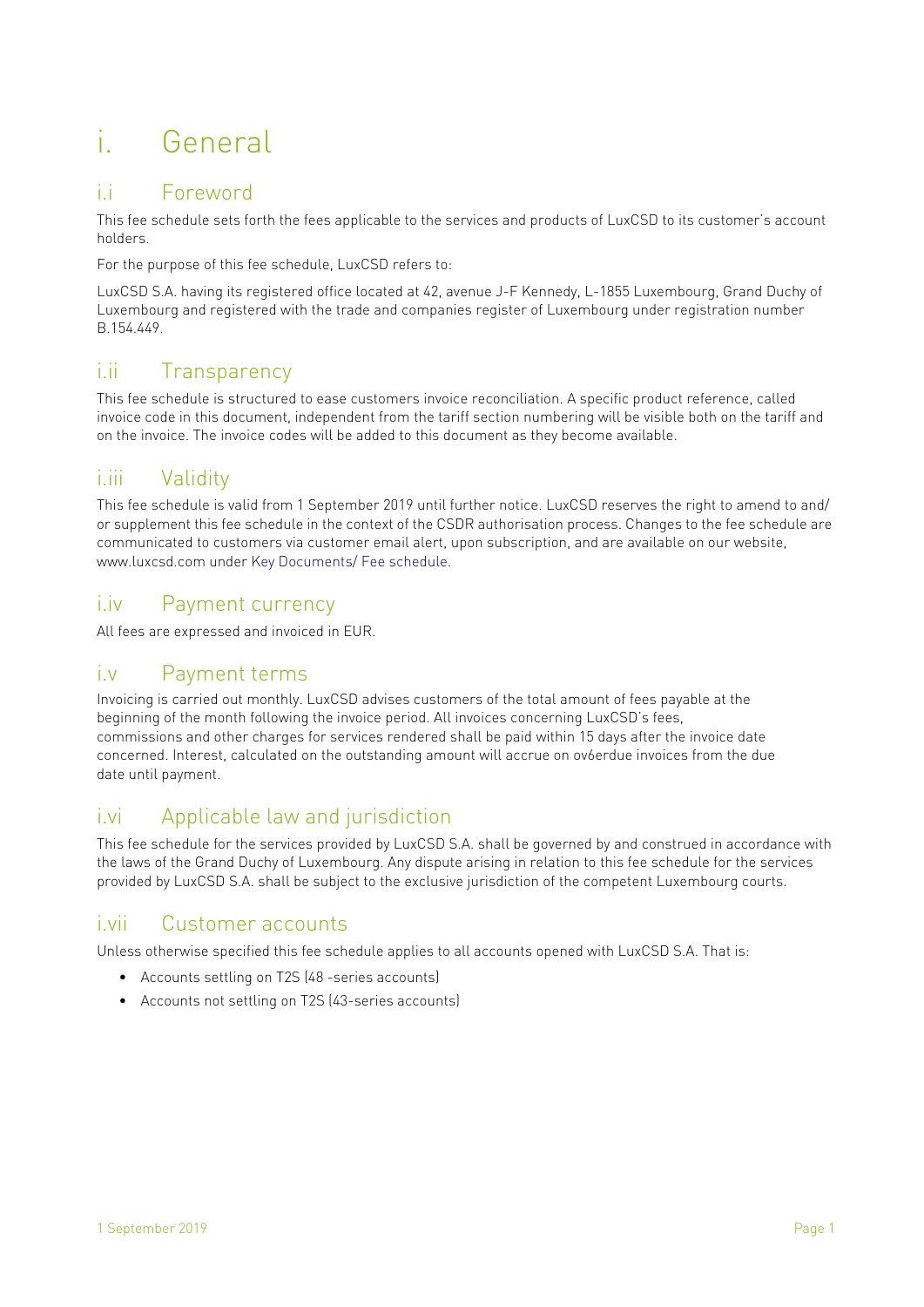# i. General

## i.i Foreword

This fee schedule sets forth the fees applicable to the services and products of LuxCSD to its customer's account holders.

For the purpose of this fee schedule, LuxCSD refers to:

LuxCSD S.A. having its registered office located at 42, avenue J-F Kennedy, L-1855 Luxembourg, Grand Duchy of Luxembourg and registered with the trade and companies register of Luxembourg under registration number B.154.449.

## i.ii Transparency

This fee schedule is structured to ease customers invoice reconciliation. A specific product reference, called invoice code in this document, independent from the tariff section numbering will be visible both on the tariff and on the invoice. The invoice codes will be added to this document as they become available.

## i.iii Validity

This fee schedule is valid from 1 September 2019 until further notice. LuxCSD reserves the right to amend to and/ or supplement this fee schedule in the context of the CSDR authorisation process. Changes to the fee schedule are communicated to customers via customer email alert, upon subscription, and are available on our website, www.luxcsd.com under Key Documents/ Fee schedule.

## i.iv Payment currency

All fees are expressed and invoiced in EUR.

## i.v Payment terms

Invoicing is carried out monthly. LuxCSD advises customers of the total amount of fees payable at the beginning of the month following the invoice period. All invoices concerning LuxCSD's fees, commissions and other charges for services rendered shall be paid within 15 days after the invoice date concerned. Interest, calculated on the outstanding amount will accrue on ov6erdue invoices from the due date until payment.

## i.vi Applicable law and jurisdiction

This fee schedule for the services provided by LuxCSD S.A. shall be governed by and construed in accordance with the laws of the Grand Duchy of Luxembourg. Any dispute arising in relation to this fee schedule for the services provided by LuxCSD S.A. shall be subject to the exclusive jurisdiction of the competent Luxembourg courts.

## i.vii Customer accounts

Unless otherwise specified this fee schedule applies to all accounts opened with LuxCSD S.A. That is:

- Accounts settling on T2S (48 -series accounts)
- Accounts not settling on T2S (43-series accounts)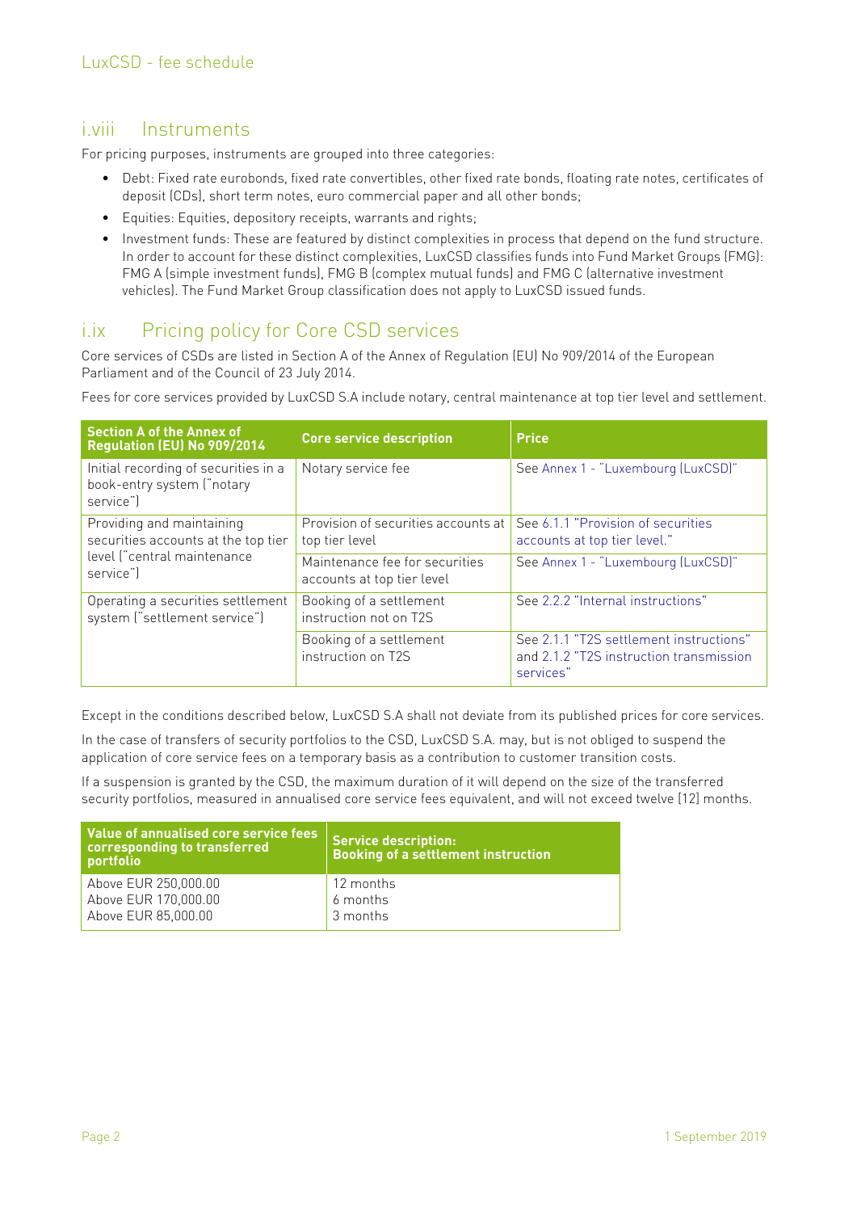## i.viii Instruments

For pricing purposes, instruments are grouped into three categories:

- Debt: Fixed rate eurobonds, fixed rate convertibles, other fixed rate bonds, floating rate notes, certificates of deposit (CDs), short term notes, euro commercial paper and all other bonds;
- Equities: Equities, depository receipts, warrants and rights;
- Investment funds: These are featured by distinct complexities in process that depend on the fund structure. In order to account for these distinct complexities, LuxCSD classifies funds into Fund Market Groups (FMG): FMG A (simple investment funds), FMG B (complex mutual funds) and FMG C (alternative investment vehicles). The Fund Market Group classification does not apply to LuxCSD issued funds.

## i.ix Pricing policy for Core CSD services

Core services of CSDs are listed in Section A of the Annex of Regulation (EU) No 909/2014 of the European Parliament and of the Council of 23 July 2014.

Fees for core services provided by LuxCSD S.A include notary, central maintenance at top tier level and settlement.

| Section A of the Annex of Regulation (EU) No 909/2014 | Core service description | Price |
|---|---|---|
| Initial recording of securities in a book-entry system ("notary service") | Notary service fee | See Annex 1 - "Luxembourg (LuxCSD)" |
| Providing and maintaining securities accounts at the top tier level ("central maintenance service") | Provision of securities accounts at top tier level | See 6.1.1 "Provision of securities accounts at top tier level." |
| | Maintenance fee for securities accounts at top tier level | See Annex 1 - "Luxembourg (LuxCSD)" |
| Operating a securities settlement system ("settlement service") | Booking of a settlement instruction not on T2S | See 2.2.2 "Internal instructions" |
| | Booking of a settlement instruction on T2S | See 2.1.1 "T2S settlement instructions" and 2.1.2 "T2S instruction transmission services" |

Except in the conditions described below, LuxCSD S.A shall not deviate from its published prices for core services.

In the case of transfers of security portfolios to the CSD, LuxCSD S.A. may, but is not obliged to suspend the application of core service fees on a temporary basis as a contribution to customer transition costs.

If a suspension is granted by the CSD, the maximum duration of it will depend on the size of the transferred security portfolios, measured in annualised core service fees equivalent, and will not exceed twelve (12) months.

| Value of annualised core service fees corresponding to transferred portfolio | Service description: Booking of a settlement instruction |
|---|---|
| Above EUR 250,000.00 | 12 months |
| Above EUR 170,000.00 | 6 months |
| Above EUR 85,000.00 | 3 months |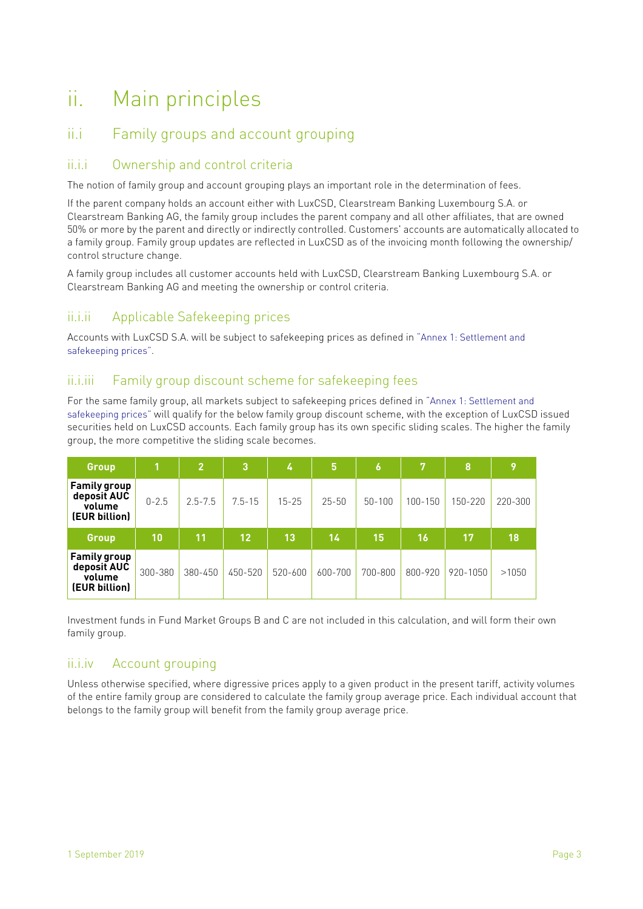# ii. Main principles

## ii.i Family groups and account grouping

### ii.i.i Ownership and control criteria

The notion of family group and account grouping plays an important role in the determination of fees.

If the parent company holds an account either with LuxCSD, Clearstream Banking Luxembourg S.A. or Clearstream Banking AG, the family group includes the parent company and all other affiliates, that are owned 50% or more by the parent and directly or indirectly controlled. Customers' accounts are automatically allocated to a family group. Family group updates are reflected in LuxCSD as of the invoicing month following the ownership/control structure change.

A family group includes all customer accounts held with LuxCSD, Clearstream Banking Luxembourg S.A. or Clearstream Banking AG and meeting the ownership or control criteria.

### ii.i.ii Applicable Safekeeping prices

Accounts with LuxCSD S.A. will be subject to safekeeping prices as defined in "Annex 1: Settlement and safekeeping prices".

### ii.i.iii Family group discount scheme for safekeeping fees

For the same family group, all markets subject to safekeeping prices defined in "Annex 1: Settlement and safekeeping prices" will qualify for the below family group discount scheme, with the exception of LuxCSD issued securities held on LuxCSD accounts. Each family group has its own specific sliding scales. The higher the family group, the more competitive the sliding scale becomes.

| Group | 1 | 2 | 3 | 4 | 5 | 6 | 7 | 8 | 9 |
|---|---|---|---|---|---|---|---|---|---|
| **Family group deposit AUC volume (EUR billion)** | 0-2.5 | 2.5-7.5 | 7.5-15 | 15-25 | 25-50 | 50-100 | 100-150 | 150-220 | 220-300 |
| **Group** | **10** | **11** | **12** | **13** | **14** | **15** | **16** | **17** | **18** |
| **Family group deposit AUC volume (EUR billion)** | 300-380 | 380-450 | 450-520 | 520-600 | 600-700 | 700-800 | 800-920 | 920-1050 | >1050 |

Investment funds in Fund Market Groups B and C are not included in this calculation, and will form their own family group.

### ii.i.iv Account grouping

Unless otherwise specified, where digressive prices apply to a given product in the present tariff, activity volumes of the entire family group are considered to calculate the family group average price. Each individual account that belongs to the family group will benefit from the family group average price.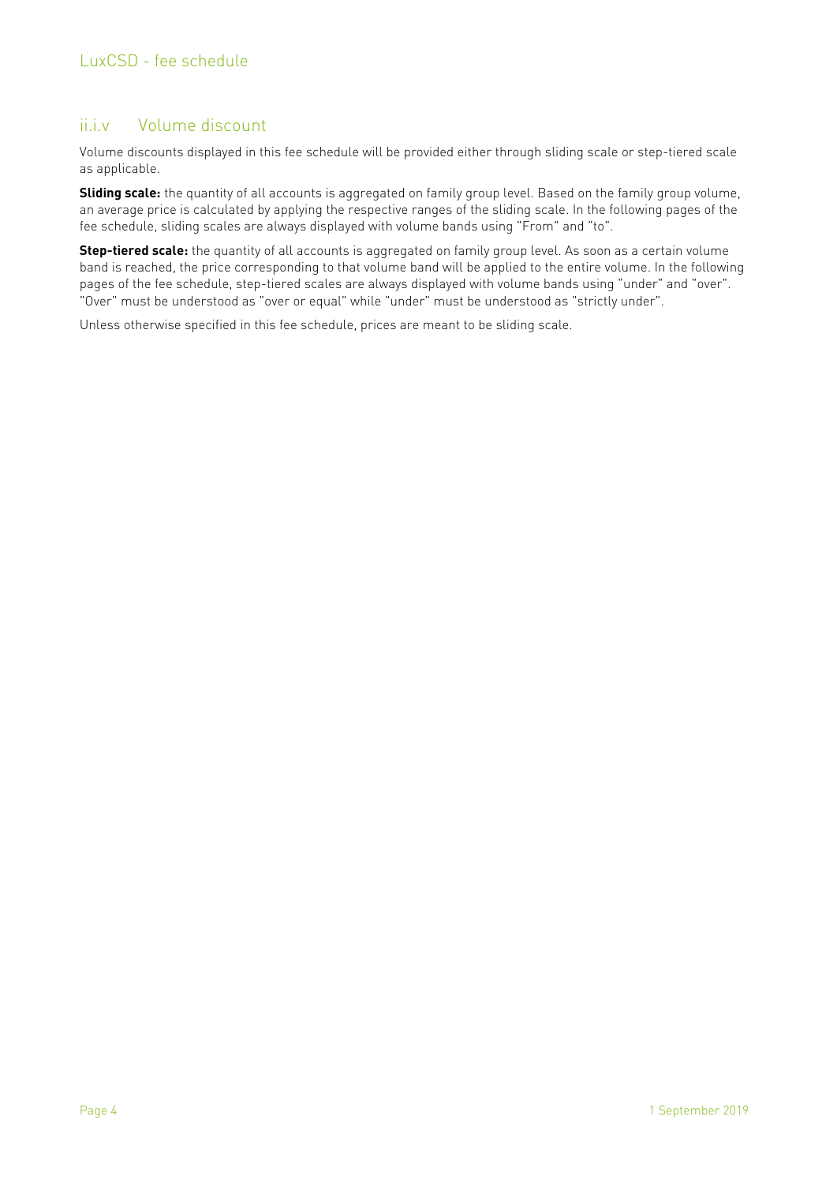### ii.i.v Volume discount

Volume discounts displayed in this fee schedule will be provided either through sliding scale or step-tiered scale as applicable.

**Sliding scale:** the quantity of all accounts is aggregated on family group level. Based on the family group volume, an average price is calculated by applying the respective ranges of the sliding scale. In the following pages of the fee schedule, sliding scales are always displayed with volume bands using "From" and "to".

**Step-tiered scale:** the quantity of all accounts is aggregated on family group level. As soon as a certain volume band is reached, the price corresponding to that volume band will be applied to the entire volume. In the following pages of the fee schedule, step-tiered scales are always displayed with volume bands using "under" and "over". "Over" must be understood as "over or equal" while "under" must be understood as "strictly under".

Unless otherwise specified in this fee schedule, prices are meant to be sliding scale.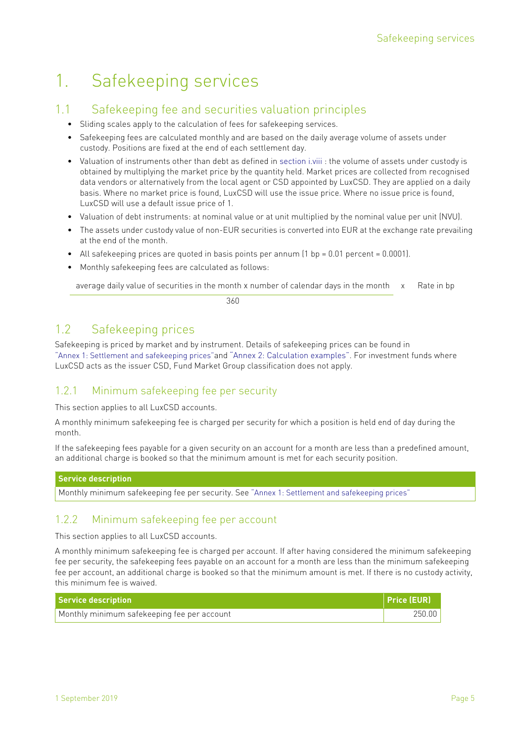# 1. Safekeeping services

## 1.1 Safekeeping fee and securities valuation principles

- Sliding scales apply to the calculation of fees for safekeeping services.
- Safekeeping fees are calculated monthly and are based on the daily average volume of assets under custody. Positions are fixed at the end of each settlement day.
- Valuation of instruments other than debt as defined in section i.viii : the volume of assets under custody is obtained by multiplying the market price by the quantity held. Market prices are collected from recognised data vendors or alternatively from the local agent or CSD appointed by LuxCSD. They are applied on a daily basis. Where no market price is found, LuxCSD will use the issue price. Where no issue price is found, LuxCSD will use a default issue price of 1.
- Valuation of debt instruments: at nominal value or at unit multiplied by the nominal value per unit (NVU).
- The assets under custody value of non-EUR securities is converted into EUR at the exchange rate prevailing at the end of the month.
- All safekeeping prices are quoted in basis points per annum (1 bp = 0.01 percent = 0.0001).
- Monthly safekeeping fees are calculated as follows:

$$\frac{\text{average daily value of securities in the month} \times \text{number of calendar days in the month}}{360} \times \text{Rate in bp}$$

## 1.2 Safekeeping prices

Safekeeping is priced by market and by instrument. Details of safekeeping prices can be found in "Annex 1: Settlement and safekeeping prices"and "Annex 2: Calculation examples". For investment funds where LuxCSD acts as the issuer CSD, Fund Market Group classification does not apply.

### 1.2.1 Minimum safekeeping fee per security

This section applies to all LuxCSD accounts.

A monthly minimum safekeeping fee is charged per security for which a position is held end of day during the month.

If the safekeeping fees payable for a given security on an account for a month are less than a predefined amount, an additional charge is booked so that the minimum amount is met for each security position.

| Service description |
|---|
| Monthly minimum safekeeping fee per security. See "Annex 1: Settlement and safekeeping prices" |

### 1.2.2 Minimum safekeeping fee per account

This section applies to all LuxCSD accounts.

A monthly minimum safekeeping fee is charged per account. If after having considered the minimum safekeeping fee per security, the safekeeping fees payable on an account for a month are less than the minimum safekeeping fee per account, an additional charge is booked so that the minimum amount is met. If there is no custody activity, this minimum fee is waived.

| Service description | Price (EUR) |
|---|---|
| Monthly minimum safekeeping fee per account | 250.00 |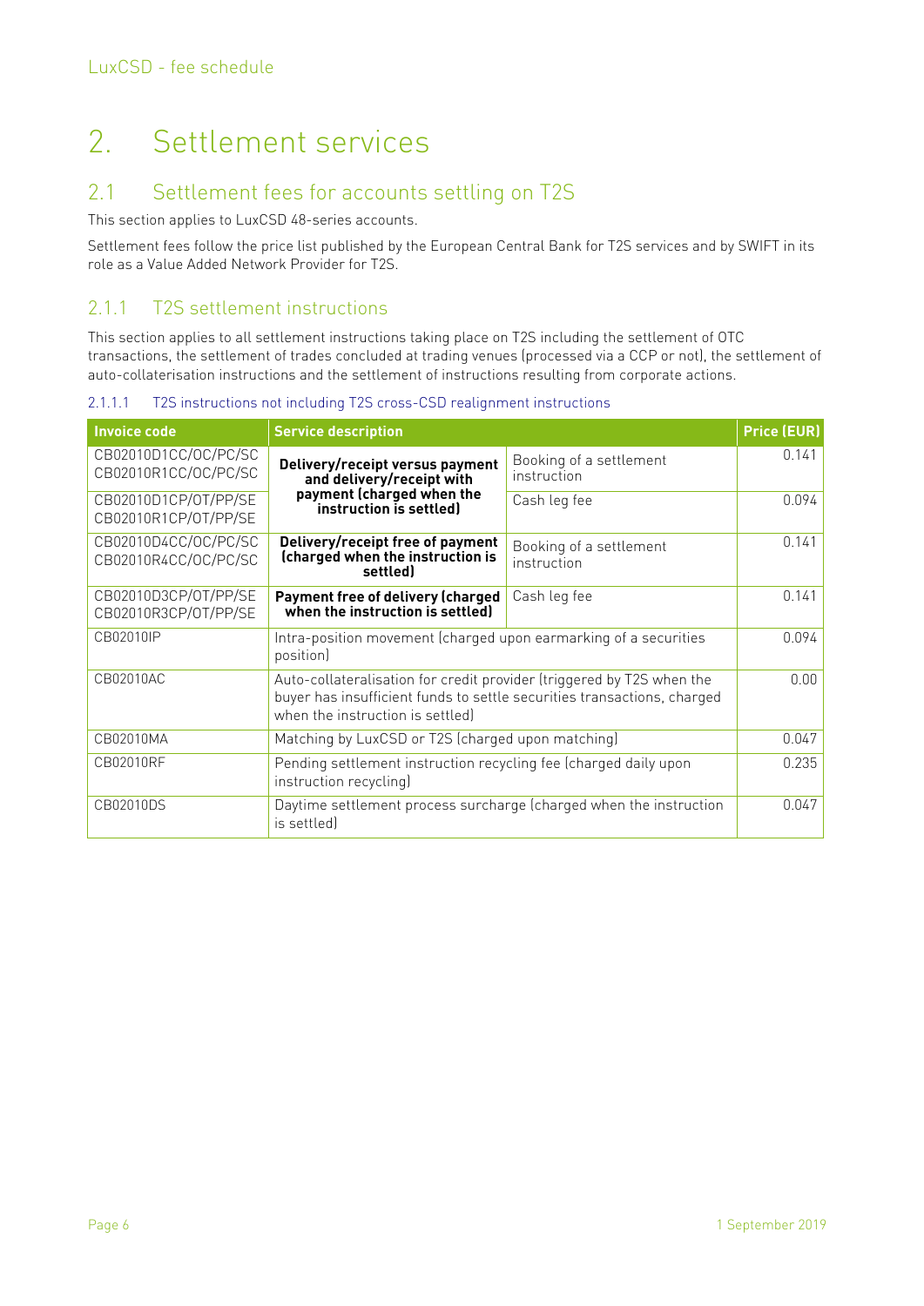# 2. Settlement services

## 2.1 Settlement fees for accounts settling on T2S

This section applies to LuxCSD 48-series accounts.

Settlement fees follow the price list published by the European Central Bank for T2S services and by SWIFT in its role as a Value Added Network Provider for T2S.

### 2.1.1 T2S settlement instructions

This section applies to all settlement instructions taking place on T2S including the settlement of OTC transactions, the settlement of trades concluded at trading venues (processed via a CCP or not), the settlement of auto-collaterisation instructions and the settlement of instructions resulting from corporate actions.

#### 2.1.1.1 T2S instructions not including T2S cross-CSD realignment instructions

| Invoice code | Service description | | Price (EUR) |
|---|---|---|---|
| CB02010D1CC/OC/PC/SC<br>CB02010R1CC/OC/PC/SC | **Delivery/receipt versus payment and delivery/receipt with payment (charged when the instruction is settled)** | Booking of a settlement instruction | 0.141 |
| CB02010D1CP/OT/PP/SE<br>CB02010R1CP/OT/PP/SE | | Cash leg fee | 0.094 |
| CB02010D4CC/OC/PC/SC<br>CB02010R4CC/OC/PC/SC | **Delivery/receipt free of payment (charged when the instruction is settled)** | Booking of a settlement instruction | 0.141 |
| CB02010D3CP/OT/PP/SE<br>CB02010R3CP/OT/PP/SE | **Payment free of delivery (charged when the instruction is settled)** | Cash leg fee | 0.141 |
| CB02010IP | Intra-position movement (charged upon earmarking of a securities position) | | 0.094 |
| CB02010AC | Auto-collateralisation for credit provider (triggered by T2S when the buyer has insufficient funds to settle securities transactions, charged when the instruction is settled) | | 0.00 |
| CB02010MA | Matching by LuxCSD or T2S (charged upon matching) | | 0.047 |
| CB02010RF | Pending settlement instruction recycling fee (charged daily upon instruction recycling) | | 0.235 |
| CB02010DS | Daytime settlement process surcharge (charged when the instruction is settled) | | 0.047 |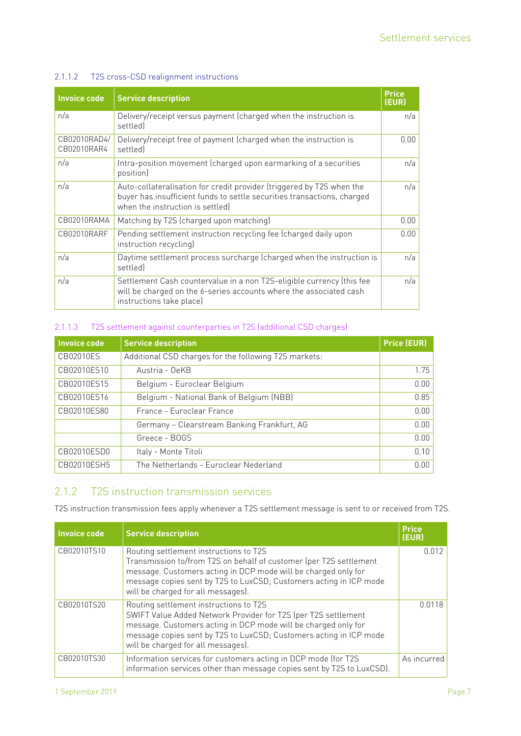#### 2.1.1.2 T2S cross-CSD realignment instructions

| Invoice code | Service description | Price (EUR) |
|---|---|---|
| n/a | Delivery/receipt versus payment (charged when the instruction is settled) | n/a |
| CB02010RAD4/ CB02010RAR4 | Delivery/receipt free of payment (charged when the instruction is settled) | 0.00 |
| n/a | Intra-position movement (charged upon earmarking of a securities position) | n/a |
| n/a | Auto-collateralisation for credit provider (triggered by T2S when the buyer has insufficient funds to settle securities transactions, charged when the instruction is settled) | n/a |
| CB02010RAMA | Matching by T2S (charged upon matching) | 0.00 |
| CB02010RARF | Pending settlement instruction recycling fee (charged daily upon instruction recycling) | 0.00 |
| n/a | Daytime settlement process surcharge (charged when the instruction is settled) | n/a |
| n/a | Settlement Cash countervalue in a non T2S-eligible currency (this fee will be charged on the 6-series accounts where the associated cash instructions take place) | n/a |

#### 2.1.1.3 T2S settlement against counterparties in T2S (additional CSD charges)

| Invoice code | Service description | Price (EUR) |
|---|---|---|
| CB02010ES | Additional CSD charges for the following T2S markets: | |
| CB02010ES10 | Austria - OeKB | 1.75 |
| CB02010ES15 | Belgium - Euroclear Belgium | 0.00 |
| CB02010ES16 | Belgium - National Bank of Belgium (NBB) | 0.85 |
| CB02010ES80 | France - Euroclear France | 0.00 |
| | Germany – Clearstream Banking Frankfurt, AG | 0.00 |
| | Greece - BOGS | 0.00 |
| CB02010ESD0 | Italy - Monte Titoli | 0.10 |
| CB02010ESH5 | The Netherlands - Euroclear Nederland | 0.00 |

### 2.1.2 T2S instruction transmission services

T2S instruction transmission fees apply whenever a T2S settlement message is sent to or received from T2S.

| Invoice code | Service description | Price (EUR) |
|---|---|---|
| CB02010TS10 | Routing settlement instructions to T2S<br>Transmission to/from T2S on behalf of customer (per T2S settlement message. Customers acting in DCP mode will be charged only for message copies sent by T2S to LuxCSD; Customers acting in ICP mode will be charged for all messages). | 0.012 |
| CB02010TS20 | Routing settlement instructions to T2S<br>SWIFT Value Added Network Provider for T2S (per T2S settlement message. Customers acting in DCP mode will be charged only for message copies sent by T2S to LuxCSD; Customers acting in ICP mode will be charged for all messages). | 0.0118 |
| CB02010TS30 | Information services for customers acting in DCP mode (for T2S information services other than message copies sent by T2S to LuxCSD). | As incurred |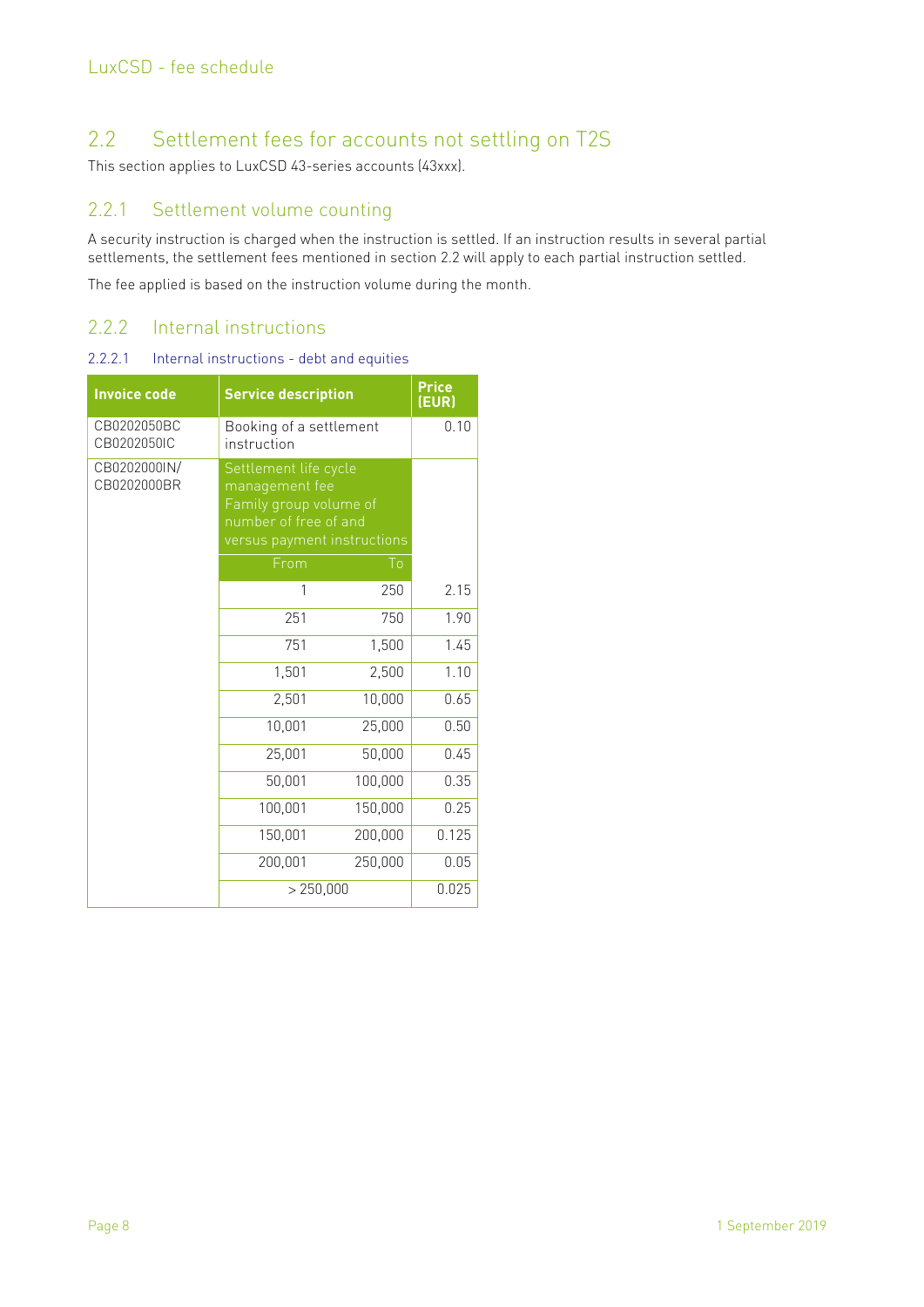## 2.2 Settlement fees for accounts not settling on T2S

This section applies to LuxCSD 43-series accounts (43xxx).

### 2.2.1 Settlement volume counting

A security instruction is charged when the instruction is settled. If an instruction results in several partial settlements, the settlement fees mentioned in section 2.2 will apply to each partial instruction settled.

The fee applied is based on the instruction volume during the month.

### 2.2.2 Internal instructions

#### 2.2.2.1 Internal instructions - debt and equities

| Invoice code | Service description | | Price (EUR) |
|---|---|---|---|
| CB0202050BC CB0202050IC | Booking of a settlement instruction | | 0.10 |
| CB0202000IN/ CB0202000BR | Settlement life cycle management fee Family group volume of number of free of and versus payment instructions | | |
| | From | To | |
| | 1 | 250 | 2.15 |
| | 251 | 750 | 1.90 |
| | 751 | 1,500 | 1.45 |
| | 1,501 | 2,500 | 1.10 |
| | 2,501 | 10,000 | 0.65 |
| | 10,001 | 25,000 | 0.50 |
| | 25,001 | 50,000 | 0.45 |
| | 50,001 | 100,000 | 0.35 |
| | 100,001 | 150,000 | 0.25 |
| | 150,001 | 200,000 | 0.125 |
| | 200,001 | 250,000 | 0.05 |
| | > 250,000 | | 0.025 |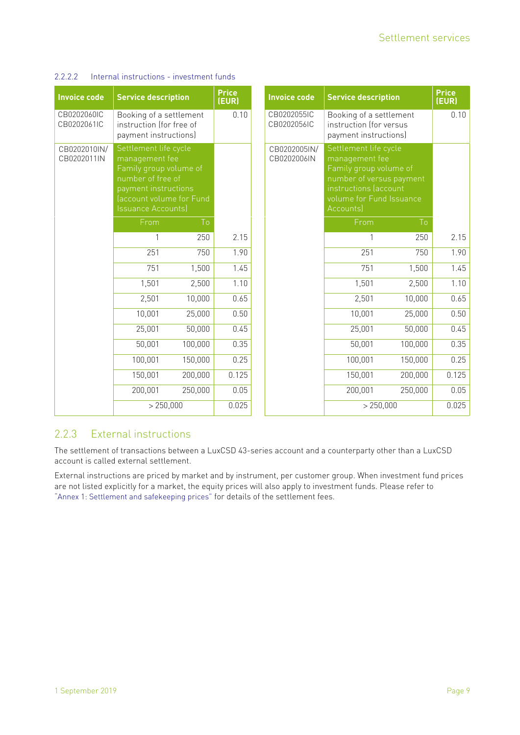#### 2.2.2.2 Internal instructions - investment funds

| Invoice code | Service description | | Price (EUR) |
|---|---|---|---|
| CB0202060IC CB0202061IC | Booking of a settlement instruction (for free of payment instructions) | | 0.10 |
| CB0202010IN/ CB0202011IN | Settlement life cycle management fee Family group volume of number of free of payment instructions (account volume for Fund Issuance Accounts) | | |
| | From | To | |
| | 1 | 250 | 2.15 |
| | 251 | 750 | 1.90 |
| | 751 | 1,500 | 1.45 |
| | 1,501 | 2,500 | 1.10 |
| | 2,501 | 10,000 | 0.65 |
| | 10,001 | 25,000 | 0.50 |
| | 25,001 | 50,000 | 0.45 |
| | 50,001 | 100,000 | 0.35 |
| | 100,001 | 150,000 | 0.25 |
| | 150,001 | 200,000 | 0.125 |
| | 200,001 | 250,000 | 0.05 |
| | > 250,000 | | 0.025 |

| Invoice code | Service description | | Price (EUR) |
|---|---|---|---|
| CB0202055IC CB0202056IC | Booking of a settlement instruction (for versus payment instructions) | | 0.10 |
| CB0202005IN/ CB0202006IN | Settlement life cycle management fee Family group volume of number of versus payment instructions (account volume for Fund Issuance Accounts) | | |
| | From | To | |
| | 1 | 250 | 2.15 |
| | 251 | 750 | 1.90 |
| | 751 | 1,500 | 1.45 |
| | 1,501 | 2,500 | 1.10 |
| | 2,501 | 10,000 | 0.65 |
| | 10,001 | 25,000 | 0.50 |
| | 25,001 | 50,000 | 0.45 |
| | 50,001 | 100,000 | 0.35 |
| | 100,001 | 150,000 | 0.25 |
| | 150,001 | 200,000 | 0.125 |
| | 200,001 | 250,000 | 0.05 |
| | > 250,000 | | 0.025 |

### 2.2.3 External instructions

The settlement of transactions between a LuxCSD 43-series account and a counterparty other than a LuxCSD account is called external settlement.

External instructions are priced by market and by instrument, per customer group. When investment fund prices are not listed explicitly for a market, the equity prices will also apply to investment funds. Please refer to "Annex 1: Settlement and safekeeping prices" for details of the settlement fees.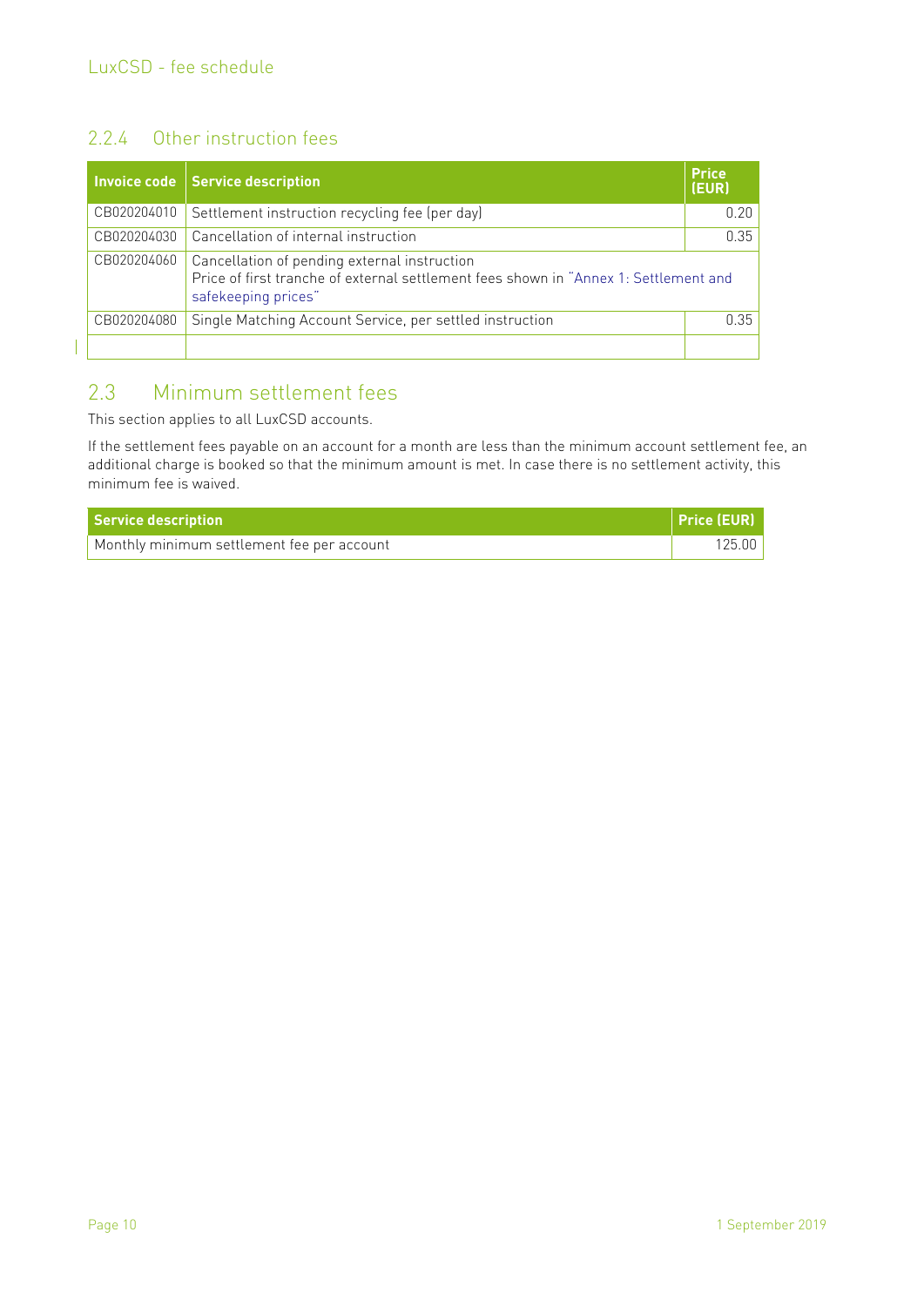### 2.2.4 Other instruction fees

| Invoice code | Service description | Price (EUR) |
|---|---|---|
| CB020204010 | Settlement instruction recycling fee (per day) | 0.20 |
| CB020204030 | Cancellation of internal instruction | 0.35 |
| CB020204060 | Cancellation of pending external instruction<br>Price of first tranche of external settlement fees shown in "Annex 1: Settlement and safekeeping prices" | |
| CB020204080 | Single Matching Account Service, per settled instruction | 0.35 |
| | | |

## 2.3 Minimum settlement fees

This section applies to all LuxCSD accounts.

If the settlement fees payable on an account for a month are less than the minimum account settlement fee, an additional charge is booked so that the minimum amount is met. In case there is no settlement activity, this minimum fee is waived.

| Service description | Price (EUR) |
|---|---|
| Monthly minimum settlement fee per account | 125.00 |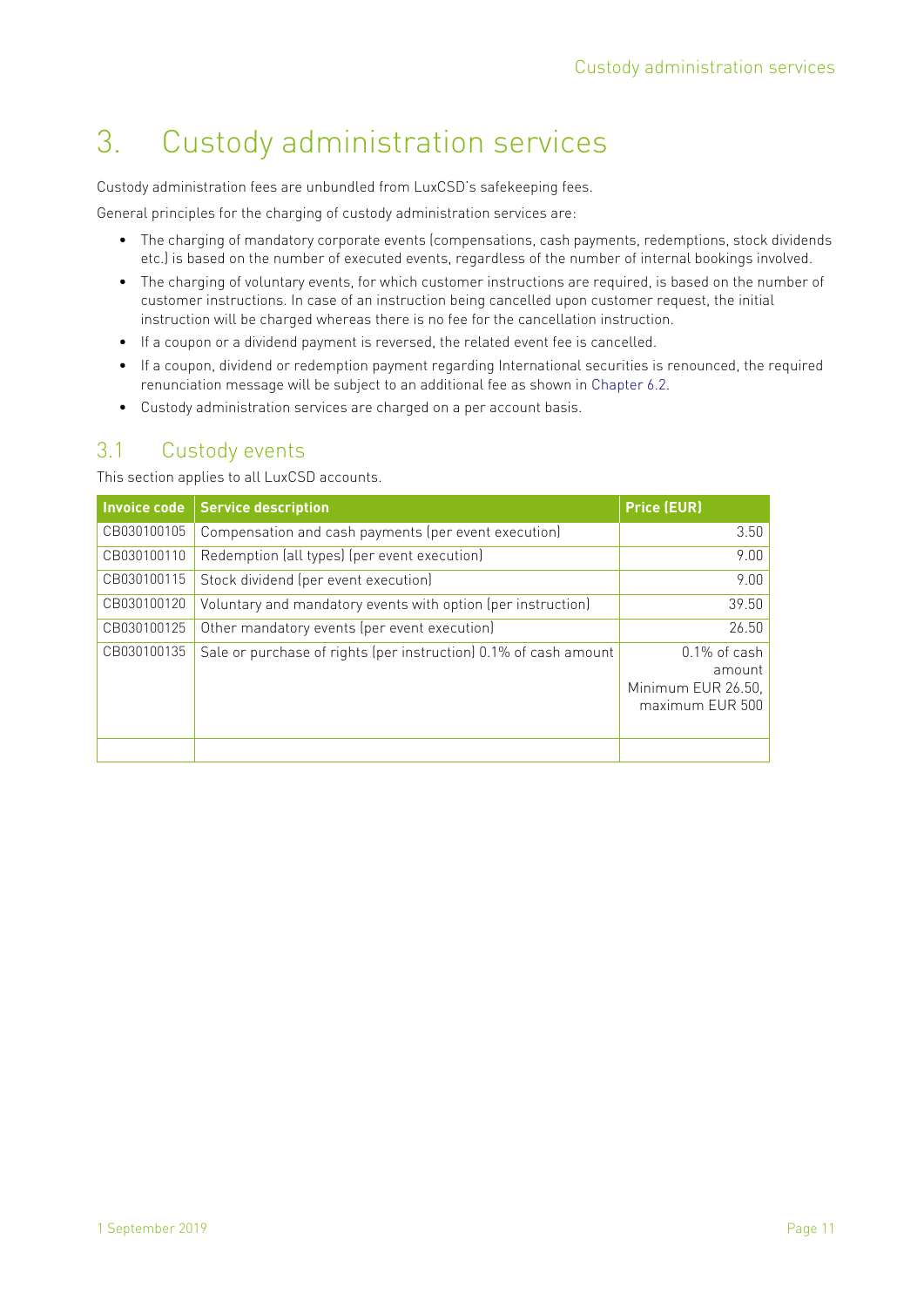# 3. Custody administration services

Custody administration fees are unbundled from LuxCSD's safekeeping fees.

General principles for the charging of custody administration services are:

- The charging of mandatory corporate events (compensations, cash payments, redemptions, stock dividends etc.) is based on the number of executed events, regardless of the number of internal bookings involved.
- The charging of voluntary events, for which customer instructions are required, is based on the number of customer instructions. In case of an instruction being cancelled upon customer request, the initial instruction will be charged whereas there is no fee for the cancellation instruction.
- If a coupon or a dividend payment is reversed, the related event fee is cancelled.
- If a coupon, dividend or redemption payment regarding International securities is renounced, the required renunciation message will be subject to an additional fee as shown in Chapter 6.2.
- Custody administration services are charged on a per account basis.

## 3.1 Custody events

This section applies to all LuxCSD accounts.

| Invoice code | Service description | Price (EUR) |
|---|---|---|
| CB030100105 | Compensation and cash payments (per event execution) | 3.50 |
| CB030100110 | Redemption (all types) (per event execution) | 9.00 |
| CB030100115 | Stock dividend (per event execution) | 9.00 |
| CB030100120 | Voluntary and mandatory events with option (per instruction) | 39.50 |
| CB030100125 | Other mandatory events (per event execution) | 26.50 |
| CB030100135 | Sale or purchase of rights (per instruction) 0.1% of cash amount | 0.1% of cash amount Minimum EUR 26.50, maximum EUR 500 |
| | | |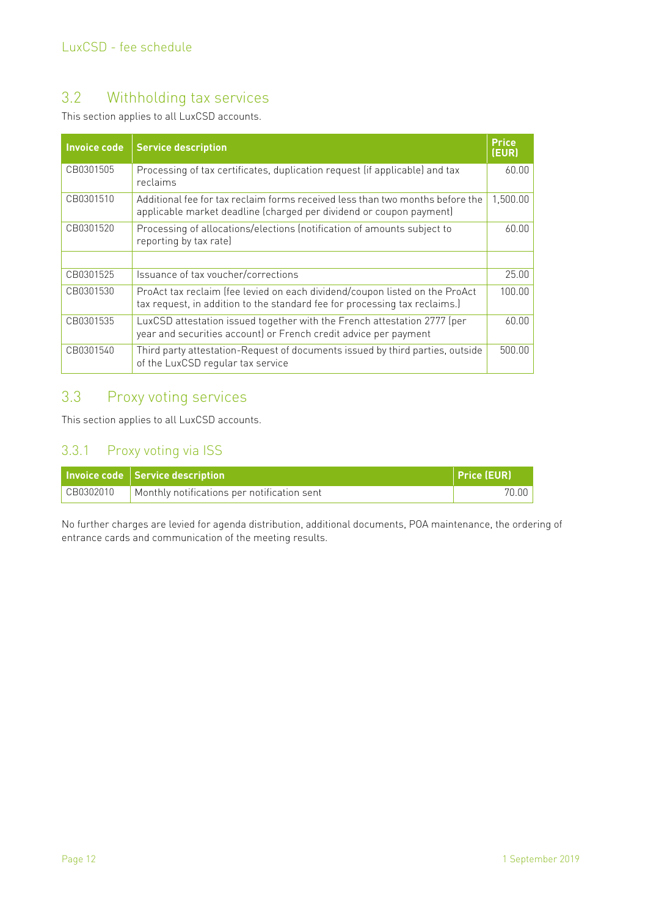## 3.2 Withholding tax services

This section applies to all LuxCSD accounts.

| Invoice code | Service description | Price (EUR) |
|---|---|---|
| CB0301505 | Processing of tax certificates, duplication request (if applicable) and tax reclaims | 60.00 |
| CB0301510 | Additional fee for tax reclaim forms received less than two months before the applicable market deadline (charged per dividend or coupon payment) | 1,500.00 |
| CB0301520 | Processing of allocations/elections (notification of amounts subject to reporting by tax rate) | 60.00 |
| | | |
| CB0301525 | Issuance of tax voucher/corrections | 25.00 |
| CB0301530 | ProAct tax reclaim (fee levied on each dividend/coupon listed on the ProAct tax request, in addition to the standard fee for processing tax reclaims.) | 100.00 |
| CB0301535 | LuxCSD attestation issued together with the French attestation 2777 (per year and securities account) or French credit advice per payment | 60.00 |
| CB0301540 | Third party attestation-Request of documents issued by third parties, outside of the LuxCSD regular tax service | 500.00 |

## 3.3 Proxy voting services

This section applies to all LuxCSD accounts.

### 3.3.1 Proxy voting via ISS

| Invoice code | Service description | Price (EUR) |
|---|---|---|
| CB0302010 | Monthly notifications per notification sent | 70.00 |

No further charges are levied for agenda distribution, additional documents, POA maintenance, the ordering of entrance cards and communication of the meeting results.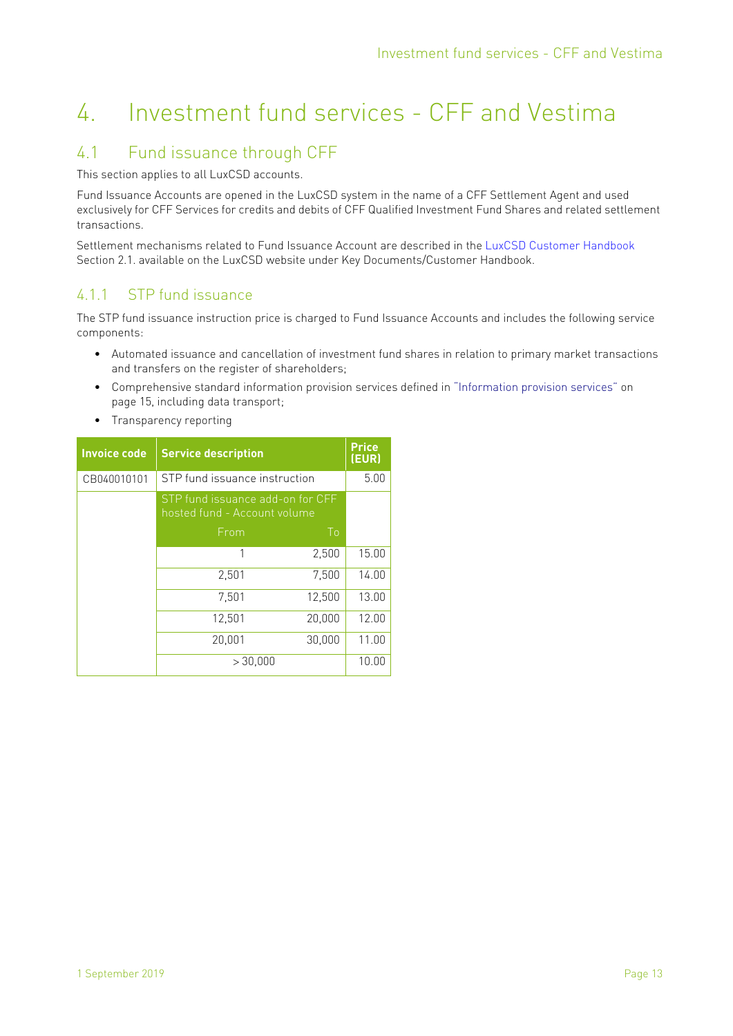// Investment fund services - CFF and Vestima

# 4. Investment fund services - CFF and Vestima

## 4.1 Fund issuance through CFF

This section applies to all LuxCSD accounts.

Fund Issuance Accounts are opened in the LuxCSD system in the name of a CFF Settlement Agent and used exclusively for CFF Services for credits and debits of CFF Qualified Investment Fund Shares and related settlement transactions.

Settlement mechanisms related to Fund Issuance Account are described in the LuxCSD Customer Handbook Section 2.1. available on the LuxCSD website under Key Documents/Customer Handbook.

### 4.1.1 STP fund issuance

The STP fund issuance instruction price is charged to Fund Issuance Accounts and includes the following service components:

- Automated issuance and cancellation of investment fund shares in relation to primary market transactions and transfers on the register of shareholders;
- Comprehensive standard information provision services defined in "Information provision services" on page 15, including data transport;
- Transparency reporting

| Invoice code | Service description | | Price (EUR) |
|---|---|---|---|
| CB040010101 | STP fund issuance instruction | | 5.00 |
| | STP fund issuance add-on for CFF hosted fund - Account volume | | |
| | From | To | |
| | 1 | 2,500 | 15.00 |
| | 2,501 | 7,500 | 14.00 |
| | 7,501 | 12,500 | 13.00 |
| | 12,501 | 20,000 | 12.00 |
| | 20,001 | 30,000 | 11.00 |
| | > 30,000 | | 10.00 |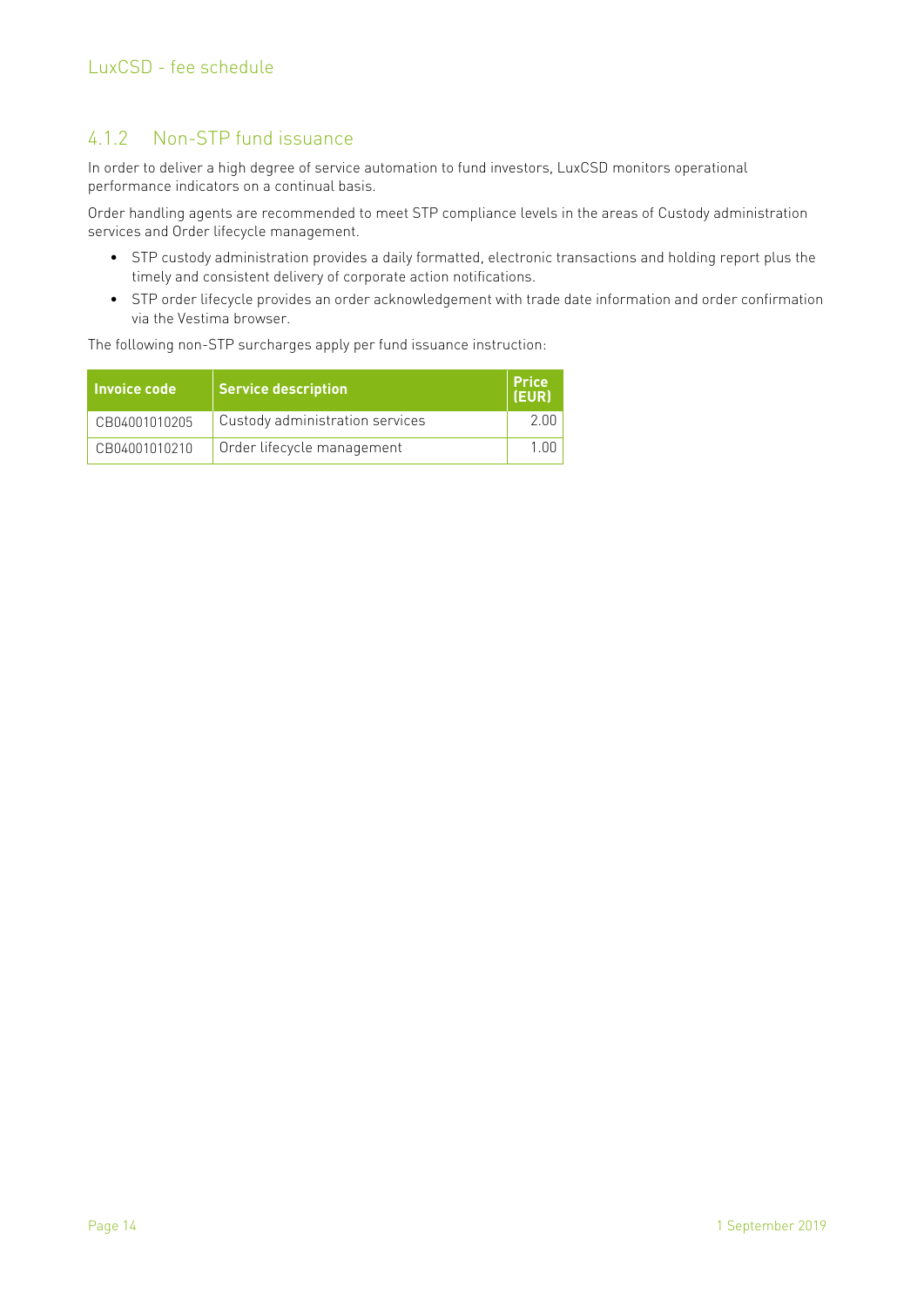### 4.1.2 Non-STP fund issuance

In order to deliver a high degree of service automation to fund investors, LuxCSD monitors operational performance indicators on a continual basis.

Order handling agents are recommended to meet STP compliance levels in the areas of Custody administration services and Order lifecycle management.

- STP custody administration provides a daily formatted, electronic transactions and holding report plus the timely and consistent delivery of corporate action notifications.
- STP order lifecycle provides an order acknowledgement with trade date information and order confirmation via the Vestima browser.

The following non-STP surcharges apply per fund issuance instruction:

| Invoice code | Service description | Price (EUR) |
|---|---|---|
| CB04001010205 | Custody administration services | 2.00 |
| CB04001010210 | Order lifecycle management | 1.00 |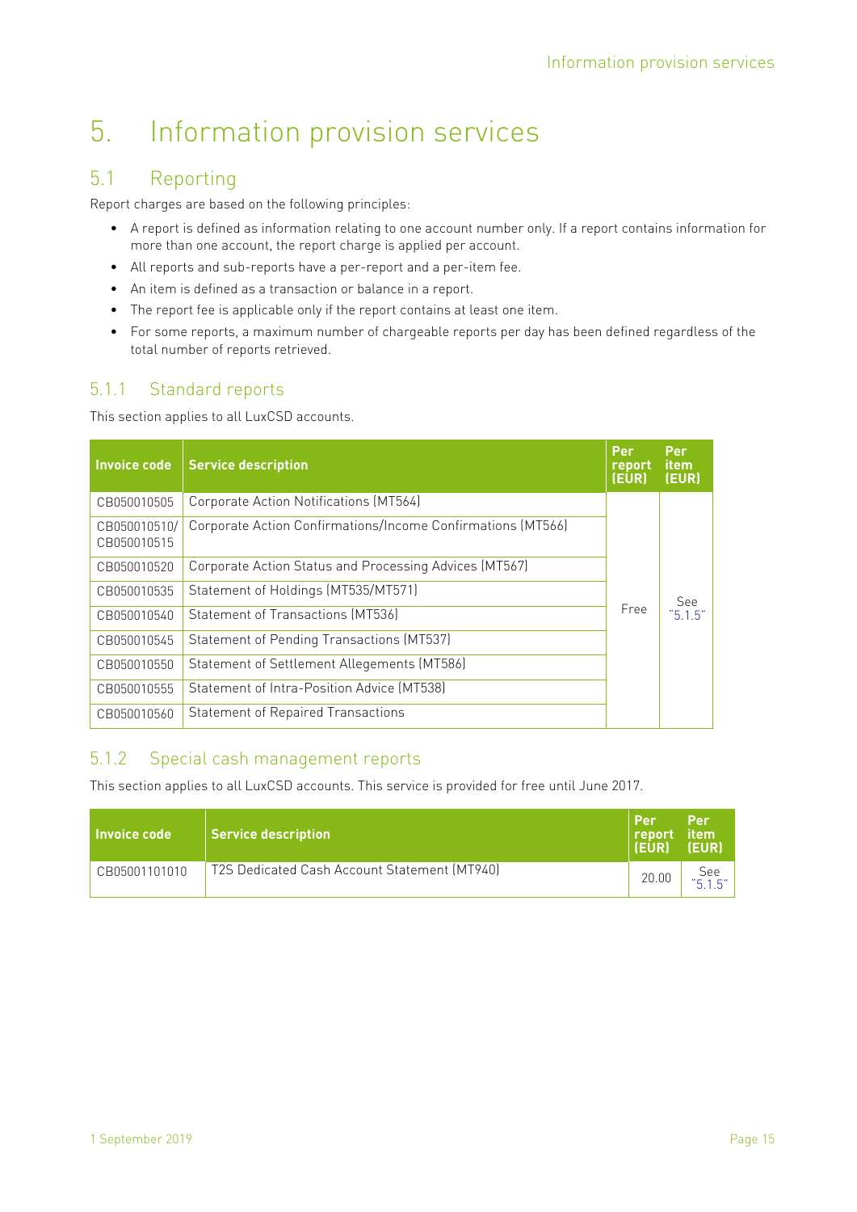# 5. Information provision services

## 5.1 Reporting

Report charges are based on the following principles:

- A report is defined as information relating to one account number only. If a report contains information for more than one account, the report charge is applied per account.
- All reports and sub-reports have a per-report and a per-item fee.
- An item is defined as a transaction or balance in a report.
- The report fee is applicable only if the report contains at least one item.
- For some reports, a maximum number of chargeable reports per day has been defined regardless of the total number of reports retrieved.

### 5.1.1 Standard reports

This section applies to all LuxCSD accounts.

| Invoice code | Service description | Per report (EUR) | Per item (EUR) |
|---|---|---|---|
| CB050010505 | Corporate Action Notifications (MT564) | Free | See "5.1.5" |
| CB050010510/ CB050010515 | Corporate Action Confirmations/Income Confirmations (MT566) | | |
| CB050010520 | Corporate Action Status and Processing Advices (MT567) | | |
| CB050010535 | Statement of Holdings (MT535/MT571) | | |
| CB050010540 | Statement of Transactions (MT536) | | |
| CB050010545 | Statement of Pending Transactions (MT537) | | |
| CB050010550 | Statement of Settlement Allegements (MT586) | | |
| CB050010555 | Statement of Intra-Position Advice (MT538) | | |
| CB050010560 | Statement of Repaired Transactions | | |

### 5.1.2 Special cash management reports

This section applies to all LuxCSD accounts. This service is provided for free until June 2017.

| Invoice code | Service description | Per report (EUR) | Per item (EUR) |
|---|---|---|---|
| CB05001101010 | T2S Dedicated Cash Account Statement (MT940) | 20.00 | See "5.1.5" |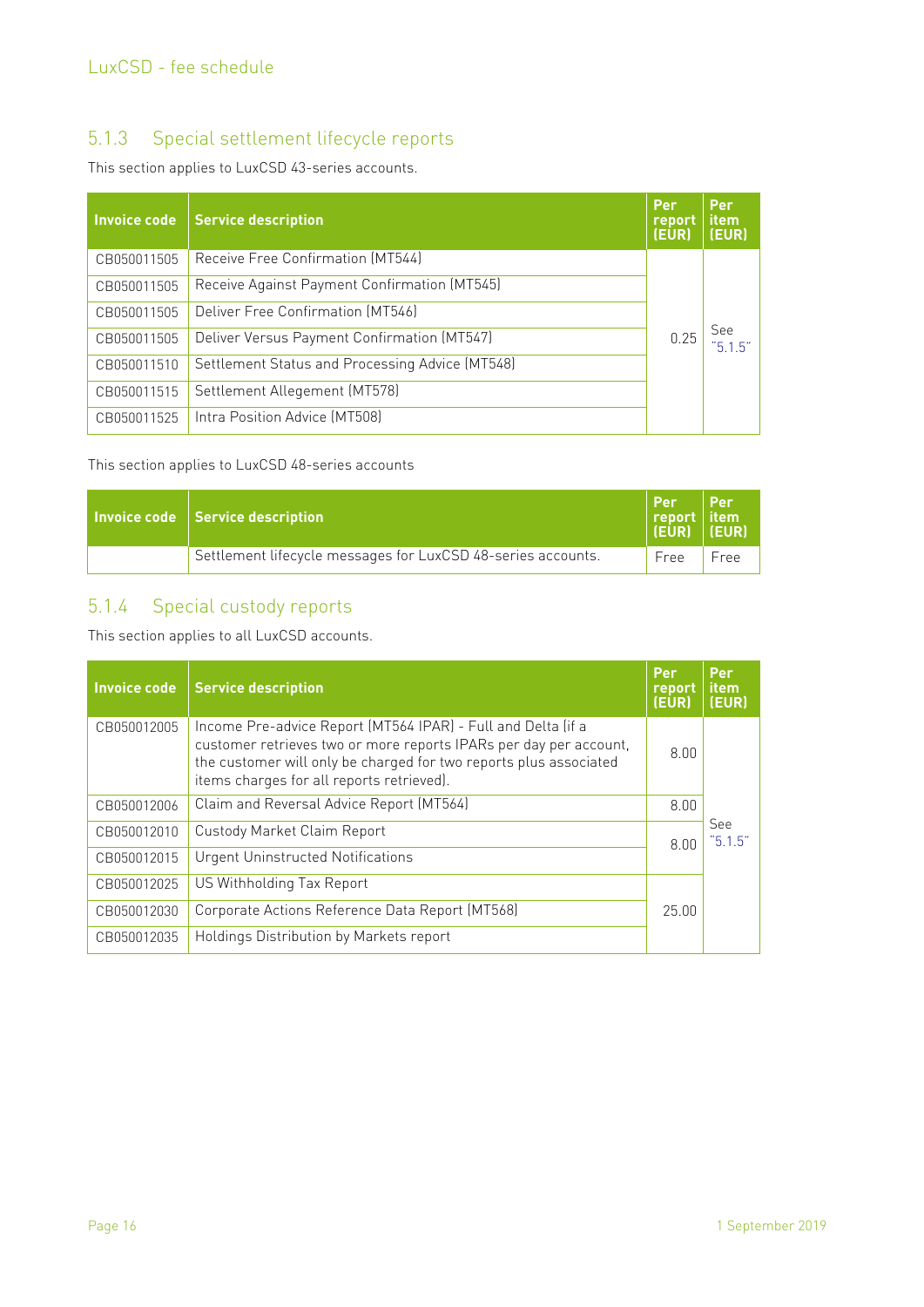### 5.1.3 Special settlement lifecycle reports

This section applies to LuxCSD 43-series accounts.

| Invoice code | Service description | Per report (EUR) | Per item (EUR) |
|---|---|---|---|
| CB050011505 | Receive Free Confirmation (MT544) | 0.25 | See "5.1.5" |
| CB050011505 | Receive Against Payment Confirmation (MT545) | | |
| CB050011505 | Deliver Free Confirmation (MT546) | | |
| CB050011505 | Deliver Versus Payment Confirmation (MT547) | | |
| CB050011510 | Settlement Status and Processing Advice (MT548) | | |
| CB050011515 | Settlement Allegement (MT578) | | |
| CB050011525 | Intra Position Advice (MT508) | | |

This section applies to LuxCSD 48-series accounts

| Invoice code | Service description | Per report (EUR) | Per item (EUR) |
|---|---|---|---|
| | Settlement lifecycle messages for LuxCSD 48-series accounts. | Free | Free |

### 5.1.4 Special custody reports

This section applies to all LuxCSD accounts.

| Invoice code | Service description | Per report (EUR) | Per item (EUR) |
|---|---|---|---|
| CB050012005 | Income Pre-advice Report (MT564 IPAR) - Full and Delta (if a customer retrieves two or more reports IPARs per day per account, the customer will only be charged for two reports plus associated items charges for all reports retrieved). | 8.00 | See "5.1.5" |
| CB050012006 | Claim and Reversal Advice Report (MT564) | 8.00 | |
| CB050012010 | Custody Market Claim Report | 8.00 | |
| CB050012015 | Urgent Uninstructed Notifications | | |
| CB050012025 | US Withholding Tax Report | 25.00 | |
| CB050012030 | Corporate Actions Reference Data Report (MT568) | | |
| CB050012035 | Holdings Distribution by Markets report | | |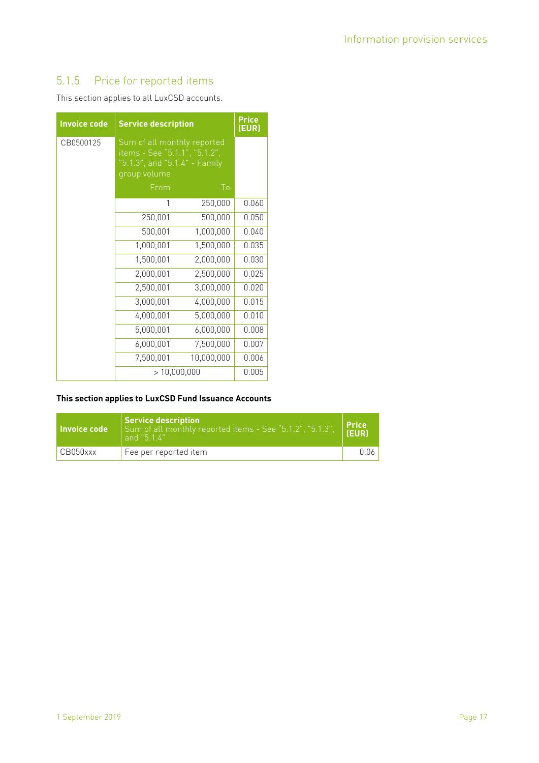### 5.1.5 Price for reported items

This section applies to all LuxCSD accounts.

| Invoice code | Service description | | Price (EUR) |
|---|---|---|---|
| CB0500125 | Sum of all monthly reported items - See "5.1.1", "5.1.2", "5.1.3", and "5.1.4" - Family group volume | | |
| | From | To | |
| | 1 | 250,000 | 0.060 |
| | 250,001 | 500,000 | 0.050 |
| | 500,001 | 1,000,000 | 0.040 |
| | 1,000,001 | 1,500,000 | 0.035 |
| | 1,500,001 | 2,000,000 | 0.030 |
| | 2,000,001 | 2,500,000 | 0.025 |
| | 2,500,001 | 3,000,000 | 0.020 |
| | 3,000,001 | 4,000,000 | 0.015 |
| | 4,000,001 | 5,000,000 | 0.010 |
| | 5,000,001 | 6,000,000 | 0.008 |
| | 6,000,001 | 7,500,000 | 0.007 |
| | 7,500,001 | 10,000,000 | 0.006 |
| | > 10,000,000 | | 0.005 |

**This section applies to LuxCSD Fund Issuance Accounts**

| Invoice code | Service description<br>Sum of all monthly reported items - See "5.1.2", "5.1.3", and "5.1.4" | Price (EUR) |
|---|---|---|
| CB050xxx | Fee per reported item | 0.06 |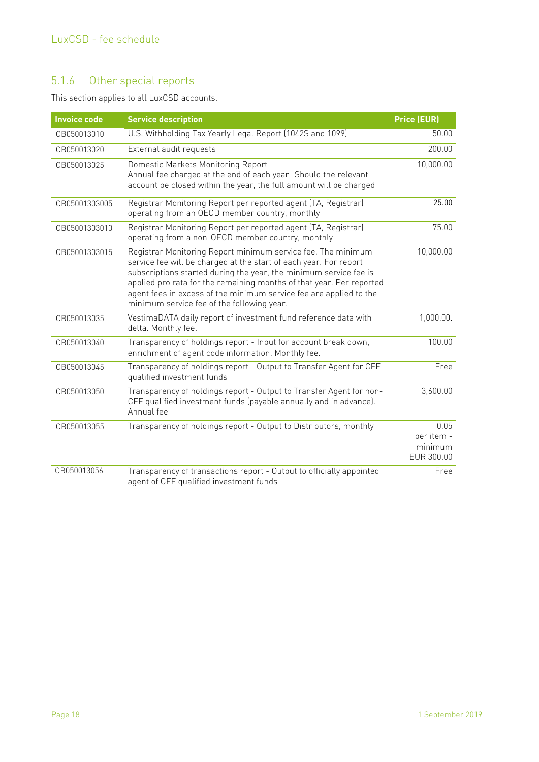### 5.1.6 Other special reports

This section applies to all LuxCSD accounts.

| Invoice code | Service description | Price (EUR) |
|---|---|---|
| CB050013010 | U.S. Withholding Tax Yearly Legal Report (1042S and 1099) | 50.00 |
| CB050013020 | External audit requests | 200.00 |
| CB050013025 | Domestic Markets Monitoring Report<br>Annual fee charged at the end of each year- Should the relevant account be closed within the year, the full amount will be charged | 10,000.00 |
| CB05001303005 | Registrar Monitoring Report per reported agent (TA, Registrar) operating from an OECD member country, monthly | 25.00 |
| CB05001303010 | Registrar Monitoring Report per reported agent (TA, Registrar) operating from a non-OECD member country, monthly | 75.00 |
| CB05001303015 | Registrar Monitoring Report minimum service fee. The minimum service fee will be charged at the start of each year. For report subscriptions started during the year, the minimum service fee is applied pro rata for the remaining months of that year. Per reported agent fees in excess of the minimum service fee are applied to the minimum service fee of the following year. | 10,000.00 |
| CB050013035 | VestimaDATA daily report of investment fund reference data with delta. Monthly fee. | 1,000.00. |
| CB050013040 | Transparency of holdings report - Input for account break down, enrichment of agent code information. Monthly fee. | 100.00 |
| CB050013045 | Transparency of holdings report - Output to Transfer Agent for CFF qualified investment funds | Free |
| CB050013050 | Transparency of holdings report - Output to Transfer Agent for non-CFF qualified investment funds (payable annually and in advance). Annual fee | 3,600.00 |
| CB050013055 | Transparency of holdings report - Output to Distributors, monthly | 0.05 per item - minimum EUR 300.00 |
| CB050013056 | Transparency of transactions report - Output to officially appointed agent of CFF qualified investment funds | Free |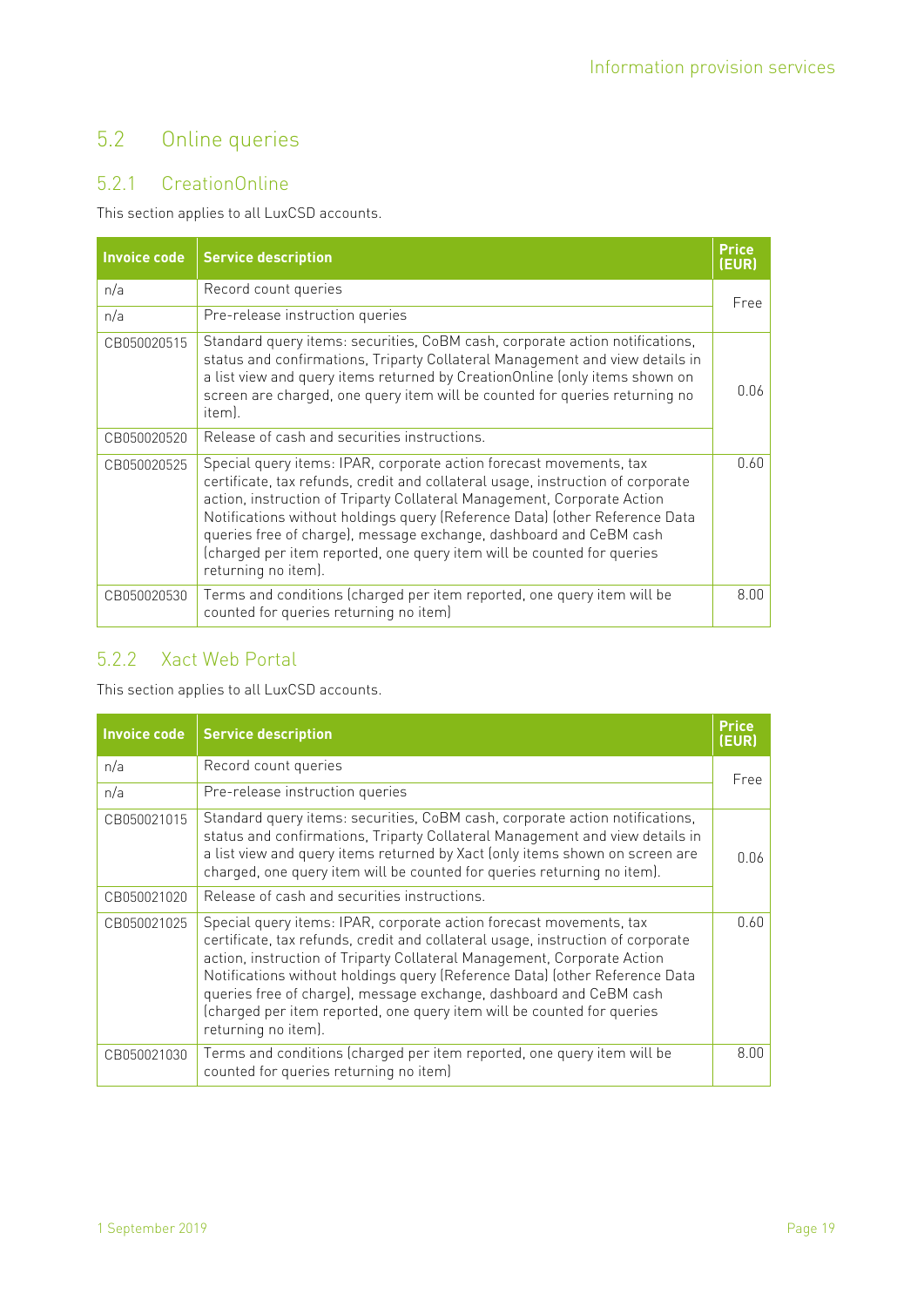## 5.2 Online queries

### 5.2.1 CreationOnline

This section applies to all LuxCSD accounts.

| Invoice code | Service description | Price (EUR) |
|---|---|---|
| n/a | Record count queries | Free |
| n/a | Pre-release instruction queries | |
| CB050020515 | Standard query items: securities, CoBM cash, corporate action notifications, status and confirmations, Triparty Collateral Management and view details in a list view and query items returned by CreationOnline (only items shown on screen are charged, one query item will be counted for queries returning no item). | 0.06 |
| CB050020520 | Release of cash and securities instructions. | |
| CB050020525 | Special query items: IPAR, corporate action forecast movements, tax certificate, tax refunds, credit and collateral usage, instruction of corporate action, instruction of Triparty Collateral Management, Corporate Action Notifications without holdings query (Reference Data) (other Reference Data queries free of charge), message exchange, dashboard and CeBM cash (charged per item reported, one query item will be counted for queries returning no item). | 0.60 |
| CB050020530 | Terms and conditions (charged per item reported, one query item will be counted for queries returning no item) | 8.00 |

### 5.2.2 Xact Web Portal

This section applies to all LuxCSD accounts.

| Invoice code | Service description | Price (EUR) |
|---|---|---|
| n/a | Record count queries | Free |
| n/a | Pre-release instruction queries | |
| CB050021015 | Standard query items: securities, CoBM cash, corporate action notifications, status and confirmations, Triparty Collateral Management and view details in a list view and query items returned by Xact (only items shown on screen are charged, one query item will be counted for queries returning no item). | 0.06 |
| CB050021020 | Release of cash and securities instructions. | |
| CB050021025 | Special query items: IPAR, corporate action forecast movements, tax certificate, tax refunds, credit and collateral usage, instruction of corporate action, instruction of Triparty Collateral Management, Corporate Action Notifications without holdings query (Reference Data) (other Reference Data queries free of charge), message exchange, dashboard and CeBM cash (charged per item reported, one query item will be counted for queries returning no item). | 0.60 |
| CB050021030 | Terms and conditions (charged per item reported, one query item will be counted for queries returning no item) | 8.00 |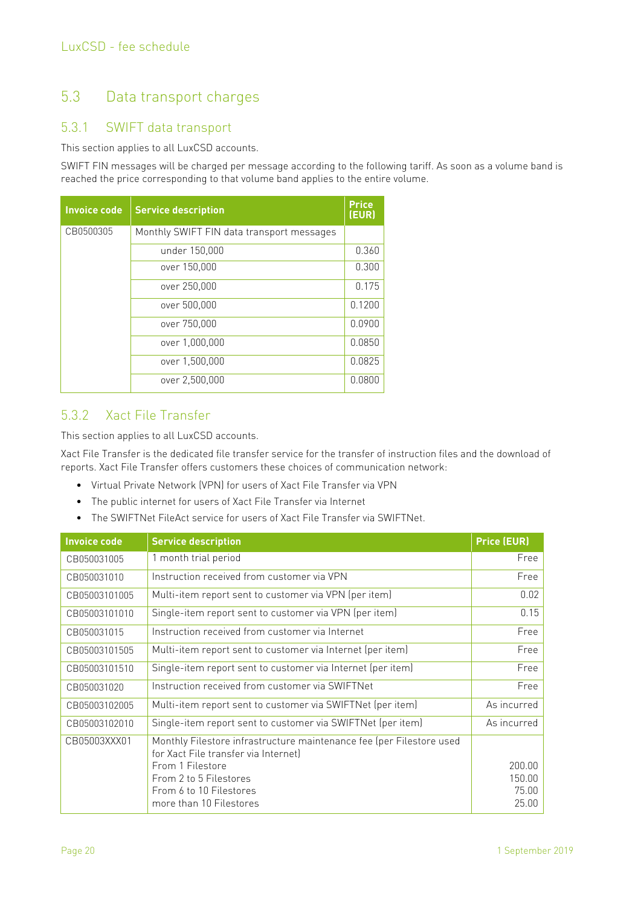## 5.3 Data transport charges

### 5.3.1 SWIFT data transport

This section applies to all LuxCSD accounts.

SWIFT FIN messages will be charged per message according to the following tariff. As soon as a volume band is reached the price corresponding to that volume band applies to the entire volume.

| Invoice code | Service description | Price (EUR) |
|---|---|---|
| CB0500305 | Monthly SWIFT FIN data transport messages | |
| | under 150,000 | 0.360 |
| | over 150,000 | 0.300 |
| | over 250,000 | 0.175 |
| | over 500,000 | 0.1200 |
| | over 750,000 | 0.0900 |
| | over 1,000,000 | 0.0850 |
| | over 1,500,000 | 0.0825 |
| | over 2,500,000 | 0.0800 |

### 5.3.2 Xact File Transfer

This section applies to all LuxCSD accounts.

Xact File Transfer is the dedicated file transfer service for the transfer of instruction files and the download of reports. Xact File Transfer offers customers these choices of communication network:

- Virtual Private Network (VPN) for users of Xact File Transfer via VPN
- The public internet for users of Xact File Transfer via Internet
- The SWIFTNet FileAct service for users of Xact File Transfer via SWIFTNet.

| Invoice code | Service description | Price (EUR) |
|---|---|---|
| CB050031005 | 1 month trial period | Free |
| CB050031010 | Instruction received from customer via VPN | Free |
| CB05003101005 | Multi-item report sent to customer via VPN (per item) | 0.02 |
| CB05003101010 | Single-item report sent to customer via VPN (per item) | 0.15 |
| CB050031015 | Instruction received from customer via Internet | Free |
| CB05003101505 | Multi-item report sent to customer via Internet (per item) | Free |
| CB05003101510 | Single-item report sent to customer via Internet (per item) | Free |
| CB050031020 | Instruction received from customer via SWIFTNet | Free |
| CB05003102005 | Multi-item report sent to customer via SWIFTNet (per item) | As incurred |
| CB05003102010 | Single-item report sent to customer via SWIFTNet (per item) | As incurred |
| CB05003XXX01 | Monthly Filestore infrastructure maintenance fee (per Filestore used for Xact File transfer via Internet) | |
| | From 1 Filestore | 200.00 |
| | From 2 to 5 Filestores | 150.00 |
| | From 6 to 10 Filestores | 75.00 |
| | more than 10 Filestores | 25.00 |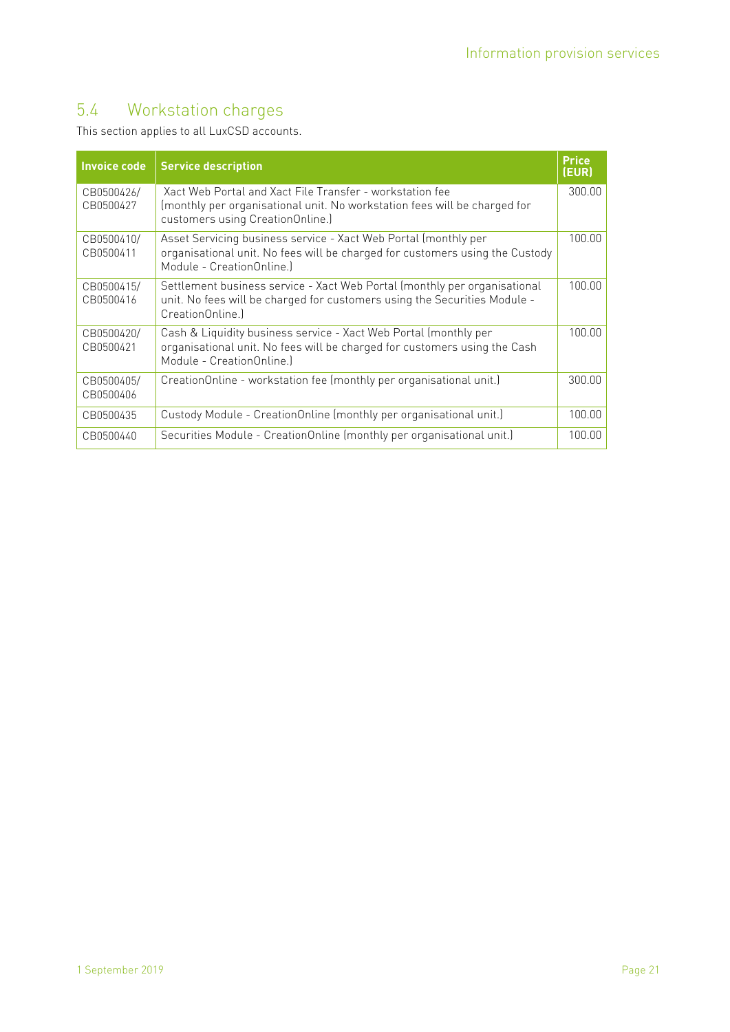## 5.4 Workstation charges

This section applies to all LuxCSD accounts.

| Invoice code | Service description | Price (EUR) |
|---|---|---|
| CB0500426/ CB0500427 | Xact Web Portal and Xact File Transfer - workstation fee (monthly per organisational unit. No workstation fees will be charged for customers using CreationOnline.) | 300.00 |
| CB0500410/ CB0500411 | Asset Servicing business service - Xact Web Portal (monthly per organisational unit. No fees will be charged for customers using the Custody Module - CreationOnline.) | 100.00 |
| CB0500415/ CB0500416 | Settlement business service - Xact Web Portal (monthly per organisational unit. No fees will be charged for customers using the Securities Module - CreationOnline.) | 100.00 |
| CB0500420/ CB0500421 | Cash & Liquidity business service - Xact Web Portal (monthly per organisational unit. No fees will be charged for customers using the Cash Module - CreationOnline.) | 100.00 |
| CB0500405/ CB0500406 | CreationOnline - workstation fee (monthly per organisational unit.) | 300.00 |
| CB0500435 | Custody Module - CreationOnline (monthly per organisational unit.) | 100.00 |
| CB0500440 | Securities Module - CreationOnline (monthly per organisational unit.) | 100.00 |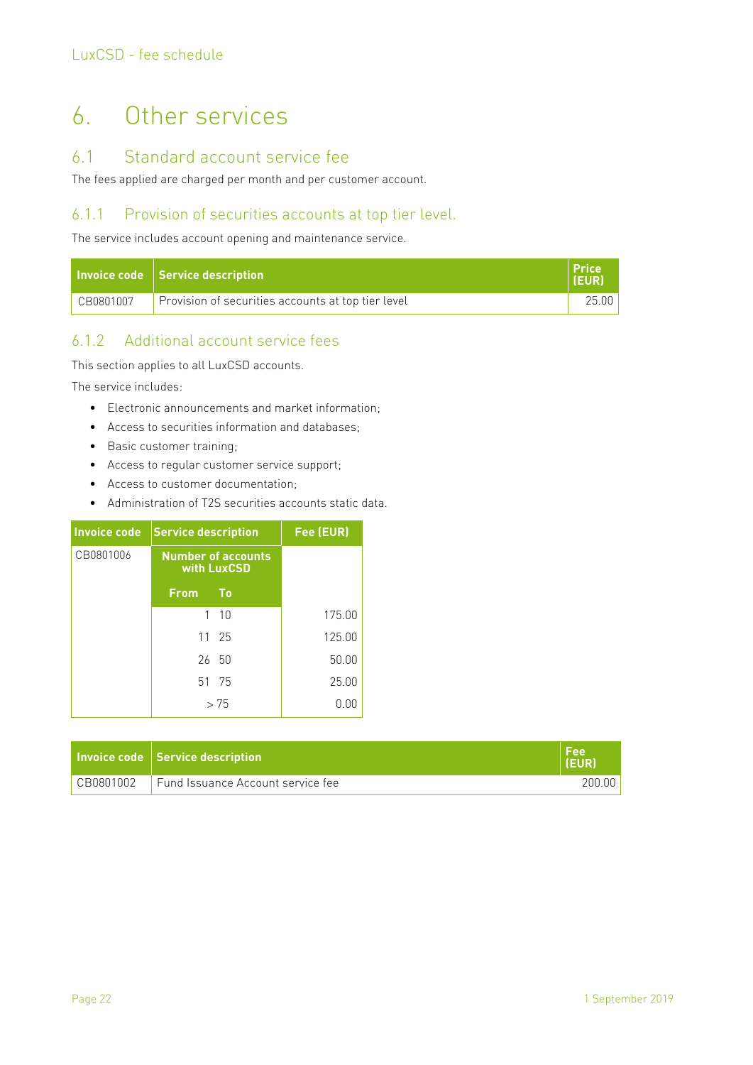# 6. Other services

## 6.1 Standard account service fee

The fees applied are charged per month and per customer account.

### 6.1.1 Provision of securities accounts at top tier level.

The service includes account opening and maintenance service.

| Invoice code | Service description | Price (EUR) |
| --- | --- | --- |
| CB0801007 | Provision of securities accounts at top tier level | 25.00 |

### 6.1.2 Additional account service fees

This section applies to all LuxCSD accounts.

The service includes:

- Electronic announcements and market information;
- Access to securities information and databases;
- Basic customer training;
- Access to regular customer service support;
- Access to customer documentation;
- Administration of T2S securities accounts static data.

| Invoice code | Service description | | Fee (EUR) |
| --- | --- | --- | --- |
| CB0801006 | Number of accounts with LuxCSD | | |
| | From | To | |
| | 1 | 10 | 175.00 |
| | 11 | 25 | 125.00 |
| | 26 | 50 | 50.00 |
| | 51 | 75 | 25.00 |
| | > 75 | | 0.00 |

| Invoice code | Service description | Fee (EUR) |
| --- | --- | --- |
| CB0801002 | Fund Issuance Account service fee | 200.00 |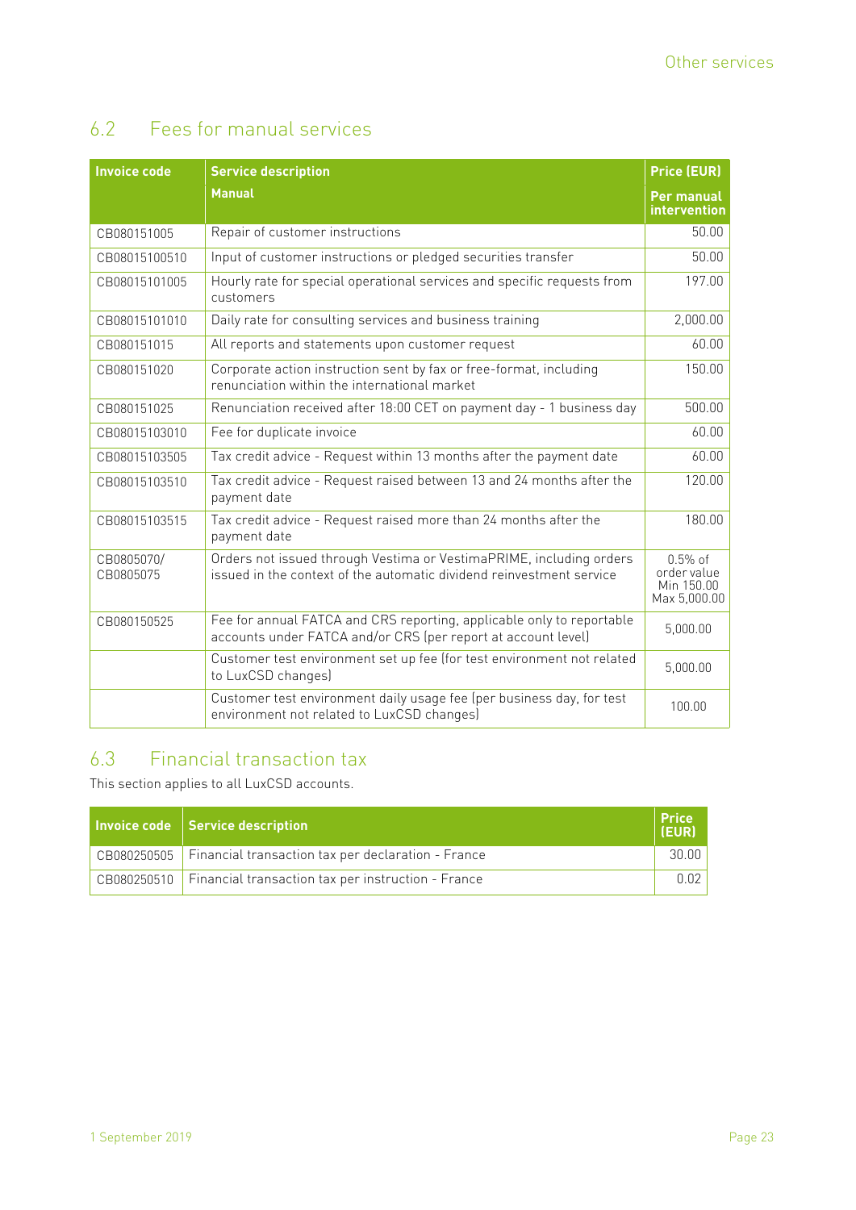## 6.2 Fees for manual services

| Invoice code | Service description | Price (EUR) |
|---|---|---|
| | Manual | Per manual intervention |
| CB080151005 | Repair of customer instructions | 50.00 |
| CB08015100510 | Input of customer instructions or pledged securities transfer | 50.00 |
| CB08015101005 | Hourly rate for special operational services and specific requests from customers | 197.00 |
| CB08015101010 | Daily rate for consulting services and business training | 2,000.00 |
| CB080151015 | All reports and statements upon customer request | 60.00 |
| CB080151020 | Corporate action instruction sent by fax or free-format, including renunciation within the international market | 150.00 |
| CB080151025 | Renunciation received after 18:00 CET on payment day - 1 business day | 500.00 |
| CB08015103010 | Fee for duplicate invoice | 60.00 |
| CB08015103505 | Tax credit advice - Request within 13 months after the payment date | 60.00 |
| CB08015103510 | Tax credit advice - Request raised between 13 and 24 months after the payment date | 120.00 |
| CB08015103515 | Tax credit advice - Request raised more than 24 months after the payment date | 180.00 |
| CB0805070/ CB0805075 | Orders not issued through Vestima or VestimaPRIME, including orders issued in the context of the automatic dividend reinvestment service | 0.5% of order value Min 150.00 Max 5,000.00 |
| CB080150525 | Fee for annual FATCA and CRS reporting, applicable only to reportable accounts under FATCA and/or CRS (per report at account level) | 5,000.00 |
| | Customer test environment set up fee (for test environment not related to LuxCSD changes) | 5,000.00 |
| | Customer test environment daily usage fee (per business day, for test environment not related to LuxCSD changes) | 100.00 |

## 6.3 Financial transaction tax

This section applies to all LuxCSD accounts.

| Invoice code | Service description | Price (EUR) |
|---|---|---|
| CB080250505 | Financial transaction tax per declaration - France | 30.00 |
| CB080250510 | Financial transaction tax per instruction - France | 0.02 |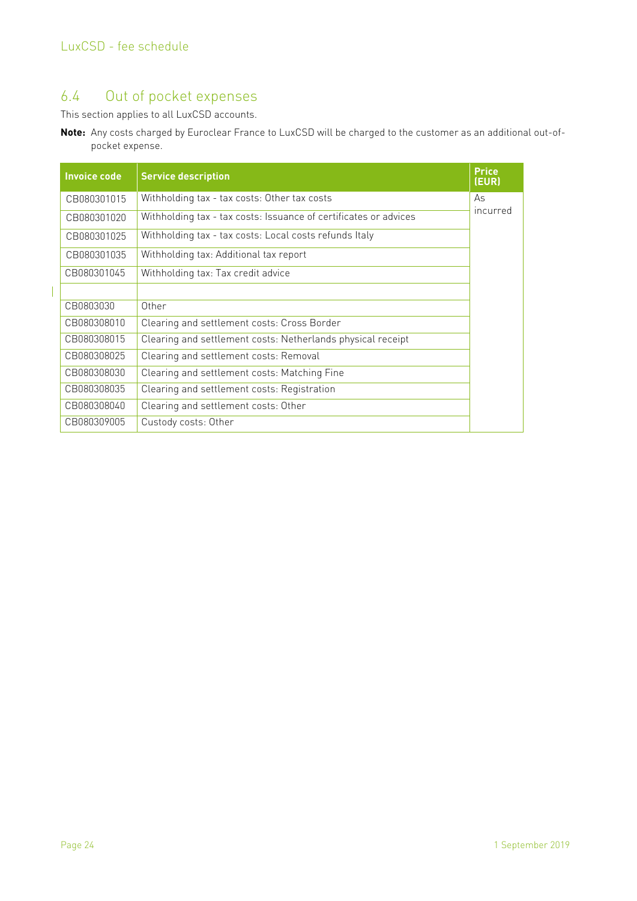## 6.4 Out of pocket expenses

This section applies to all LuxCSD accounts.

**Note:** Any costs charged by Euroclear France to LuxCSD will be charged to the customer as an additional out-of-pocket expense.

| Invoice code | Service description | Price (EUR) |
|---|---|---|
| CB080301015 | Withholding tax - tax costs: Other tax costs | As incurred |
| CB080301020 | Withholding tax - tax costs: Issuance of certificates or advices | |
| CB080301025 | Withholding tax - tax costs: Local costs refunds Italy | |
| CB080301035 | Withholding tax: Additional tax report | |
| CB080301045 | Withholding tax: Tax credit advice | |
| | | |
| CB0803030 | Other | |
| CB080308010 | Clearing and settlement costs: Cross Border | |
| CB080308015 | Clearing and settlement costs: Netherlands physical receipt | |
| CB080308025 | Clearing and settlement costs: Removal | |
| CB080308030 | Clearing and settlement costs: Matching Fine | |
| CB080308035 | Clearing and settlement costs: Registration | |
| CB080308040 | Clearing and settlement costs: Other | |
| CB080309005 | Custody costs: Other | |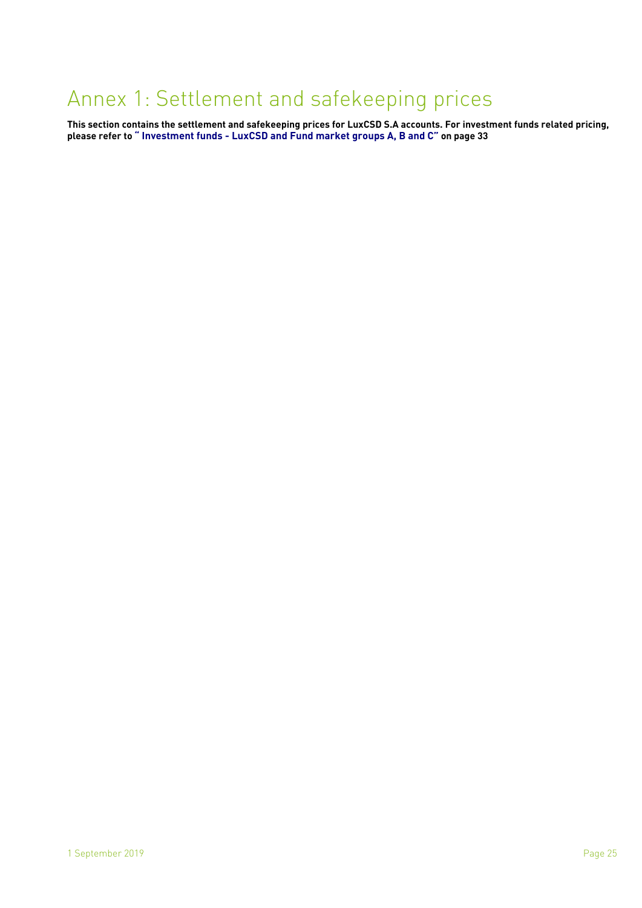# Annex 1: Settlement and safekeeping prices

**This section contains the settlement and safekeeping prices for LuxCSD S.A accounts. For investment funds related pricing, please refer to " Investment funds - LuxCSD and Fund market groups A, B and C" on page 33**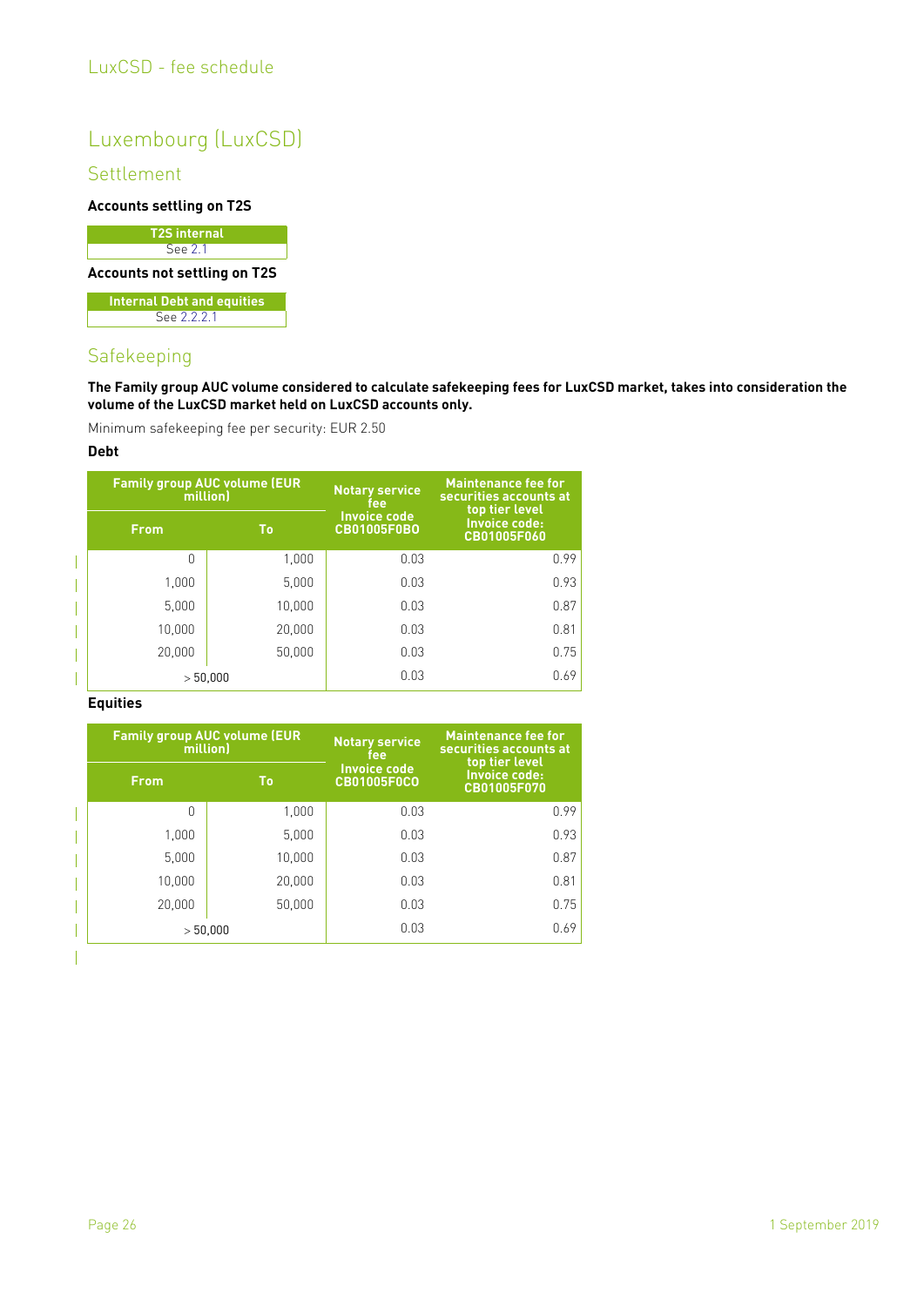# Luxembourg (LuxCSD)

## Settlement

**Accounts settling on T2S**

| T2S internal |
|---|
| See 2.1 |

**Accounts not settling on T2S**

| Internal Debt and equities |
|---|
| See 2.2.2.1 |

## Safekeeping

**The Family group AUC volume considered to calculate safekeeping fees for LuxCSD market, takes into consideration the volume of the LuxCSD market held on LuxCSD accounts only.**

Minimum safekeeping fee per security: EUR 2.50

**Debt**

| Family group AUC volume (EUR million) | | Notary service fee Invoice code CB01005F0B0 | Maintenance fee for securities accounts at top tier level Invoice code: CB01005F060 |
|---|---|---|---|
| From | To | | |
| 0 | 1,000 | 0.03 | 0.99 |
| 1,000 | 5,000 | 0.03 | 0.93 |
| 5,000 | 10,000 | 0.03 | 0.87 |
| 10,000 | 20,000 | 0.03 | 0.81 |
| 20,000 | 50,000 | 0.03 | 0.75 |
| > 50,000 | | 0.03 | 0.69 |

**Equities**

| Family group AUC volume (EUR million) | | Notary service fee Invoice code CB01005F0C0 | Maintenance fee for securities accounts at top tier level Invoice code: CB01005F070 |
|---|---|---|---|
| From | To | | |
| 0 | 1,000 | 0.03 | 0.99 |
| 1,000 | 5,000 | 0.03 | 0.93 |
| 5,000 | 10,000 | 0.03 | 0.87 |
| 10,000 | 20,000 | 0.03 | 0.81 |
| 20,000 | 50,000 | 0.03 | 0.75 |
| > 50,000 | | 0.03 | 0.69 |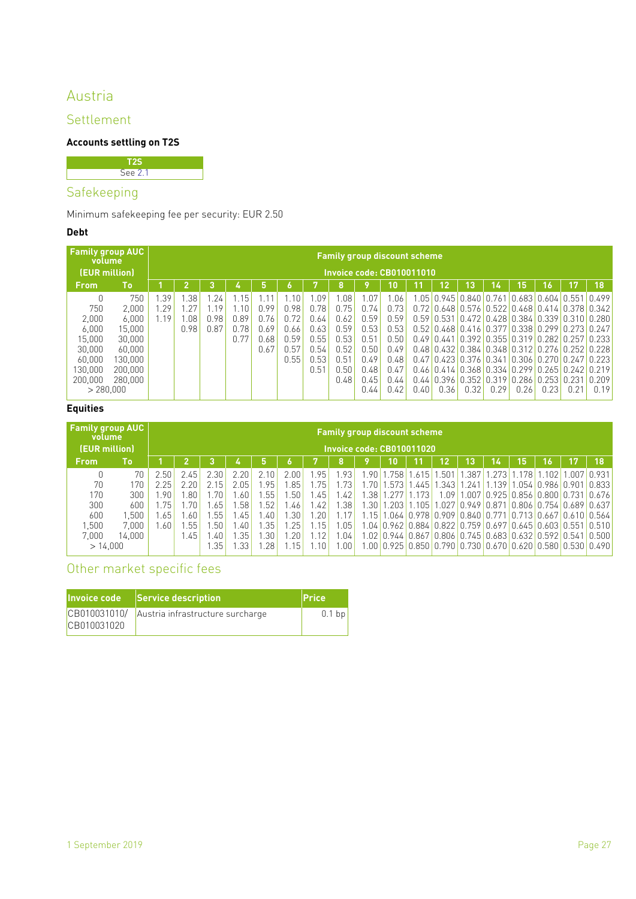# Austria

## Settlement

**Accounts settling on T2S**

| T2S |
|---|
| See 2.1 |

## Safekeeping

Minimum safekeeping fee per security: EUR 2.50

**Debt**

| Family group AUC volume (EUR million) | | Family group discount scheme Invoice code: CB010011010 | | | | | | | | | | | | | | | | | |
|---|---|---|---|---|---|---|---|---|---|---|---|---|---|---|---|---|---|---|---|
| **From** | **To** | **1** | **2** | **3** | **4** | **5** | **6** | **7** | **8** | **9** | **10** | **11** | **12** | **13** | **14** | **15** | **16** | **17** | **18** |
| 0 | 750 | 1.39 | 1.38 | 1.24 | 1.15 | 1.11 | 1.10 | 1.09 | 1.08 | 1.07 | 1.06 | 1.05 | 0.945 | 0.840 | 0.761 | 0.683 | 0.604 | 0.551 | 0.499 |
| 750 | 2,000 | 1.29 | 1.27 | 1.19 | 1.10 | 0.99 | 0.98 | 0.78 | 0.75 | 0.74 | 0.73 | 0.72 | 0.648 | 0.576 | 0.522 | 0.468 | 0.414 | 0.378 | 0.342 |
| 2,000 | 6,000 | 1.19 | 1.08 | 0.98 | 0.89 | 0.76 | 0.72 | 0.64 | 0.62 | 0.59 | 0.59 | 0.59 | 0.531 | 0.472 | 0.428 | 0.384 | 0.339 | 0.310 | 0.280 |
| 6,000 | 15,000 | | 0.98 | 0.87 | 0.78 | 0.69 | 0.66 | 0.63 | 0.59 | 0.53 | 0.53 | 0.52 | 0.468 | 0.416 | 0.377 | 0.338 | 0.299 | 0.273 | 0.247 |
| 15,000 | 30,000 | | | | 0.77 | 0.68 | 0.59 | 0.55 | 0.53 | 0.51 | 0.50 | 0.49 | 0.441 | 0.392 | 0.355 | 0.319 | 0.282 | 0.257 | 0.233 |
| 30,000 | 60,000 | | | | | 0.67 | 0.57 | 0.54 | 0.52 | 0.50 | 0.49 | 0.48 | 0.432 | 0.384 | 0.348 | 0.312 | 0.276 | 0.252 | 0.228 |
| 60,000 | 130,000 | | | | | | 0.55 | 0.53 | 0.51 | 0.49 | 0.48 | 0.47 | 0.423 | 0.376 | 0.341 | 0.306 | 0.270 | 0.247 | 0.223 |
| 130,000 | 200,000 | | | | | | | 0.51 | 0.50 | 0.48 | 0.47 | 0.46 | 0.414 | 0.368 | 0.334 | 0.299 | 0.265 | 0.242 | 0.219 |
| 200,000 | 280,000 | | | | | | | | 0.48 | 0.45 | 0.44 | 0.44 | 0.396 | 0.352 | 0.319 | 0.286 | 0.253 | 0.231 | 0.209 |
| > 280,000 | | | | | | | | | | 0.44 | 0.42 | 0.40 | 0.36 | 0.32 | 0.29 | 0.26 | 0.23 | 0.21 | 0.19 |

**Equities**

| Family group AUC volume (EUR million) | | Family group discount scheme Invoice code: CB010011020 | | | | | | | | | | | | | | | | | |
|---|---|---|---|---|---|---|---|---|---|---|---|---|---|---|---|---|---|---|---|
| **From** | **To** | **1** | **2** | **3** | **4** | **5** | **6** | **7** | **8** | **9** | **10** | **11** | **12** | **13** | **14** | **15** | **16** | **17** | **18** |
| 0 | 70 | 2.50 | 2.45 | 2.30 | 2.20 | 2.10 | 2.00 | 1.95 | 1.93 | 1.90 | 1.758 | 1.615 | 1.501 | 1.387 | 1.273 | 1.178 | 1.102 | 1.007 | 0.931 |
| 70 | 170 | 2.25 | 2.20 | 2.15 | 2.05 | 1.95 | 1.85 | 1.75 | 1.73 | 1.70 | 1.573 | 1.445 | 1.343 | 1.241 | 1.139 | 1.054 | 0.986 | 0.901 | 0.833 |
| 170 | 300 | 1.90 | 1.80 | 1.70 | 1.60 | 1.55 | 1.50 | 1.45 | 1.42 | 1.38 | 1.277 | 1.173 | 1.09 | 1.007 | 0.925 | 0.856 | 0.800 | 0.731 | 0.676 |
| 300 | 600 | 1.75 | 1.70 | 1.65 | 1.58 | 1.52 | 1.46 | 1.42 | 1.38 | 1.30 | 1.203 | 1.105 | 1.027 | 0.949 | 0.871 | 0.806 | 0.754 | 0.689 | 0.637 |
| 600 | 1,500 | 1.65 | 1.60 | 1.55 | 1.45 | 1.40 | 1.30 | 1.20 | 1.17 | 1.15 | 1.064 | 0.978 | 0.909 | 0.840 | 0.771 | 0.713 | 0.667 | 0.610 | 0.564 |
| 1,500 | 7,000 | 1.60 | 1.55 | 1.50 | 1.40 | 1.35 | 1.25 | 1.15 | 1.05 | 1.04 | 0.962 | 0.884 | 0.822 | 0.759 | 0.697 | 0.645 | 0.603 | 0.551 | 0.510 |
| 7,000 | 14,000 | | 1.45 | 1.40 | 1.35 | 1.30 | 1.20 | 1.12 | 1.04 | 1.02 | 0.944 | 0.867 | 0.806 | 0.745 | 0.683 | 0.632 | 0.592 | 0.541 | 0.500 |
| > 14,000 | | | | 1.35 | 1.33 | 1.28 | 1.15 | 1.10 | 1.00 | 1.00 | 0.925 | 0.850 | 0.790 | 0.730 | 0.670 | 0.620 | 0.580 | 0.530 | 0.490 |

## Other market specific fees

| Invoice code | Service description | Price |
|---|---|---|
| CB010031010/ CB010031020 | Austria infrastructure surcharge | 0.1 bp |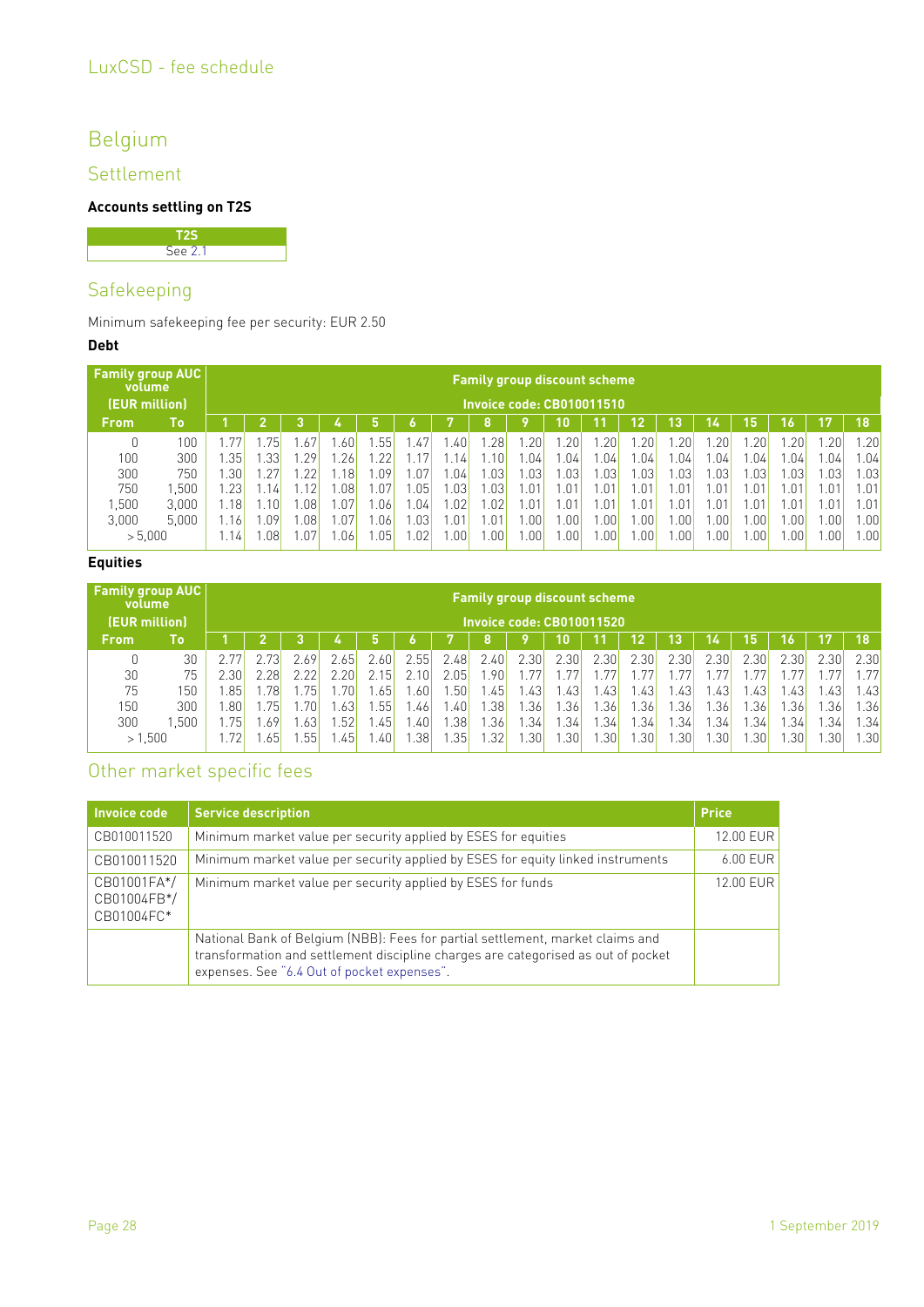# Belgium

## Settlement

**Accounts settling on T2S**

| T2S |
|---|
| See 2.1 |

## Safekeeping

Minimum safekeeping fee per security: EUR 2.50

**Debt**

| Family group AUC volume (EUR million) | | Family group discount scheme Invoice code: CB010011510 | | | | | | | | | | | | | | | | | |
|---|---|---|---|---|---|---|---|---|---|---|---|---|---|---|---|---|---|---|---|
| From | To | 1 | 2 | 3 | 4 | 5 | 6 | 7 | 8 | 9 | 10 | 11 | 12 | 13 | 14 | 15 | 16 | 17 | 18 |
| 0 | 100 | 1.77 | 1.75 | 1.67 | 1.60 | 1.55 | 1.47 | 1.40 | 1.28 | 1.20 | 1.20 | 1.20 | 1.20 | 1.20 | 1.20 | 1.20 | 1.20 | 1.20 | 1.20 |
| 100 | 300 | 1.35 | 1.33 | 1.29 | 1.26 | 1.22 | 1.17 | 1.14 | 1.10 | 1.04 | 1.04 | 1.04 | 1.04 | 1.04 | 1.04 | 1.04 | 1.04 | 1.04 | 1.04 |
| 300 | 750 | 1.30 | 1.27 | 1.22 | 1.18 | 1.09 | 1.07 | 1.04 | 1.03 | 1.03 | 1.03 | 1.03 | 1.03 | 1.03 | 1.03 | 1.03 | 1.03 | 1.03 | 1.03 |
| 750 | 1,500 | 1.23 | 1.14 | 1.12 | 1.08 | 1.07 | 1.05 | 1.03 | 1.03 | 1.01 | 1.01 | 1.01 | 1.01 | 1.01 | 1.01 | 1.01 | 1.01 | 1.01 | 1.01 |
| 1,500 | 3,000 | 1.18 | 1.10 | 1.08 | 1.07 | 1.06 | 1.04 | 1.02 | 1.02 | 1.01 | 1.01 | 1.01 | 1.01 | 1.01 | 1.01 | 1.01 | 1.01 | 1.01 | 1.01 |
| 3,000 | 5,000 | 1.16 | 1.09 | 1.08 | 1.07 | 1.06 | 1.03 | 1.01 | 1.01 | 1.00 | 1.00 | 1.00 | 1.00 | 1.00 | 1.00 | 1.00 | 1.00 | 1.00 | 1.00 |
| > 5,000 | | 1.14 | 1.08 | 1.07 | 1.06 | 1.05 | 1.02 | 1.00 | 1.00 | 1.00 | 1.00 | 1.00 | 1.00 | 1.00 | 1.00 | 1.00 | 1.00 | 1.00 | 1.00 |

**Equities**

| Family group AUC volume (EUR million) | | Family group discount scheme Invoice code: CB010011520 | | | | | | | | | | | | | | | | | |
|---|---|---|---|---|---|---|---|---|---|---|---|---|---|---|---|---|---|---|---|
| From | To | 1 | 2 | 3 | 4 | 5 | 6 | 7 | 8 | 9 | 10 | 11 | 12 | 13 | 14 | 15 | 16 | 17 | 18 |
| 0 | 30 | 2.77 | 2.73 | 2.69 | 2.65 | 2.60 | 2.55 | 2.48 | 2.40 | 2.30 | 2.30 | 2.30 | 2.30 | 2.30 | 2.30 | 2.30 | 2.30 | 2.30 | 2.30 |
| 30 | 75 | 2.30 | 2.28 | 2.22 | 2.20 | 2.15 | 2.10 | 2.05 | 1.90 | 1.77 | 1.77 | 1.77 | 1.77 | 1.77 | 1.77 | 1.77 | 1.77 | 1.77 | 1.77 |
| 75 | 150 | 1.85 | 1.78 | 1.75 | 1.70 | 1.65 | 1.60 | 1.50 | 1.45 | 1.43 | 1.43 | 1.43 | 1.43 | 1.43 | 1.43 | 1.43 | 1.43 | 1.43 | 1.43 |
| 150 | 300 | 1.80 | 1.75 | 1.70 | 1.63 | 1.55 | 1.46 | 1.40 | 1.38 | 1.36 | 1.36 | 1.36 | 1.36 | 1.36 | 1.36 | 1.36 | 1.36 | 1.36 | 1.36 |
| 300 | 1,500 | 1.75 | 1.69 | 1.63 | 1.52 | 1.45 | 1.40 | 1.38 | 1.36 | 1.34 | 1.34 | 1.34 | 1.34 | 1.34 | 1.34 | 1.34 | 1.34 | 1.34 | 1.34 |
| > 1,500 | | 1.72 | 1.65 | 1.55 | 1.45 | 1.40 | 1.38 | 1.35 | 1.32 | 1.30 | 1.30 | 1.30 | 1.30 | 1.30 | 1.30 | 1.30 | 1.30 | 1.30 | 1.30 |

## Other market specific fees

| Invoice code | Service description | Price |
|---|---|---|
| CB010011520 | Minimum market value per security applied by ESES for equities | 12.00 EUR |
| CB010011520 | Minimum market value per security applied by ESES for equity linked instruments | 6.00 EUR |
| CB01001FA*/ CB01004FB*/ CB01004FC* | Minimum market value per security applied by ESES for funds | 12.00 EUR |
| | National Bank of Belgium (NBB): Fees for partial settlement, market claims and transformation and settlement discipline charges are categorised as out of pocket expenses. See "6.4 Out of pocket expenses". | |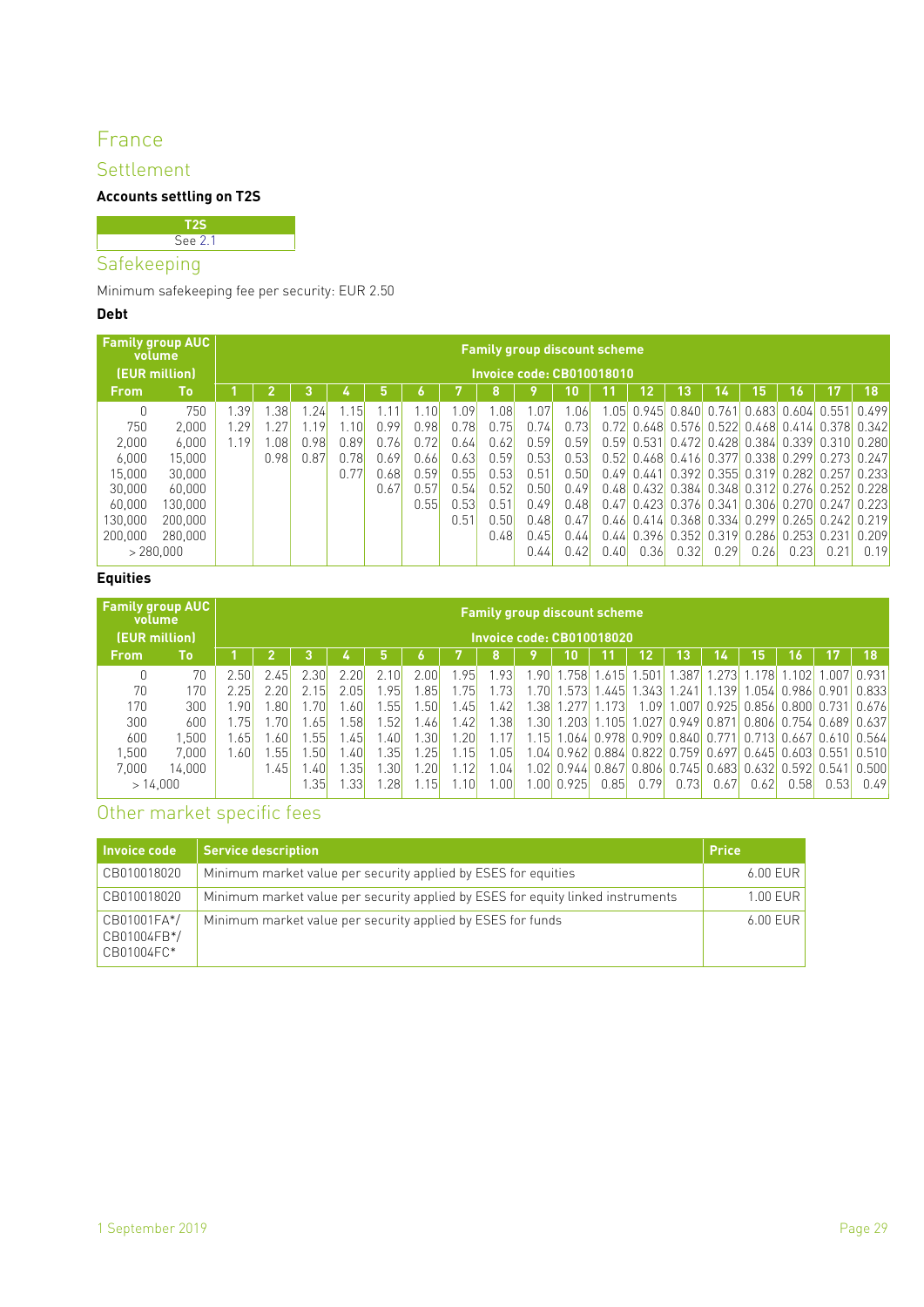# France

## Settlement

**Accounts settling on T2S**

| T2S |
|---|
| See 2.1 |

## Safekeeping

Minimum safekeeping fee per security: EUR 2.50

**Debt**

| Family group AUC volume (EUR million) | | Family group discount scheme Invoice code: CB010018010 | | | | | | | | | | | | | | | | | |
|---|---|---|---|---|---|---|---|---|---|---|---|---|---|---|---|---|---|---|---|
| **From** | **To** | **1** | **2** | **3** | **4** | **5** | **6** | **7** | **8** | **9** | **10** | **11** | **12** | **13** | **14** | **15** | **16** | **17** | **18** |
| 0 | 750 | 1.39 | 1.38 | 1.24 | 1.15 | 1.11 | 1.10 | 1.09 | 1.08 | 1.07 | 1.06 | 1.05 | 0.945 | 0.840 | 0.761 | 0.683 | 0.604 | 0.551 | 0.499 |
| 750 | 2,000 | 1.29 | 1.27 | 1.19 | 1.10 | 0.99 | 0.98 | 0.78 | 0.75 | 0.74 | 0.73 | 0.72 | 0.648 | 0.576 | 0.522 | 0.468 | 0.414 | 0.378 | 0.342 |
| 2,000 | 6,000 | 1.19 | 1.08 | 0.98 | 0.89 | 0.76 | 0.72 | 0.64 | 0.62 | 0.59 | 0.59 | 0.59 | 0.531 | 0.472 | 0.428 | 0.384 | 0.339 | 0.310 | 0.280 |
| 6,000 | 15,000 | | 0.98 | 0.87 | 0.78 | 0.69 | 0.66 | 0.63 | 0.59 | 0.53 | 0.53 | 0.52 | 0.468 | 0.416 | 0.377 | 0.338 | 0.299 | 0.273 | 0.247 |
| 15,000 | 30,000 | | | | 0.77 | 0.68 | 0.59 | 0.55 | 0.53 | 0.51 | 0.50 | 0.49 | 0.441 | 0.392 | 0.355 | 0.319 | 0.282 | 0.257 | 0.233 |
| 30,000 | 60,000 | | | | | 0.67 | 0.57 | 0.54 | 0.52 | 0.50 | 0.49 | 0.48 | 0.432 | 0.384 | 0.348 | 0.312 | 0.276 | 0.252 | 0.228 |
| 60,000 | 130,000 | | | | | | 0.55 | 0.53 | 0.51 | 0.49 | 0.48 | 0.47 | 0.423 | 0.376 | 0.341 | 0.306 | 0.270 | 0.247 | 0.223 |
| 130,000 | 200,000 | | | | | | | 0.51 | 0.50 | 0.48 | 0.47 | 0.46 | 0.414 | 0.368 | 0.334 | 0.299 | 0.265 | 0.242 | 0.219 |
| 200,000 | 280,000 | | | | | | | | 0.48 | 0.45 | 0.44 | 0.44 | 0.396 | 0.352 | 0.319 | 0.286 | 0.253 | 0.231 | 0.209 |
| > 280,000 | | | | | | | | | | 0.44 | 0.42 | 0.40 | 0.36 | 0.32 | 0.29 | 0.26 | 0.23 | 0.21 | 0.19 |

**Equities**

| Family group AUC volume (EUR million) | | Family group discount scheme Invoice code: CB010018020 | | | | | | | | | | | | | | | | | |
|---|---|---|---|---|---|---|---|---|---|---|---|---|---|---|---|---|---|---|---|
| **From** | **To** | **1** | **2** | **3** | **4** | **5** | **6** | **7** | **8** | **9** | **10** | **11** | **12** | **13** | **14** | **15** | **16** | **17** | **18** |
| 0 | 70 | 2.50 | 2.45 | 2.30 | 2.20 | 2.10 | 2.00 | 1.95 | 1.93 | 1.90 | 1.758 | 1.615 | 1.501 | 1.387 | 1.273 | 1.178 | 1.102 | 1.007 | 0.931 |
| 70 | 170 | 2.25 | 2.20 | 2.15 | 2.05 | 1.95 | 1.85 | 1.75 | 1.73 | 1.70 | 1.573 | 1.445 | 1.343 | 1.241 | 1.139 | 1.054 | 0.986 | 0.901 | 0.833 |
| 170 | 300 | 1.90 | 1.80 | 1.70 | 1.60 | 1.55 | 1.50 | 1.45 | 1.42 | 1.38 | 1.277 | 1.173 | 1.09 | 1.007 | 0.925 | 0.856 | 0.800 | 0.731 | 0.676 |
| 300 | 600 | 1.75 | 1.70 | 1.65 | 1.58 | 1.52 | 1.46 | 1.42 | 1.38 | 1.30 | 1.203 | 1.105 | 1.027 | 0.949 | 0.871 | 0.806 | 0.754 | 0.689 | 0.637 |
| 600 | 1,500 | 1.65 | 1.60 | 1.55 | 1.45 | 1.40 | 1.30 | 1.20 | 1.17 | 1.15 | 1.064 | 0.978 | 0.909 | 0.840 | 0.771 | 0.713 | 0.667 | 0.610 | 0.564 |
| 1,500 | 7,000 | 1.60 | 1.55 | 1.50 | 1.40 | 1.35 | 1.25 | 1.15 | 1.05 | 1.04 | 0.962 | 0.884 | 0.822 | 0.759 | 0.697 | 0.645 | 0.603 | 0.551 | 0.510 |
| 7,000 | 14,000 | | 1.45 | 1.40 | 1.35 | 1.30 | 1.20 | 1.12 | 1.04 | 1.02 | 0.944 | 0.867 | 0.806 | 0.745 | 0.683 | 0.632 | 0.592 | 0.541 | 0.500 |
| > 14,000 | | | | 1.35 | 1.33 | 1.28 | 1.15 | 1.10 | 1.00 | 1.00 | 0.925 | 0.85 | 0.79 | 0.73 | 0.67 | 0.62 | 0.58 | 0.53 | 0.49 |

## Other market specific fees

| Invoice code | Service description | Price |
|---|---|---|
| CB010018020 | Minimum market value per security applied by ESES for equities | 6.00 EUR |
| CB010018020 | Minimum market value per security applied by ESES for equity linked instruments | 1.00 EUR |
| CB01001FA*/ CB01004FB*/ CB01004FC* | Minimum market value per security applied by ESES for funds | 6.00 EUR |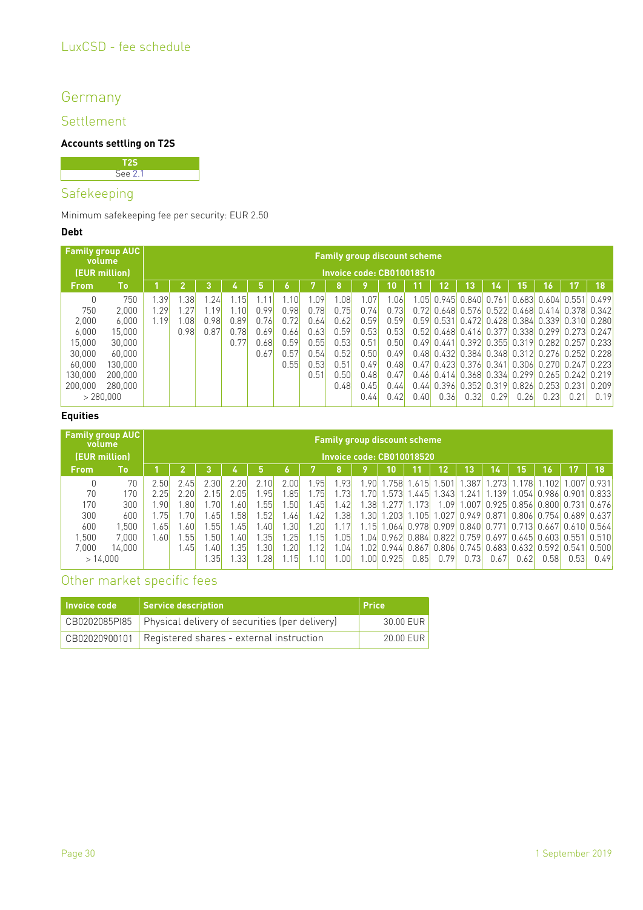# Germany

## Settlement

**Accounts settling on T2S**

| T2S |
|---|
| See 2.1 |

## Safekeeping

Minimum safekeeping fee per security: EUR 2.50

**Debt**

| Family group AUC volume (EUR million) | | Family group discount scheme Invoice code: CB010018510 | | | | | | | | | | | | | | | | | |
|---|---|---|---|---|---|---|---|---|---|---|---|---|---|---|---|---|---|---|---|
| From | To | 1 | 2 | 3 | 4 | 5 | 6 | 7 | 8 | 9 | 10 | 11 | 12 | 13 | 14 | 15 | 16 | 17 | 18 |
| 0 | 750 | 1.39 | 1.38 | 1.24 | 1.15 | 1.11 | 1.10 | 1.09 | 1.08 | 1.07 | 1.06 | 1.05 | 0.945 | 0.840 | 0.761 | 0.683 | 0.604 | 0.551 | 0.499 |
| 750 | 2,000 | 1.29 | 1.27 | 1.19 | 1.10 | 0.99 | 0.98 | 0.78 | 0.75 | 0.74 | 0.73 | 0.72 | 0.648 | 0.576 | 0.522 | 0.468 | 0.414 | 0.378 | 0.342 |
| 2,000 | 6,000 | 1.19 | 1.08 | 0.98 | 0.89 | 0.76 | 0.72 | 0.64 | 0.62 | 0.59 | 0.59 | 0.59 | 0.531 | 0.472 | 0.428 | 0.384 | 0.339 | 0.310 | 0.280 |
| 6,000 | 15,000 | | 0.98 | 0.87 | 0.78 | 0.69 | 0.66 | 0.63 | 0.59 | 0.53 | 0.53 | 0.52 | 0.468 | 0.416 | 0.377 | 0.338 | 0.299 | 0.273 | 0.247 |
| 15,000 | 30,000 | | | | 0.77 | 0.68 | 0.59 | 0.55 | 0.53 | 0.51 | 0.50 | 0.49 | 0.441 | 0.392 | 0.355 | 0.319 | 0.282 | 0.257 | 0.233 |
| 30,000 | 60,000 | | | | | 0.67 | 0.57 | 0.54 | 0.52 | 0.50 | 0.49 | 0.48 | 0.432 | 0.384 | 0.348 | 0.312 | 0.276 | 0.252 | 0.228 |
| 60,000 | 130,000 | | | | | | 0.55 | 0.53 | 0.51 | 0.49 | 0.48 | 0.47 | 0.423 | 0.376 | 0.341 | 0.306 | 0.270 | 0.247 | 0.223 |
| 130,000 | 200,000 | | | | | | | 0.51 | 0.50 | 0.48 | 0.47 | 0.46 | 0.414 | 0.368 | 0.334 | 0.299 | 0.265 | 0.242 | 0.219 |
| 200,000 | 280,000 | | | | | | | | 0.48 | 0.45 | 0.44 | 0.44 | 0.396 | 0.352 | 0.319 | 0.826 | 0.253 | 0.231 | 0.209 |
| > 280,000 | | | | | | | | | | 0.44 | 0.42 | 0.40 | 0.36 | 0.32 | 0.29 | 0.26 | 0.23 | 0.21 | 0.19 |

**Equities**

| Family group AUC volume (EUR million) | | Family group discount scheme Invoice code: CB010018520 | | | | | | | | | | | | | | | | | |
|---|---|---|---|---|---|---|---|---|---|---|---|---|---|---|---|---|---|---|---|
| From | To | 1 | 2 | 3 | 4 | 5 | 6 | 7 | 8 | 9 | 10 | 11 | 12 | 13 | 14 | 15 | 16 | 17 | 18 |
| 0 | 70 | 2.50 | 2.45 | 2.30 | 2.20 | 2.10 | 2.00 | 1.95 | 1.93 | 1.90 | 1.758 | 1.615 | 1.501 | 1.387 | 1.273 | 1.178 | 1.102 | 1.007 | 0.931 |
| 70 | 170 | 2.25 | 2.20 | 2.15 | 2.05 | 1.95 | 1.85 | 1.75 | 1.73 | 1.70 | 1.573 | 1.445 | 1.343 | 1.241 | 1.139 | 1.054 | 0.986 | 0.901 | 0.833 |
| 170 | 300 | 1.90 | 1.80 | 1.70 | 1.60 | 1.55 | 1.50 | 1.45 | 1.42 | 1.38 | 1.277 | 1.173 | 1.09 | 1.007 | 0.925 | 0.856 | 0.800 | 0.731 | 0.676 |
| 300 | 600 | 1.75 | 1.70 | 1.65 | 1.58 | 1.52 | 1.46 | 1.42 | 1.38 | 1.30 | 1.203 | 1.105 | 1.027 | 0.949 | 0.871 | 0.806 | 0.754 | 0.689 | 0.637 |
| 600 | 1,500 | 1.65 | 1.60 | 1.55 | 1.45 | 1.40 | 1.30 | 1.20 | 1.17 | 1.15 | 1.064 | 0.978 | 0.909 | 0.840 | 0.771 | 0.713 | 0.667 | 0.610 | 0.564 |
| 1,500 | 7,000 | 1.60 | 1.55 | 1.50 | 1.40 | 1.35 | 1.25 | 1.15 | 1.05 | 1.04 | 0.962 | 0.884 | 0.822 | 0.759 | 0.697 | 0.645 | 0.603 | 0.551 | 0.510 |
| 7,000 | 14,000 | | 1.45 | 1.40 | 1.35 | 1.30 | 1.20 | 1.12 | 1.04 | 1.02 | 0.944 | 0.867 | 0.806 | 0.745 | 0.683 | 0.632 | 0.592 | 0.541 | 0.500 |
| > 14,000 | | | | 1.35 | 1.33 | 1.28 | 1.15 | 1.10 | 1.00 | 1.00 | 0.925 | 0.85 | 0.79 | 0.73 | 0.67 | 0.62 | 0.58 | 0.53 | 0.49 |

## Other market specific fees

| Invoice code | Service description | Price |
|---|---|---|
| CB0202085PI85 | Physical delivery of securities (per delivery) | 30.00 EUR |
| CB02020900101 | Registered shares - external instruction | 20.00 EUR |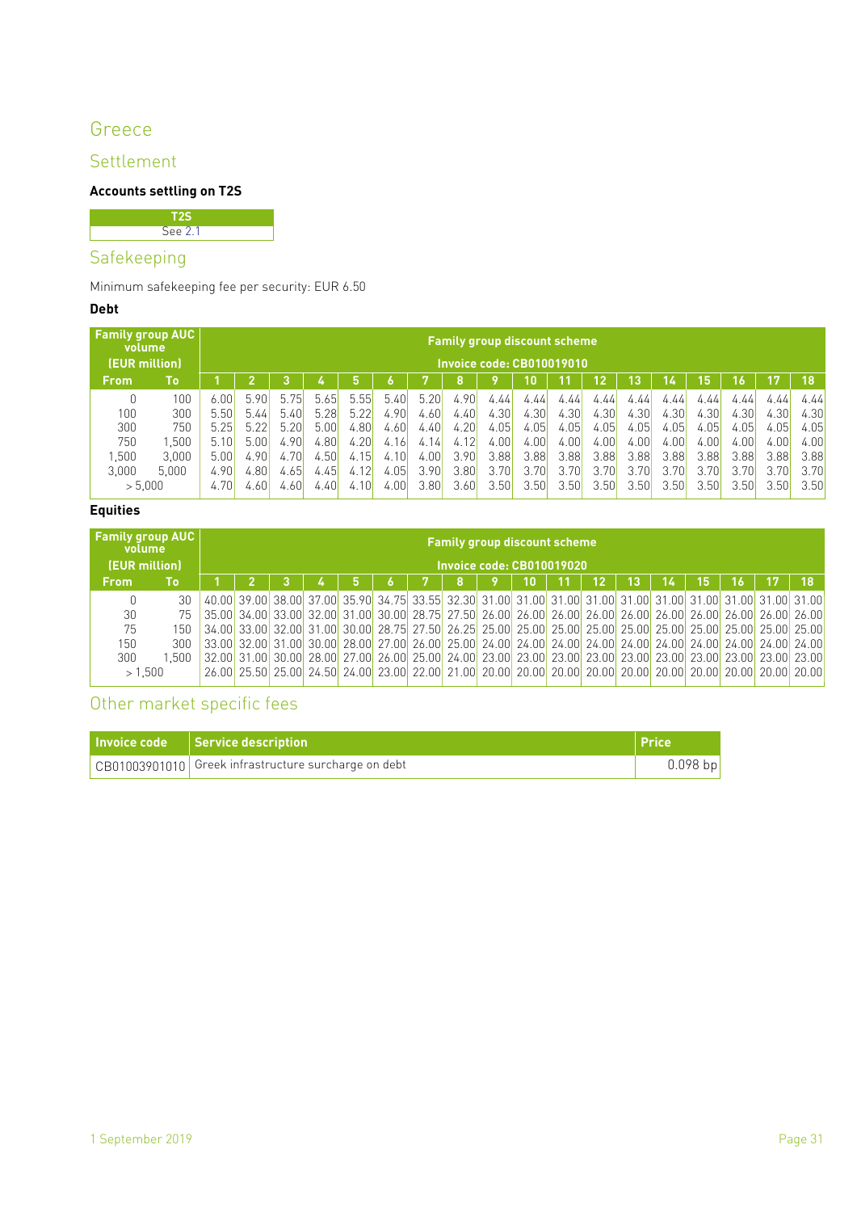# Greece

## Settlement

**Accounts settling on T2S**

| T2S |
|---|
| See 2.1 |

## Safekeeping

Minimum safekeeping fee per security: EUR 6.50

**Debt**

| Family group AUC volume (EUR million) | | Family group discount scheme Invoice code: CB010019010 | | | | | | | | | | | | | | | | | |
|---|---|---|---|---|---|---|---|---|---|---|---|---|---|---|---|---|---|---|---|
| From | To | 1 | 2 | 3 | 4 | 5 | 6 | 7 | 8 | 9 | 10 | 11 | 12 | 13 | 14 | 15 | 16 | 17 | 18 |
| 0 | 100 | 6.00 | 5.90 | 5.75 | 5.65 | 5.55 | 5.40 | 5.20 | 4.90 | 4.44 | 4.44 | 4.44 | 4.44 | 4.44 | 4.44 | 4.44 | 4.44 | 4.44 | 4.44 |
| 100 | 300 | 5.50 | 5.44 | 5.40 | 5.28 | 5.22 | 4.90 | 4.60 | 4.40 | 4.30 | 4.30 | 4.30 | 4.30 | 4.30 | 4.30 | 4.30 | 4.30 | 4.30 | 4.30 |
| 300 | 750 | 5.25 | 5.22 | 5.20 | 5.00 | 4.80 | 4.60 | 4.40 | 4.20 | 4.05 | 4.05 | 4.05 | 4.05 | 4.05 | 4.05 | 4.05 | 4.05 | 4.05 | 4.05 |
| 750 | 1,500 | 5.10 | 5.00 | 4.90 | 4.80 | 4.20 | 4.16 | 4.14 | 4.12 | 4.00 | 4.00 | 4.00 | 4.00 | 4.00 | 4.00 | 4.00 | 4.00 | 4.00 | 4.00 |
| 1,500 | 3,000 | 5.00 | 4.90 | 4.70 | 4.50 | 4.15 | 4.10 | 4.00 | 3.90 | 3.88 | 3.88 | 3.88 | 3.88 | 3.88 | 3.88 | 3.88 | 3.88 | 3.88 | 3.88 |
| 3,000 | 5,000 | 4.90 | 4.80 | 4.65 | 4.45 | 4.12 | 4.05 | 3.90 | 3.80 | 3.70 | 3.70 | 3.70 | 3.70 | 3.70 | 3.70 | 3.70 | 3.70 | 3.70 | 3.70 |
| > 5,000 | | 4.70 | 4.60 | 4.60 | 4.40 | 4.10 | 4.00 | 3.80 | 3.60 | 3.50 | 3.50 | 3.50 | 3.50 | 3.50 | 3.50 | 3.50 | 3.50 | 3.50 | 3.50 |

**Equities**

| Family group AUC volume (EUR million) | | Family group discount scheme Invoice code: CB010019020 | | | | | | | | | | | | | | | | | |
|---|---|---|---|---|---|---|---|---|---|---|---|---|---|---|---|---|---|---|---|
| From | To | 1 | 2 | 3 | 4 | 5 | 6 | 7 | 8 | 9 | 10 | 11 | 12 | 13 | 14 | 15 | 16 | 17 | 18 |
| 0 | 30 | 40.00 | 39.00 | 38.00 | 37.00 | 35.90 | 34.75 | 33.55 | 32.30 | 31.00 | 31.00 | 31.00 | 31.00 | 31.00 | 31.00 | 31.00 | 31.00 | 31.00 | 31.00 |
| 30 | 75 | 35.00 | 34.00 | 33.00 | 32.00 | 31.00 | 30.00 | 28.75 | 27.50 | 26.00 | 26.00 | 26.00 | 26.00 | 26.00 | 26.00 | 26.00 | 26.00 | 26.00 | 26.00 |
| 75 | 150 | 34.00 | 33.00 | 32.00 | 31.00 | 30.00 | 28.75 | 27.50 | 26.25 | 25.00 | 25.00 | 25.00 | 25.00 | 25.00 | 25.00 | 25.00 | 25.00 | 25.00 | 25.00 |
| 150 | 300 | 33.00 | 32.00 | 31.00 | 30.00 | 28.00 | 27.00 | 26.00 | 25.00 | 24.00 | 24.00 | 24.00 | 24.00 | 24.00 | 24.00 | 24.00 | 24.00 | 24.00 | 24.00 |
| 300 | 1,500 | 32.00 | 31.00 | 30.00 | 28.00 | 27.00 | 26.00 | 25.00 | 24.00 | 23.00 | 23.00 | 23.00 | 23.00 | 23.00 | 23.00 | 23.00 | 23.00 | 23.00 | 23.00 |
| > 1,500 | | 26.00 | 25.50 | 25.00 | 24.50 | 24.00 | 23.00 | 22.00 | 21.00 | 20.00 | 20.00 | 20.00 | 20.00 | 20.00 | 20.00 | 20.00 | 20.00 | 20.00 | 20.00 |

## Other market specific fees

| Invoice code | Service description | Price |
|---|---|---|
| CB01003901010 | Greek infrastructure surcharge on debt | 0.098 bp |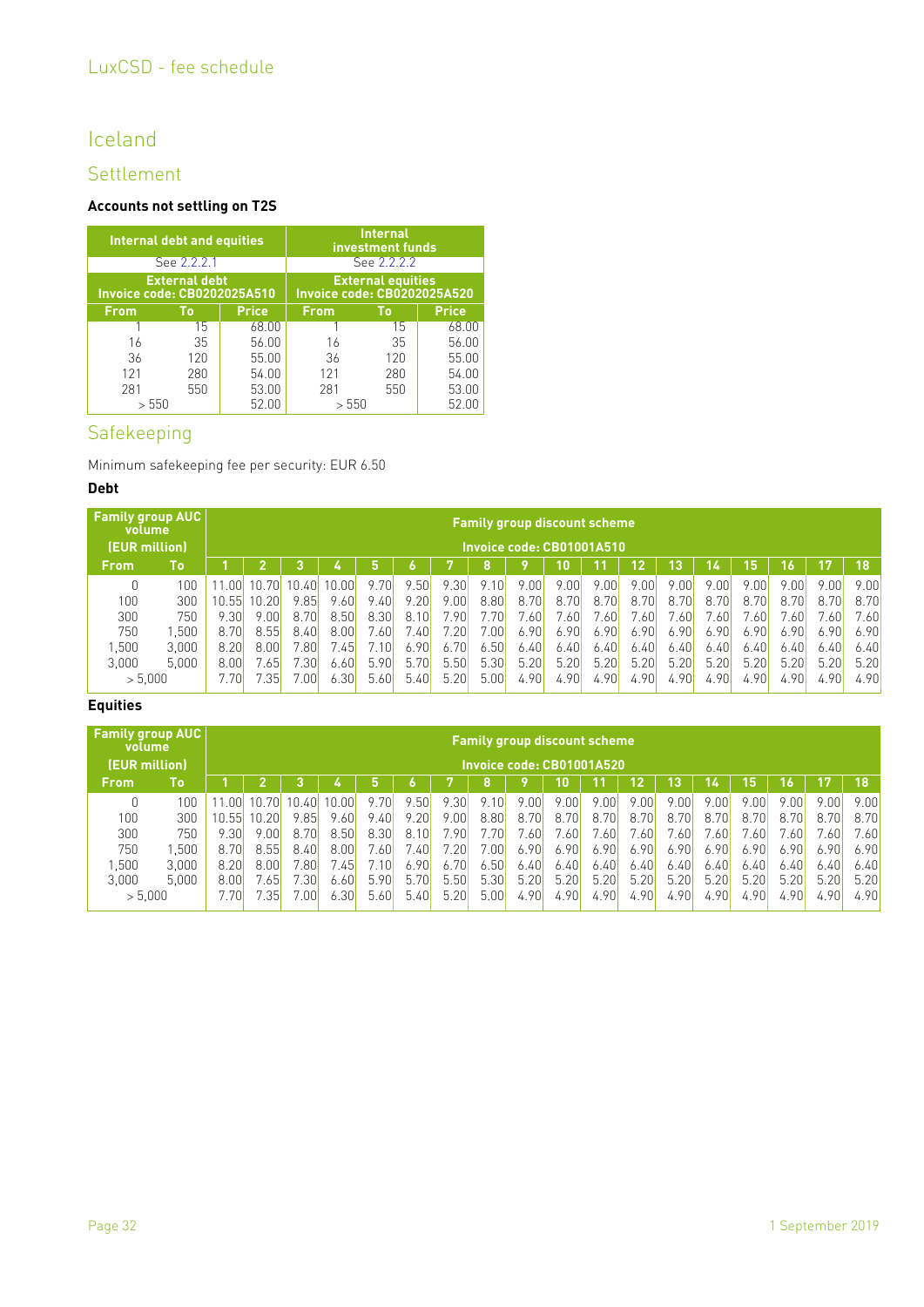# Iceland

## Settlement

**Accounts not settling on T2S**

| Internal debt and equities | | | Internal investment funds | | |
|---|---|---|---|---|---|
| See 2.2.2.1 | | | See 2.2.2.2 | | |
| External debt Invoice code: CB0202025A510 | | | External equities Invoice code: CB0202025A520 | | |
| From | To | Price | From | To | Price |
| 1 | 15 | 68.00 | 1 | 15 | 68.00 |
| 16 | 35 | 56.00 | 16 | 35 | 56.00 |
| 36 | 120 | 55.00 | 36 | 120 | 55.00 |
| 121 | 280 | 54.00 | 121 | 280 | 54.00 |
| 281 | 550 | 53.00 | 281 | 550 | 53.00 |
| > 550 | | 52.00 | > 550 | | 52.00 |

## Safekeeping

Minimum safekeeping fee per security: EUR 6.50

**Debt**

| Family group AUC volume (EUR million) | | Family group discount scheme Invoice code: CB01001A510 | | | | | | | | | | | | | | | | | |
|---|---|---|---|---|---|---|---|---|---|---|---|---|---|---|---|---|---|---|---|
| From | To | 1 | 2 | 3 | 4 | 5 | 6 | 7 | 8 | 9 | 10 | 11 | 12 | 13 | 14 | 15 | 16 | 17 | 18 |
| 0 | 100 | 11.00 | 10.70 | 10.40 | 10.00 | 9.70 | 9.50 | 9.30 | 9.10 | 9.00 | 9.00 | 9.00 | 9.00 | 9.00 | 9.00 | 9.00 | 9.00 | 9.00 | 9.00 |
| 100 | 300 | 10.55 | 10.20 | 9.85 | 9.60 | 9.40 | 9.20 | 9.00 | 8.80 | 8.70 | 8.70 | 8.70 | 8.70 | 8.70 | 8.70 | 8.70 | 8.70 | 8.70 | 8.70 |
| 300 | 750 | 9.30 | 9.00 | 8.70 | 8.50 | 8.30 | 8.10 | 7.90 | 7.70 | 7.60 | 7.60 | 7.60 | 7.60 | 7.60 | 7.60 | 7.60 | 7.60 | 7.60 | 7.60 |
| 750 | 1,500 | 8.70 | 8.55 | 8.40 | 8.00 | 7.60 | 7.40 | 7.20 | 7.00 | 6.90 | 6.90 | 6.90 | 6.90 | 6.90 | 6.90 | 6.90 | 6.90 | 6.90 | 6.90 |
| 1,500 | 3,000 | 8.20 | 8.00 | 7.80 | 7.45 | 7.10 | 6.90 | 6.70 | 6.50 | 6.40 | 6.40 | 6.40 | 6.40 | 6.40 | 6.40 | 6.40 | 6.40 | 6.40 | 6.40 |
| 3,000 | 5,000 | 8.00 | 7.65 | 7.30 | 6.60 | 5.90 | 5.70 | 5.50 | 5.30 | 5.20 | 5.20 | 5.20 | 5.20 | 5.20 | 5.20 | 5.20 | 5.20 | 5.20 | 5.20 |
| > 5,000 | | 7.70 | 7.35 | 7.00 | 6.30 | 5.60 | 5.40 | 5.20 | 5.00 | 4.90 | 4.90 | 4.90 | 4.90 | 4.90 | 4.90 | 4.90 | 4.90 | 4.90 | 4.90 |

**Equities**

| Family group AUC volume (EUR million) | | Family group discount scheme Invoice code: CB01001A520 | | | | | | | | | | | | | | | | | |
|---|---|---|---|---|---|---|---|---|---|---|---|---|---|---|---|---|---|---|---|
| From | To | 1 | 2 | 3 | 4 | 5 | 6 | 7 | 8 | 9 | 10 | 11 | 12 | 13 | 14 | 15 | 16 | 17 | 18 |
| 0 | 100 | 11.00 | 10.70 | 10.40 | 10.00 | 9.70 | 9.50 | 9.30 | 9.10 | 9.00 | 9.00 | 9.00 | 9.00 | 9.00 | 9.00 | 9.00 | 9.00 | 9.00 | 9.00 |
| 100 | 300 | 10.55 | 10.20 | 9.85 | 9.60 | 9.40 | 9.20 | 9.00 | 8.80 | 8.70 | 8.70 | 8.70 | 8.70 | 8.70 | 8.70 | 8.70 | 8.70 | 8.70 | 8.70 |
| 300 | 750 | 9.30 | 9.00 | 8.70 | 8.50 | 8.30 | 8.10 | 7.90 | 7.70 | 7.60 | 7.60 | 7.60 | 7.60 | 7.60 | 7.60 | 7.60 | 7.60 | 7.60 | 7.60 |
| 750 | 1,500 | 8.70 | 8.55 | 8.40 | 8.00 | 7.60 | 7.40 | 7.20 | 7.00 | 6.90 | 6.90 | 6.90 | 6.90 | 6.90 | 6.90 | 6.90 | 6.90 | 6.90 | 6.90 |
| 1,500 | 3,000 | 8.20 | 8.00 | 7.80 | 7.45 | 7.10 | 6.90 | 6.70 | 6.50 | 6.40 | 6.40 | 6.40 | 6.40 | 6.40 | 6.40 | 6.40 | 6.40 | 6.40 | 6.40 |
| 3,000 | 5,000 | 8.00 | 7.65 | 7.30 | 6.60 | 5.90 | 5.70 | 5.50 | 5.30 | 5.20 | 5.20 | 5.20 | 5.20 | 5.20 | 5.20 | 5.20 | 5.20 | 5.20 | 5.20 |
| > 5,000 | | 7.70 | 7.35 | 7.00 | 6.30 | 5.60 | 5.40 | 5.20 | 5.00 | 4.90 | 4.90 | 4.90 | 4.90 | 4.90 | 4.90 | 4.90 | 4.90 | 4.90 | 4.90 |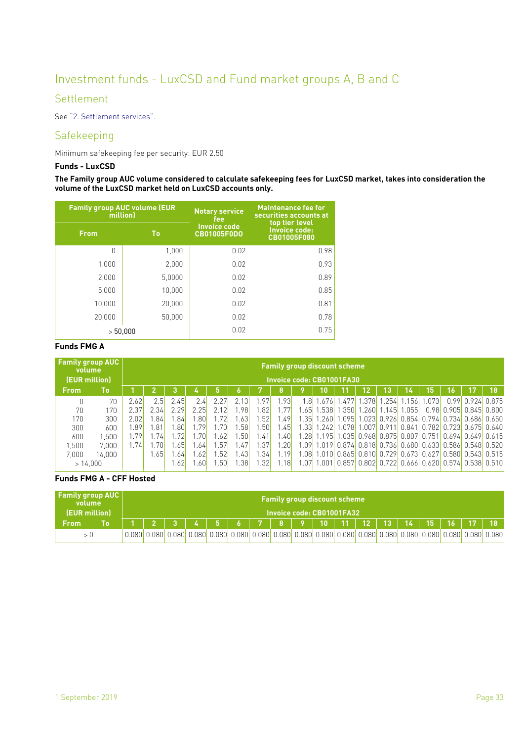# Investment funds - LuxCSD and Fund market groups A, B and C

## Settlement

See "2. Settlement services".

## Safekeeping

Minimum safekeeping fee per security: EUR 2.50

**Funds - LuxCSD**

**The Family group AUC volume considered to calculate safekeeping fees for LuxCSD market, takes into consideration the volume of the LuxCSD market held on LuxCSD accounts only.**

| Family group AUC volume (EUR million) | | Notary service fee Invoice code CB01005F0D0 | Maintenance fee for securities accounts at top tier level Invoice code: CB01005F080 |
|---|---|---|---|
| From | To | | |
| 0 | 1,000 | 0.02 | 0.98 |
| 1,000 | 2,000 | 0.02 | 0.93 |
| 2,000 | 5,0000 | 0.02 | 0.89 |
| 5,000 | 10,000 | 0.02 | 0.85 |
| 10,000 | 20,000 | 0.02 | 0.81 |
| 20,000 | 50,000 | 0.02 | 0.78 |
| > 50,000 | | 0.02 | 0.75 |

**Funds FMG A**

| Family group AUC volume (EUR million) | | Family group discount scheme Invoice code: CB01001FA30 | | | | | | | | | | | | | | | | | |
|---|---|---|---|---|---|---|---|---|---|---|---|---|---|---|---|---|---|---|---|
| From | To | 1 | 2 | 3 | 4 | 5 | 6 | 7 | 8 | 9 | 10 | 11 | 12 | 13 | 14 | 15 | 16 | 17 | 18 |
| 0 | 70 | 2.62 | 2.5 | 2.45 | 2.4 | 2.27 | 2.13 | 1.97 | 1.93 | 1.8 | 1.676 | 1.477 | 1.378 | 1.254 | 1.156 | 1.073 | 0.99 | 0.924 | 0.875 |
| 70 | 170 | 2.37 | 2.34 | 2.29 | 2.25 | 2.12 | 1.98 | 1.82 | 1.77 | 1.65 | 1.538 | 1.350 | 1.260 | 1.145 | 1.055 | 0.98 | 0.905 | 0.845 | 0.800 |
| 170 | 300 | 2.02 | 1.84 | 1.84 | 1.80 | 1.72 | 1.63 | 1.52 | 1.49 | 1.35 | 1.260 | 1.095 | 1.023 | 0.926 | 0.854 | 0.794 | 0.734 | 0.686 | 0.650 |
| 300 | 600 | 1.89 | 1.81 | 1.80 | 1.79 | 1.70 | 1.58 | 1.50 | 1.45 | 1.33 | 1.242 | 1.078 | 1.007 | 0.911 | 0.841 | 0.782 | 0.723 | 0.675 | 0.640 |
| 600 | 1,500 | 1.79 | 1.74 | 1.72 | 1.70 | 1.62 | 1.50 | 1.41 | 1.40 | 1.28 | 1.195 | 1.035 | 0.968 | 0.875 | 0.807 | 0.751 | 0.694 | 0.649 | 0.615 |
| 1,500 | 7,000 | 1.74 | 1.70 | 1.65 | 1.64 | 1.57 | 1.47 | 1.37 | 1.20 | 1.09 | 1.019 | 0.874 | 0.818 | 0.736 | 0.680 | 0.633 | 0.586 | 0.548 | 0.520 |
| 7,000 | 14,000 | | 1.65 | 1.64 | 1.62 | 1.52 | 1.43 | 1.34 | 1.19 | 1.08 | 1.010 | 0.865 | 0.810 | 0.729 | 0.673 | 0.627 | 0.580 | 0.543 | 0.515 |
| > 14,000 | | | | 1.62 | 1.60 | 1.50 | 1.38 | 1.32 | 1.18 | 1.07 | 1.001 | 0.857 | 0.802 | 0.722 | 0.666 | 0.620 | 0.574 | 0.538 | 0.510 |

**Funds FMG A - CFF Hosted**

| Family group AUC volume (EUR million) | | Family group discount scheme Invoice code: CB01001FA32 | | | | | | | | | | | | | | | | | |
|---|---|---|---|---|---|---|---|---|---|---|---|---|---|---|---|---|---|---|---|
| From | To | 1 | 2 | 3 | 4 | 5 | 6 | 7 | 8 | 9 | 10 | 11 | 12 | 13 | 14 | 15 | 16 | 17 | 18 |
| > 0 | | 0.080 | 0.080 | 0.080 | 0.080 | 0.080 | 0.080 | 0.080 | 0.080 | 0.080 | 0.080 | 0.080 | 0.080 | 0.080 | 0.080 | 0.080 | 0.080 | 0.080 | 0.080 |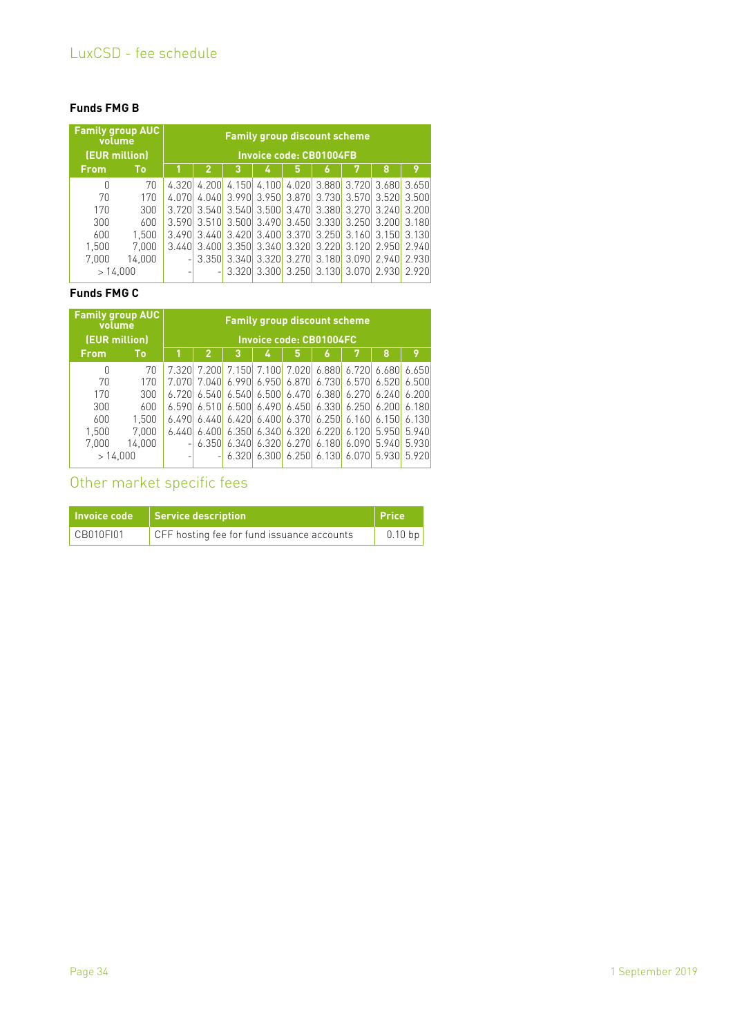#### Funds FMG B

| Family group AUC volume (EUR million) | | Family group discount scheme Invoice code: CB01004FB | | | | | | | | |
|---|---|---|---|---|---|---|---|---|---|---|
| From | To | 1 | 2 | 3 | 4 | 5 | 6 | 7 | 8 | 9 |
| 0 | 70 | 4.320 | 4.200 | 4.150 | 4.100 | 4.020 | 3.880 | 3.720 | 3.680 | 3.650 |
| 70 | 170 | 4.070 | 4.040 | 3.990 | 3.950 | 3.870 | 3.730 | 3.570 | 3.520 | 3.500 |
| 170 | 300 | 3.720 | 3.540 | 3.540 | 3.500 | 3.470 | 3.380 | 3.270 | 3.240 | 3.200 |
| 300 | 600 | 3.590 | 3.510 | 3.500 | 3.490 | 3.450 | 3.330 | 3.250 | 3.200 | 3.180 |
| 600 | 1,500 | 3.490 | 3.440 | 3.420 | 3.400 | 3.370 | 3.250 | 3.160 | 3.150 | 3.130 |
| 1,500 | 7,000 | 3.440 | 3.400 | 3.350 | 3.340 | 3.320 | 3.220 | 3.120 | 2.950 | 2.940 |
| 7,000 | 14,000 | - | 3.350 | 3.340 | 3.320 | 3.270 | 3.180 | 3.090 | 2.940 | 2.930 |
| > 14,000 | | - | - | 3.320 | 3.300 | 3.250 | 3.130 | 3.070 | 2.930 | 2.920 |

#### Funds FMG C

| Family group AUC volume (EUR million) | | Family group discount scheme Invoice code: CB01004FC | | | | | | | | |
|---|---|---|---|---|---|---|---|---|---|---|
| From | To | 1 | 2 | 3 | 4 | 5 | 6 | 7 | 8 | 9 |
| 0 | 70 | 7.320 | 7.200 | 7.150 | 7.100 | 7.020 | 6.880 | 6.720 | 6.680 | 6.650 |
| 70 | 170 | 7.070 | 7.040 | 6.990 | 6.950 | 6.870 | 6.730 | 6.570 | 6.520 | 6.500 |
| 170 | 300 | 6.720 | 6.540 | 6.540 | 6.500 | 6.470 | 6.380 | 6.270 | 6.240 | 6.200 |
| 300 | 600 | 6.590 | 6.510 | 6.500 | 6.490 | 6.450 | 6.330 | 6.250 | 6.200 | 6.180 |
| 600 | 1,500 | 6.490 | 6.440 | 6.420 | 6.400 | 6.370 | 6.250 | 6.160 | 6.150 | 6.130 |
| 1,500 | 7,000 | 6.440 | 6.400 | 6.350 | 6.340 | 6.320 | 6.220 | 6.120 | 5.950 | 5.940 |
| 7,000 | 14,000 | - | 6.350 | 6.340 | 6.320 | 6.270 | 6.180 | 6.090 | 5.940 | 5.930 |
| > 14,000 | | - | - | 6.320 | 6.300 | 6.250 | 6.130 | 6.070 | 5.930 | 5.920 |

## Other market specific fees

| Invoice code | Service description | Price |
|---|---|---|
| CB010FI01 | CFF hosting fee for fund issuance accounts | 0.10 bp |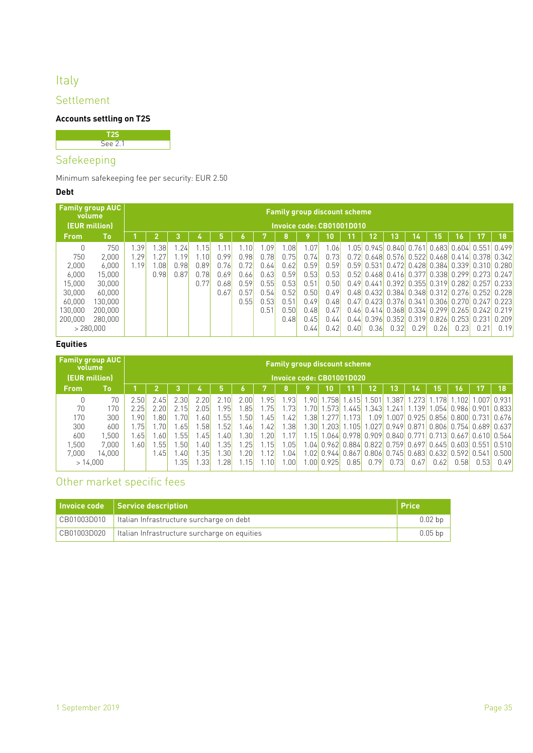# Italy

## Settlement

**Accounts settling on T2S**

| T2S |
| --- |
| See 2.1 |

## Safekeeping

Minimum safekeeping fee per security: EUR 2.50

**Debt**

| Family group AUC volume (EUR million) | | Family group discount scheme Invoice code: CB01001D010 | | | | | | | | | | | | | | | | | |
| --- | --- | --- | --- | --- | --- | --- | --- | --- | --- | --- | --- | --- | --- | --- | --- | --- | --- | --- | --- |
| From | To | 1 | 2 | 3 | 4 | 5 | 6 | 7 | 8 | 9 | 10 | 11 | 12 | 13 | 14 | 15 | 16 | 17 | 18 |
| 0 | 750 | 1.39 | 1.38 | 1.24 | 1.15 | 1.11 | 1.10 | 1.09 | 1.08 | 1.07 | 1.06 | 1.05 | 0.945 | 0.840 | 0.761 | 0.683 | 0.604 | 0.551 | 0.499 |
| 750 | 2,000 | 1.29 | 1.27 | 1.19 | 1.10 | 0.99 | 0.98 | 0.78 | 0.75 | 0.74 | 0.73 | 0.72 | 0.648 | 0.576 | 0.522 | 0.468 | 0.414 | 0.378 | 0.342 |
| 2,000 | 6,000 | 1.19 | 1.08 | 0.98 | 0.89 | 0.76 | 0.72 | 0.64 | 0.62 | 0.59 | 0.59 | 0.59 | 0.531 | 0.472 | 0.428 | 0.384 | 0.339 | 0.310 | 0.280 |
| 6,000 | 15,000 | | 0.98 | 0.87 | 0.78 | 0.69 | 0.66 | 0.63 | 0.59 | 0.53 | 0.53 | 0.52 | 0.468 | 0.416 | 0.377 | 0.338 | 0.299 | 0.273 | 0.247 |
| 15,000 | 30,000 | | | | 0.77 | 0.68 | 0.59 | 0.55 | 0.53 | 0.51 | 0.50 | 0.49 | 0.441 | 0.392 | 0.355 | 0.319 | 0.282 | 0.257 | 0.233 |
| 30,000 | 60,000 | | | | | 0.67 | 0.57 | 0.54 | 0.52 | 0.50 | 0.49 | 0.48 | 0.432 | 0.384 | 0.348 | 0.312 | 0.276 | 0.252 | 0.228 |
| 60,000 | 130,000 | | | | | | 0.55 | 0.53 | 0.51 | 0.49 | 0.48 | 0.47 | 0.423 | 0.376 | 0.341 | 0.306 | 0.270 | 0.247 | 0.223 |
| 130,000 | 200,000 | | | | | | | 0.51 | 0.50 | 0.48 | 0.47 | 0.46 | 0.414 | 0.368 | 0.334 | 0.299 | 0.265 | 0.242 | 0.219 |
| 200,000 | 280,000 | | | | | | | | 0.48 | 0.45 | 0.44 | 0.44 | 0.396 | 0.352 | 0.319 | 0.826 | 0.253 | 0.231 | 0.209 |
| > 280,000 | | | | | | | | | | 0.44 | 0.42 | 0.40 | 0.36 | 0.32 | 0.29 | 0.26 | 0.23 | 0.21 | 0.19 |

**Equities**

| Family group AUC volume (EUR million) | | Family group discount scheme Invoice code: CB01001D020 | | | | | | | | | | | | | | | | | |
| --- | --- | --- | --- | --- | --- | --- | --- | --- | --- | --- | --- | --- | --- | --- | --- | --- | --- | --- | --- |
| From | To | 1 | 2 | 3 | 4 | 5 | 6 | 7 | 8 | 9 | 10 | 11 | 12 | 13 | 14 | 15 | 16 | 17 | 18 |
| 0 | 70 | 2.50 | 2.45 | 2.30 | 2.20 | 2.10 | 2.00 | 1.95 | 1.93 | 1.90 | 1.758 | 1.615 | 1.501 | 1.387 | 1.273 | 1.178 | 1.102 | 1.007 | 0.931 |
| 70 | 170 | 2.25 | 2.20 | 2.15 | 2.05 | 1.95 | 1.85 | 1.75 | 1.73 | 1.70 | 1.573 | 1.445 | 1.343 | 1.241 | 1.139 | 1.054 | 0.986 | 0.901 | 0.833 |
| 170 | 300 | 1.90 | 1.80 | 1.70 | 1.60 | 1.55 | 1.50 | 1.45 | 1.42 | 1.38 | 1.277 | 1.173 | 1.09 | 1.007 | 0.925 | 0.856 | 0.800 | 0.731 | 0.676 |
| 300 | 600 | 1.75 | 1.70 | 1.65 | 1.58 | 1.52 | 1.46 | 1.42 | 1.38 | 1.30 | 1.203 | 1.105 | 1.027 | 0.949 | 0.871 | 0.806 | 0.754 | 0.689 | 0.637 |
| 600 | 1,500 | 1.65 | 1.60 | 1.55 | 1.45 | 1.40 | 1.30 | 1.20 | 1.17 | 1.15 | 1.064 | 0.978 | 0.909 | 0.840 | 0.771 | 0.713 | 0.667 | 0.610 | 0.564 |
| 1,500 | 7,000 | 1.60 | 1.55 | 1.50 | 1.40 | 1.35 | 1.25 | 1.15 | 1.05 | 1.04 | 0.962 | 0.884 | 0.822 | 0.759 | 0.697 | 0.645 | 0.603 | 0.551 | 0.510 |
| 7,000 | 14,000 | | 1.45 | 1.40 | 1.35 | 1.30 | 1.20 | 1.12 | 1.04 | 1.02 | 0.944 | 0.867 | 0.806 | 0.745 | 0.683 | 0.632 | 0.592 | 0.541 | 0.500 |
| > 14,000 | | | | 1.35 | 1.33 | 1.28 | 1.15 | 1.10 | 1.00 | 1.00 | 0.925 | 0.85 | 0.79 | 0.73 | 0.67 | 0.62 | 0.58 | 0.53 | 0.49 |

## Other market specific fees

| Invoice code | Service description | Price |
| --- | --- | --- |
| CB01003D010 | Italian Infrastructure surcharge on debt | 0.02 bp |
| CB01003D020 | Italian Infrastructure surcharge on equities | 0.05 bp |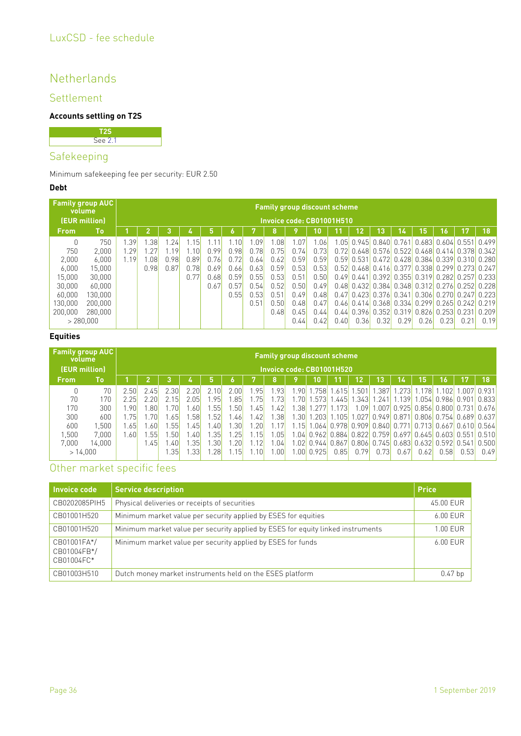# Netherlands

## Settlement

**Accounts settling on T2S**

| T2S |
|---|
| See 2.1 |

## Safekeeping

Minimum safekeeping fee per security: EUR 2.50

**Debt**

| Family group AUC volume (EUR million) | | Family group discount scheme Invoice code: CB01001H510 | | | | | | | | | | | | | | | | | |
|---|---|---|---|---|---|---|---|---|---|---|---|---|---|---|---|---|---|---|---|
| **From** | **To** | **1** | **2** | **3** | **4** | **5** | **6** | **7** | **8** | **9** | **10** | **11** | **12** | **13** | **14** | **15** | **16** | **17** | **18** |
| 0 | 750 | 1.39 | 1.38 | 1.24 | 1.15 | 1.11 | 1.10 | 1.09 | 1.08 | 1.07 | 1.06 | 1.05 | 0.945 | 0.840 | 0.761 | 0.683 | 0.604 | 0.551 | 0.499 |
| 750 | 2,000 | 1.29 | 1.27 | 1.19 | 1.10 | 0.99 | 0.98 | 0.78 | 0.75 | 0.74 | 0.73 | 0.72 | 0.648 | 0.576 | 0.522 | 0.468 | 0.414 | 0.378 | 0.342 |
| 2,000 | 6,000 | 1.19 | 1.08 | 0.98 | 0.89 | 0.76 | 0.72 | 0.64 | 0.62 | 0.59 | 0.59 | 0.59 | 0.531 | 0.472 | 0.428 | 0.384 | 0.339 | 0.310 | 0.280 |
| 6,000 | 15,000 | | 0.98 | 0.87 | 0.78 | 0.69 | 0.66 | 0.63 | 0.59 | 0.53 | 0.53 | 0.52 | 0.468 | 0.416 | 0.377 | 0.338 | 0.299 | 0.273 | 0.247 |
| 15,000 | 30,000 | | | | 0.77 | 0.68 | 0.59 | 0.55 | 0.53 | 0.51 | 0.50 | 0.49 | 0.441 | 0.392 | 0.355 | 0.319 | 0.282 | 0.257 | 0.233 |
| 30,000 | 60,000 | | | | | 0.67 | 0.57 | 0.54 | 0.52 | 0.50 | 0.49 | 0.48 | 0.432 | 0.384 | 0.348 | 0.312 | 0.276 | 0.252 | 0.228 |
| 60,000 | 130,000 | | | | | | 0.55 | 0.53 | 0.51 | 0.49 | 0.48 | 0.47 | 0.423 | 0.376 | 0.341 | 0.306 | 0.270 | 0.247 | 0.223 |
| 130,000 | 200,000 | | | | | | | 0.51 | 0.50 | 0.48 | 0.47 | 0.46 | 0.414 | 0.368 | 0.334 | 0.299 | 0.265 | 0.242 | 0.219 |
| 200,000 | 280,000 | | | | | | | | 0.48 | 0.45 | 0.44 | 0.44 | 0.396 | 0.352 | 0.319 | 0.826 | 0.253 | 0.231 | 0.209 |
| > 280,000 | | | | | | | | | | 0.44 | 0.42 | 0.40 | 0.36 | 0.32 | 0.29 | 0.26 | 0.23 | 0.21 | 0.19 |

**Equities**

| Family group AUC volume (EUR million) | | Family group discount scheme Invoice code: CB01001H520 | | | | | | | | | | | | | | | | | |
|---|---|---|---|---|---|---|---|---|---|---|---|---|---|---|---|---|---|---|---|
| **From** | **To** | **1** | **2** | **3** | **4** | **5** | **6** | **7** | **8** | **9** | **10** | **11** | **12** | **13** | **14** | **15** | **16** | **17** | **18** |
| 0 | 70 | 2.50 | 2.45 | 2.30 | 2.20 | 2.10 | 2.00 | 1.95 | 1.93 | 1.90 | 1.758 | 1.615 | 1.501 | 1.387 | 1.273 | 1.178 | 1.102 | 1.007 | 0.931 |
| 70 | 170 | 2.25 | 2.20 | 2.15 | 2.05 | 1.95 | 1.85 | 1.75 | 1.73 | 1.70 | 1.573 | 1.445 | 1.343 | 1.241 | 1.139 | 1.054 | 0.986 | 0.901 | 0.833 |
| 170 | 300 | 1.90 | 1.80 | 1.70 | 1.60 | 1.55 | 1.50 | 1.45 | 1.42 | 1.38 | 1.277 | 1.173 | 1.09 | 1.007 | 0.925 | 0.856 | 0.800 | 0.731 | 0.676 |
| 300 | 600 | 1.75 | 1.70 | 1.65 | 1.58 | 1.52 | 1.46 | 1.42 | 1.38 | 1.30 | 1.203 | 1.105 | 1.027 | 0.949 | 0.871 | 0.806 | 0.754 | 0.689 | 0.637 |
| 600 | 1,500 | 1.65 | 1.60 | 1.55 | 1.45 | 1.40 | 1.30 | 1.20 | 1.17 | 1.15 | 1.064 | 0.978 | 0.909 | 0.840 | 0.771 | 0.713 | 0.667 | 0.610 | 0.564 |
| 1,500 | 7,000 | 1.60 | 1.55 | 1.50 | 1.40 | 1.35 | 1.25 | 1.15 | 1.05 | 1.04 | 0.962 | 0.884 | 0.822 | 0.759 | 0.697 | 0.645 | 0.603 | 0.551 | 0.510 |
| 7,000 | 14,000 | | 1.45 | 1.40 | 1.35 | 1.30 | 1.20 | 1.12 | 1.04 | 1.02 | 0.944 | 0.867 | 0.806 | 0.745 | 0.683 | 0.632 | 0.592 | 0.541 | 0.500 |
| > 14,000 | | | | 1.35 | 1.33 | 1.28 | 1.15 | 1.10 | 1.00 | 1.00 | 0.925 | 0.85 | 0.79 | 0.73 | 0.67 | 0.62 | 0.58 | 0.53 | 0.49 |

## Other market specific fees

| Invoice code | Service description | Price |
|---|---|---|
| CB0202085PIH5 | Physical deliveries or receipts of securities | 45.00 EUR |
| CB01001H520 | Minimum market value per security applied by ESES for equities | 6.00 EUR |
| CB01001H520 | Minimum market value per security applied by ESES for equity linked instruments | 1.00 EUR |
| CB01001FA*/ CB01004FB*/ CB01004FC* | Minimum market value per security applied by ESES for funds | 6.00 EUR |
| CB01003H510 | Dutch money market instruments held on the ESES platform | 0.47 bp |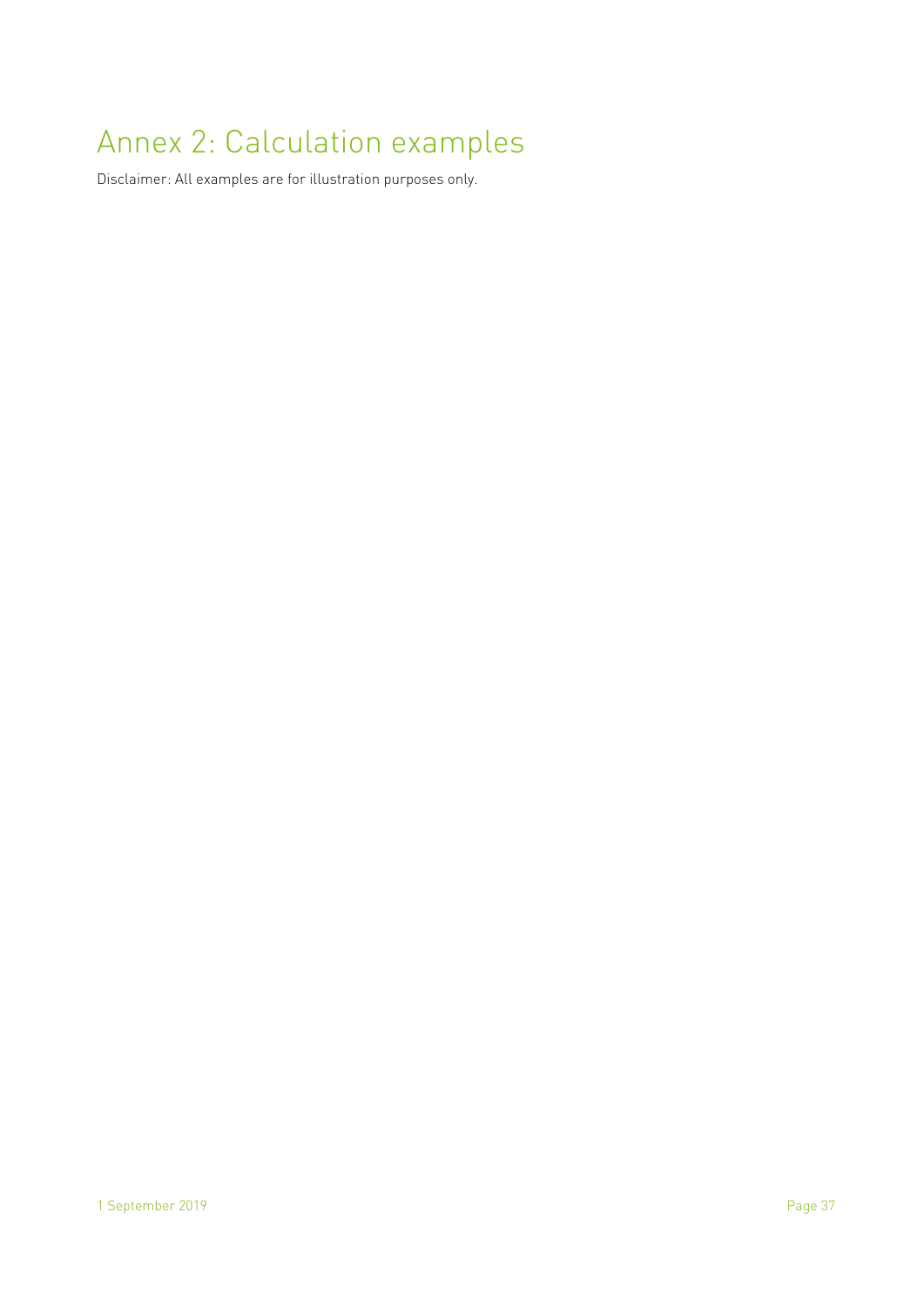# Annex 2: Calculation examples

Disclaimer: All examples are for illustration purposes only.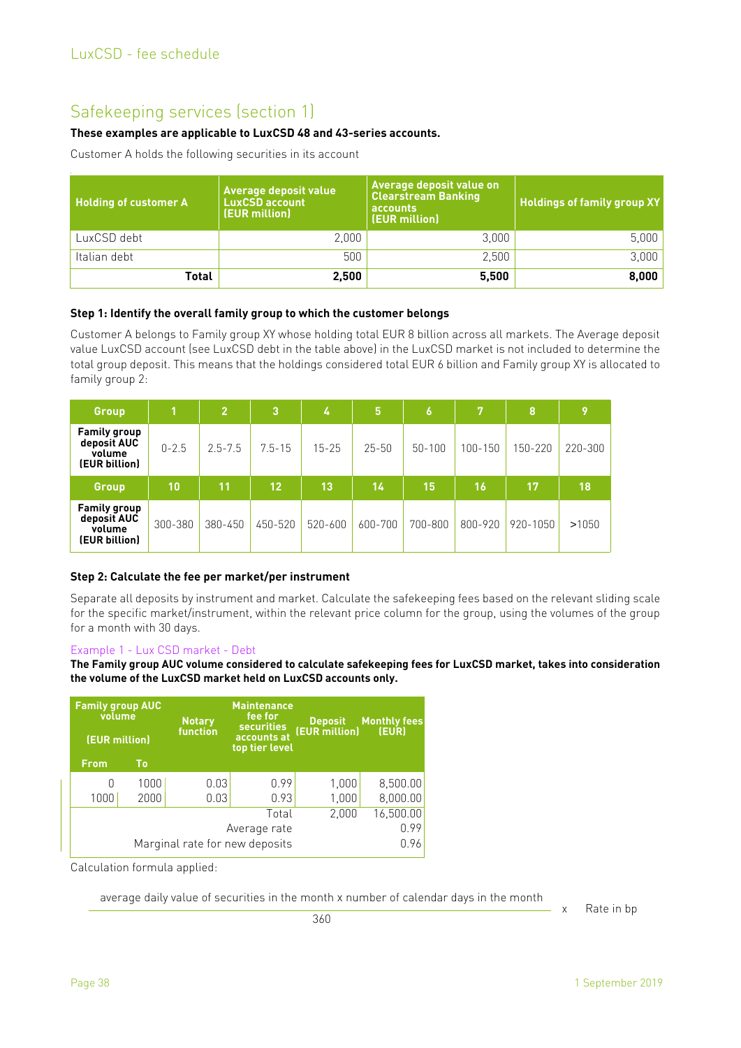## Safekeeping services (section 1)

**These examples are applicable to LuxCSD 48 and 43-series accounts.**

Customer A holds the following securities in its account

| Holding of customer A | Average deposit value LuxCSD account (EUR million) | Average deposit value on Clearstream Banking accounts (EUR million) | Holdings of family group XY |
|---|---|---|---|
| LuxCSD debt | 2,000 | 3,000 | 5,000 |
| Italian debt | 500 | 2,500 | 3,000 |
| **Total** | **2,500** | **5,500** | **8,000** |

**Step 1: Identify the overall family group to which the customer belongs**

Customer A belongs to Family group XY whose holding total EUR 8 billion across all markets. The Average deposit value LuxCSD account (see LuxCSD debt in the table above) in the LuxCSD market is not included to determine the total group deposit. This means that the holdings considered total EUR 6 billion and Family group XY is allocated to family group 2:

| Group | 1 | 2 | 3 | 4 | 5 | 6 | 7 | 8 | 9 |
|---|---|---|---|---|---|---|---|---|---|
| Family group deposit AUC volume (EUR billion) | 0-2.5 | 2.5-7.5 | 7.5-15 | 15-25 | 25-50 | 50-100 | 100-150 | 150-220 | 220-300 |
| **Group** | **10** | **11** | **12** | **13** | **14** | **15** | **16** | **17** | **18** |
| Family group deposit AUC volume (EUR billion) | 300-380 | 380-450 | 450-520 | 520-600 | 600-700 | 700-800 | 800-920 | 920-1050 | >1050 |

**Step 2: Calculate the fee per market/per instrument**

Separate all deposits by instrument and market. Calculate the safekeeping fees based on the relevant sliding scale for the specific market/instrument, within the relevant price column for the group, using the volumes of the group for a month with 30 days.

Example 1 - Lux CSD market - Debt

**The Family group AUC volume considered to calculate safekeeping fees for LuxCSD market, takes into consideration the volume of the LuxCSD market held on LuxCSD accounts only.**

| Family group AUC volume (EUR million) | | Notary function | Maintenance fee for securities accounts at top tier level | Deposit (EUR million) | Monthly fees (EUR) |
|---|---|---|---|---|---|
| From | To | | | | |
| 0 | 1000 | 0.03 | 0.99 | 1,000 | 8,500.00 |
| 1000 | 2000 | 0.03 | 0.93 | 1,000 | 8,000.00 |
| | | | Total | 2,000 | 16,500.00 |
| | | | Average rate | | 0.99 |
| | | | Marginal rate for new deposits | | 0.96 |

Calculation formula applied:

$$\frac{\text{average daily value of securities in the month} \times \text{number of calendar days in the month}}{360} \times \text{Rate in bp}$$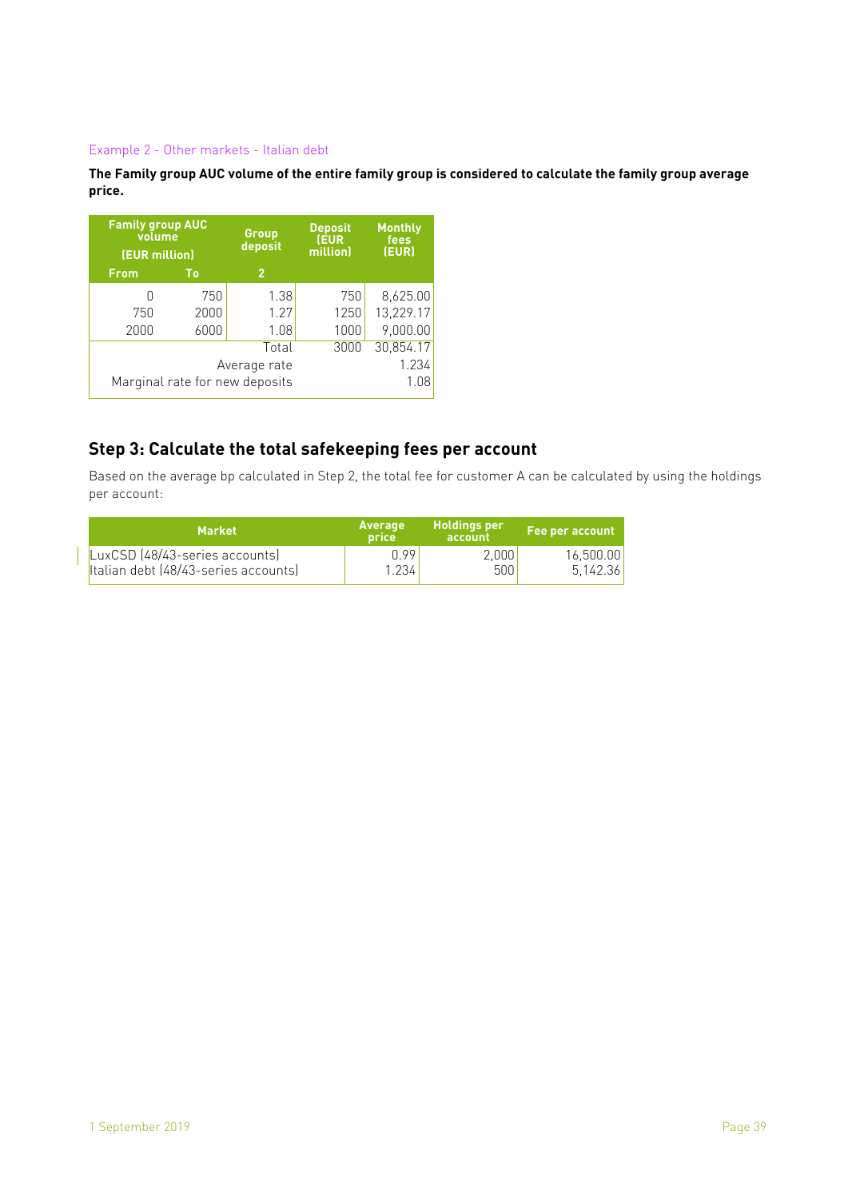Example 2 - Other markets - Italian debt

**The Family group AUC volume of the entire family group is considered to calculate the family group average price.**

| Family group AUC volume (EUR million) | | Group deposit | Deposit (EUR million) | Monthly fees (EUR) |
|---|---|---|---|---|
| From | To | 2 | | |
| 0 | 750 | 1.38 | 750 | 8,625.00 |
| 750 | 2000 | 1.27 | 1250 | 13,229.17 |
| 2000 | 6000 | 1.08 | 1000 | 9,000.00 |
| | | Total | 3000 | 30,854.17 |
| | | Average rate | | 1.234 |
| Marginal rate for new deposits | | | | 1.08 |

## Step 3: Calculate the total safekeeping fees per account

Based on the average bp calculated in Step 2, the total fee for customer A can be calculated by using the holdings per account:

| Market | Average price | Holdings per account | Fee per account |
|---|---|---|---|
| LuxCSD (48/43-series accounts) | 0.99 | 2,000 | 16,500.00 |
| Italian debt (48/43-series accounts) | 1.234 | 500 | 5,142.36 |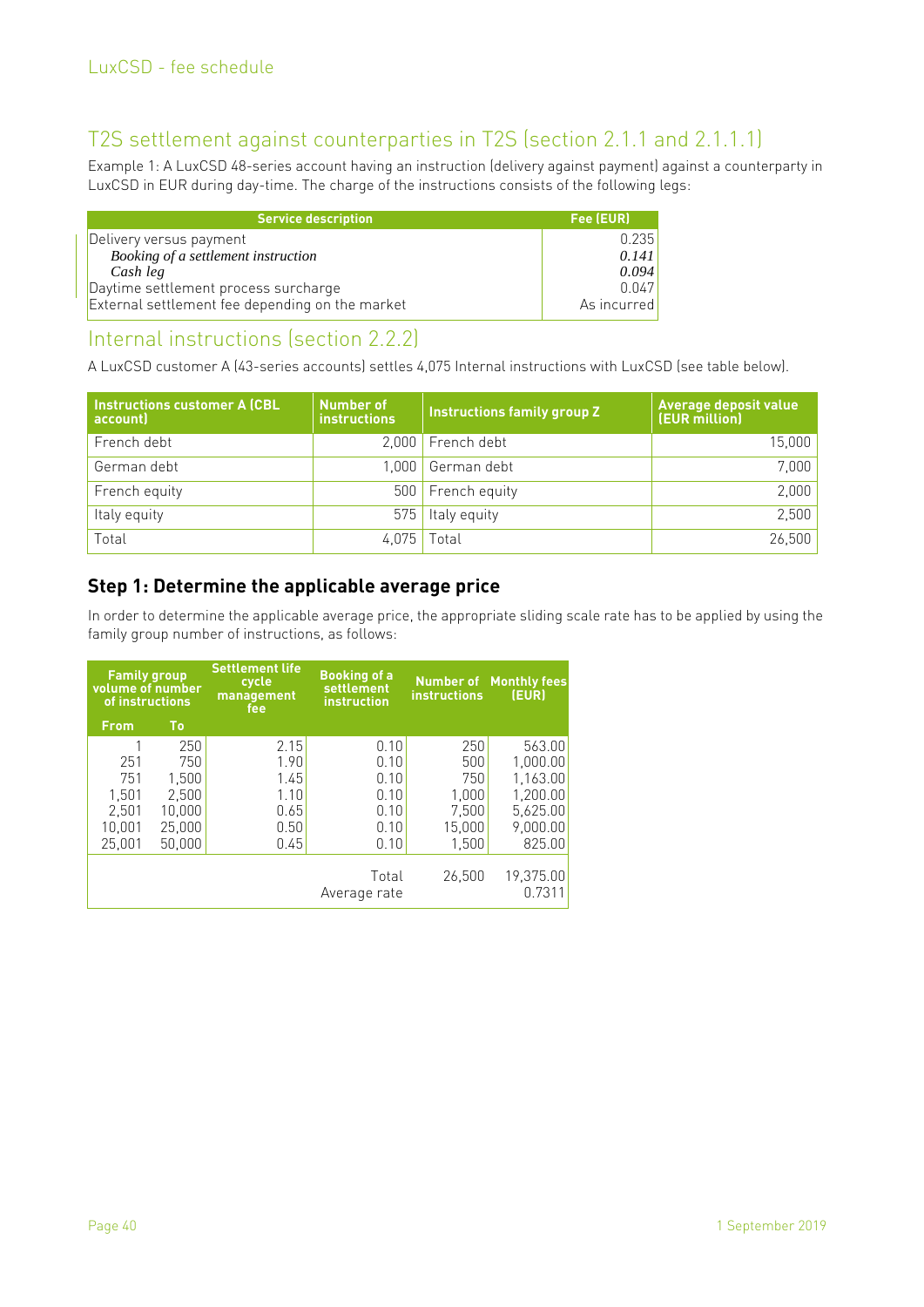## T2S settlement against counterparties in T2S (section 2.1.1 and 2.1.1.1)

Example 1: A LuxCSD 48-series account having an instruction (delivery against payment) against a counterparty in LuxCSD in EUR during day-time. The charge of the instructions consists of the following legs:

| Service description | Fee (EUR) |
|---|---|
| Delivery versus payment | 0.235 |
| *Booking of a settlement instruction* | *0.141* |
| *Cash leg* | *0.094* |
| Daytime settlement process surcharge | 0.047 |
| External settlement fee depending on the market | As incurred |

## Internal instructions (section 2.2.2)

A LuxCSD customer A (43-series accounts) settles 4,075 Internal instructions with LuxCSD (see table below).

| Instructions customer A (CBL account) | Number of instructions | Instructions family group Z | Average deposit value (EUR million) |
|---|---|---|---|
| French debt | 2,000 | French debt | 15,000 |
| German debt | 1,000 | German debt | 7,000 |
| French equity | 500 | French equity | 2,000 |
| Italy equity | 575 | Italy equity | 2,500 |
| Total | 4,075 | Total | 26,500 |

### Step 1: Determine the applicable average price

In order to determine the applicable average price, the appropriate sliding scale rate has to be applied by using the family group number of instructions, as follows:

| Family group volume of number of instructions | | Settlement life cycle management fee | Booking of a settlement instruction | Number of instructions | Monthly fees (EUR) |
|---|---|---|---|---|---|
| From | To | | | | |
| 1 | 250 | 2.15 | 0.10 | 250 | 563.00 |
| 251 | 750 | 1.90 | 0.10 | 500 | 1,000.00 |
| 751 | 1,500 | 1.45 | 0.10 | 750 | 1,163.00 |
| 1,501 | 2,500 | 1.10 | 0.10 | 1,000 | 1,200.00 |
| 2,501 | 10,000 | 0.65 | 0.10 | 7,500 | 5,625.00 |
| 10,001 | 25,000 | 0.50 | 0.10 | 15,000 | 9,000.00 |
| 25,001 | 50,000 | 0.45 | 0.10 | 1,500 | 825.00 |
| | | | Total | 26,500 | 19,375.00 |
| | | | Average rate | | 0.7311 |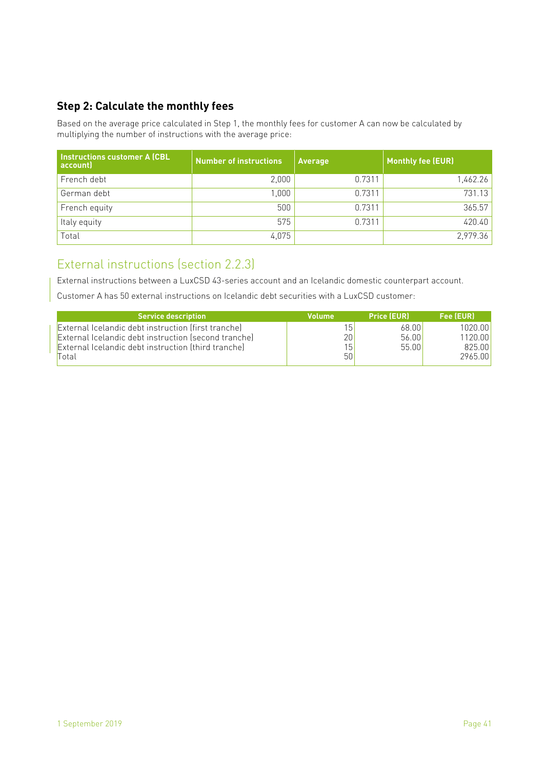### Step 2: Calculate the monthly fees

Based on the average price calculated in Step 1, the monthly fees for customer A can now be calculated by multiplying the number of instructions with the average price:

| Instructions customer A (CBL account) | Number of instructions | Average | Monthly fee (EUR) |
|---|---|---|---|
| French debt | 2,000 | 0.7311 | 1,462.26 |
| German debt | 1,000 | 0.7311 | 731.13 |
| French equity | 500 | 0.7311 | 365.57 |
| Italy equity | 575 | 0.7311 | 420.40 |
| Total | 4,075 | | 2,979.36 |

## External instructions (section 2.2.3)

External instructions between a LuxCSD 43-series account and an Icelandic domestic counterpart account.

Customer A has 50 external instructions on Icelandic debt securities with a LuxCSD customer:

| Service description | Volume | Price (EUR) | Fee (EUR) |
|---|---|---|---|
| External Icelandic debt instruction (first tranche) | 15 | 68.00 | 1020.00 |
| External Icelandic debt instruction (second tranche) | 20 | 56.00 | 1120.00 |
| External Icelandic debt instruction (third tranche) | 15 | 55.00 | 825.00 |
| Total | 50 | | 2965.00 |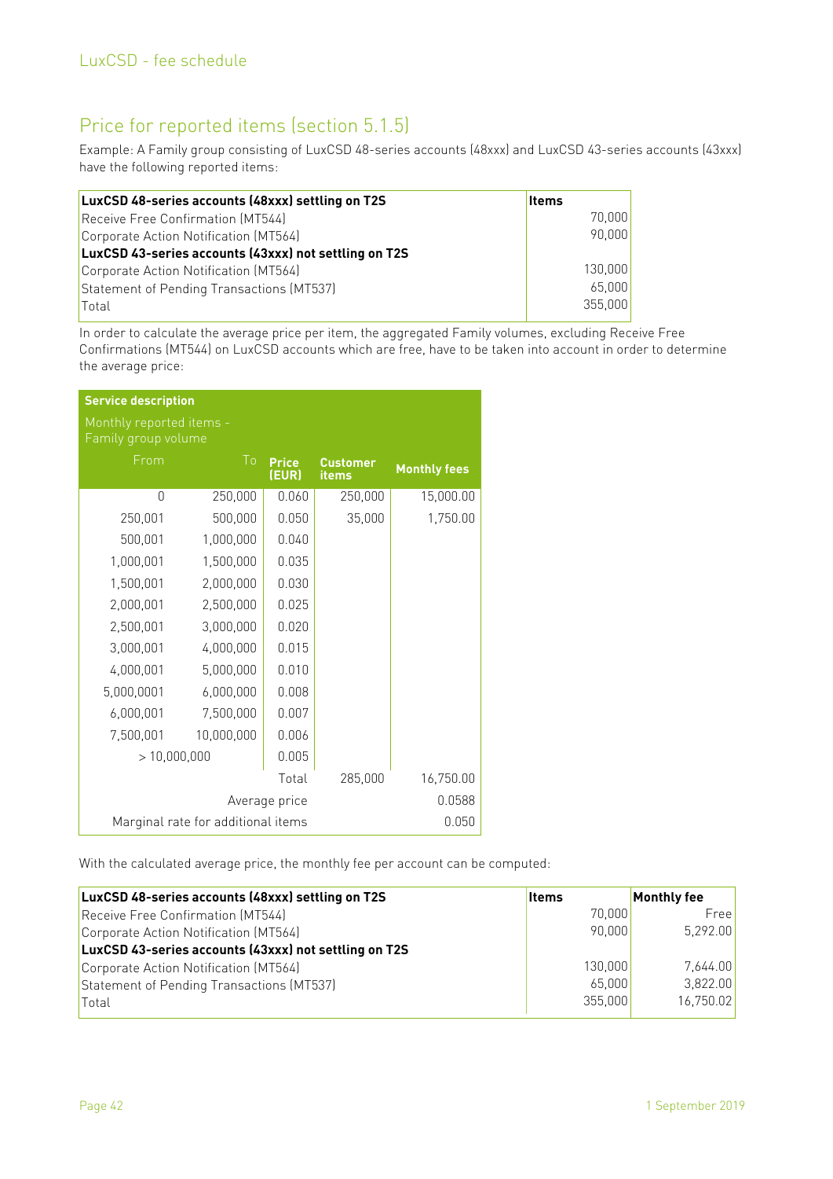## Price for reported items (section 5.1.5)

Example: A Family group consisting of LuxCSD 48-series accounts (48xxx) and LuxCSD 43-series accounts (43xxx) have the following reported items:

| **LuxCSD 48-series accounts (48xxx) settling on T2S** | **Items** |
|---|---:|
| Receive Free Confirmation (MT544) | 70,000 |
| Corporate Action Notification (MT564) | 90,000 |
| **LuxCSD 43-series accounts (43xxx) not settling on T2S** | |
| Corporate Action Notification (MT564) | 130,000 |
| Statement of Pending Transactions (MT537) | 65,000 |
| Total | 355,000 |

In order to calculate the average price per item, the aggregated Family volumes, excluding Receive Free Confirmations (MT544) on LuxCSD accounts which are free, have to be taken into account in order to determine the average price:

| **Service description** | | | | |
|---|---|---|---|---|
| Monthly reported items - Family group volume | | | | |
| From | To | **Price (EUR)** | **Customer items** | **Monthly fees** |
| 0 | 250,000 | 0.060 | 250,000 | 15,000.00 |
| 250,001 | 500,000 | 0.050 | 35,000 | 1,750.00 |
| 500,001 | 1,000,000 | 0.040 | | |
| 1,000,001 | 1,500,000 | 0.035 | | |
| 1,500,001 | 2,000,000 | 0.030 | | |
| 2,000,001 | 2,500,000 | 0.025 | | |
| 2,500,001 | 3,000,000 | 0.020 | | |
| 3,000,001 | 4,000,000 | 0.015 | | |
| 4,000,001 | 5,000,000 | 0.010 | | |
| 5,000,0001 | 6,000,000 | 0.008 | | |
| 6,000,001 | 7,500,000 | 0.007 | | |
| 7,500,001 | 10,000,000 | 0.006 | | |
| > 10,000,000 | | 0.005 | | |
| | | Total | 285,000 | 16,750.00 |
| | | Average price | | 0.0588 |
| Marginal rate for additional items | | | | 0.050 |

With the calculated average price, the monthly fee per account can be computed:

| **LuxCSD 48-series accounts (48xxx) settling on T2S** | **Items** | **Monthly fee** |
|---|---:|---:|
| Receive Free Confirmation (MT544) | 70,000 | Free |
| Corporate Action Notification (MT564) | 90,000 | 5,292.00 |
| **LuxCSD 43-series accounts (43xxx) not settling on T2S** | | |
| Corporate Action Notification (MT564) | 130,000 | 7,644.00 |
| Statement of Pending Transactions (MT537) | 65,000 | 3,822.00 |
| Total | 355,000 | 16,750.02 |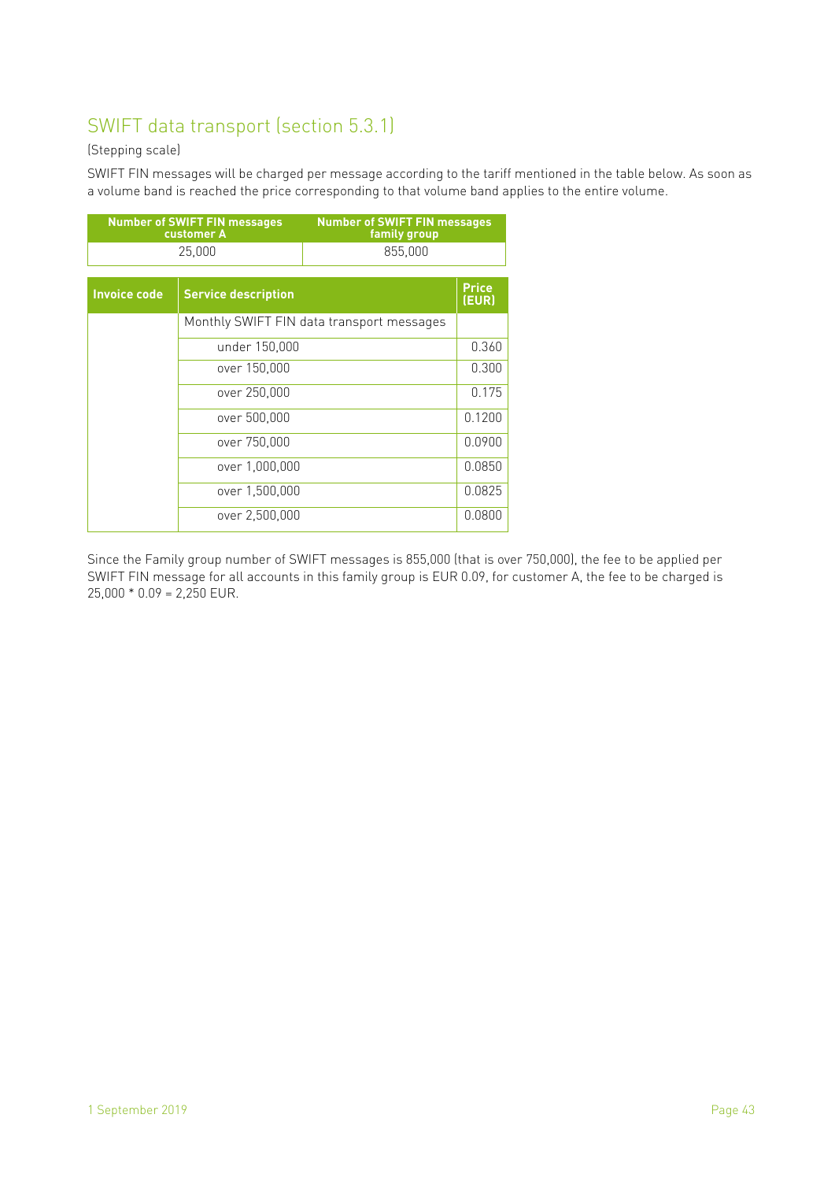## SWIFT data transport (section 5.3.1)

(Stepping scale)

SWIFT FIN messages will be charged per message according to the tariff mentioned in the table below. As soon as a volume band is reached the price corresponding to that volume band applies to the entire volume.

| Number of SWIFT FIN messages customer A | Number of SWIFT FIN messages family group |
|---|---|
| 25,000 | 855,000 |

| Invoice code | Service description | Price (EUR) |
|---|---|---|
| | Monthly SWIFT FIN data transport messages | |
| | under 150,000 | 0.360 |
| | over 150,000 | 0.300 |
| | over 250,000 | 0.175 |
| | over 500,000 | 0.1200 |
| | over 750,000 | 0.0900 |
| | over 1,000,000 | 0.0850 |
| | over 1,500,000 | 0.0825 |
| | over 2,500,000 | 0.0800 |

Since the Family group number of SWIFT messages is 855,000 (that is over 750,000), the fee to be applied per SWIFT FIN message for all accounts in this family group is EUR 0.09, for customer A, the fee to be charged is 25,000 * 0.09 = 2,250 EUR.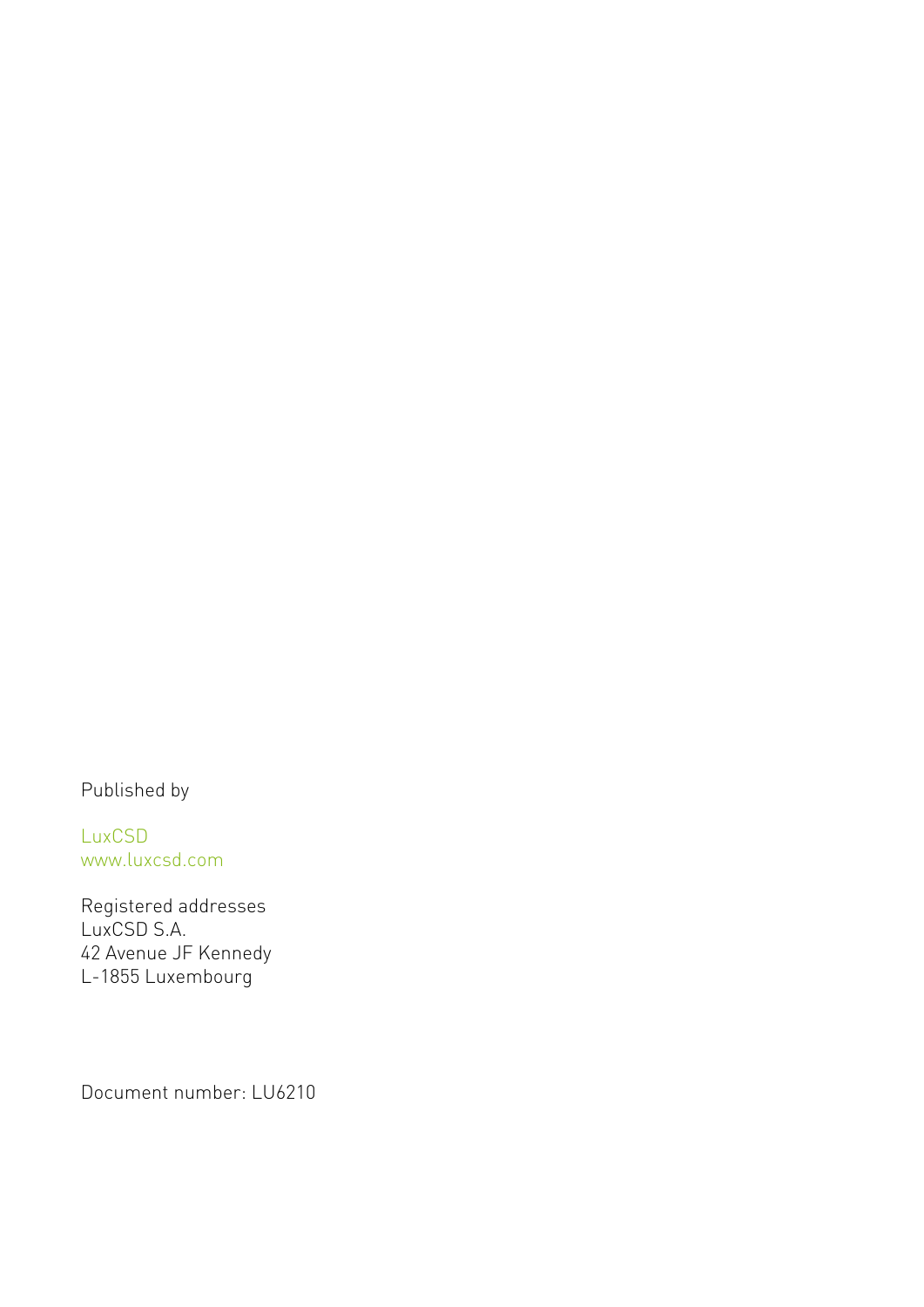Published by

LuxCSD
www.luxcsd.com

Registered addresses
LuxCSD S.A.
42 Avenue JF Kennedy
L-1855 Luxembourg

Document number: LU6210